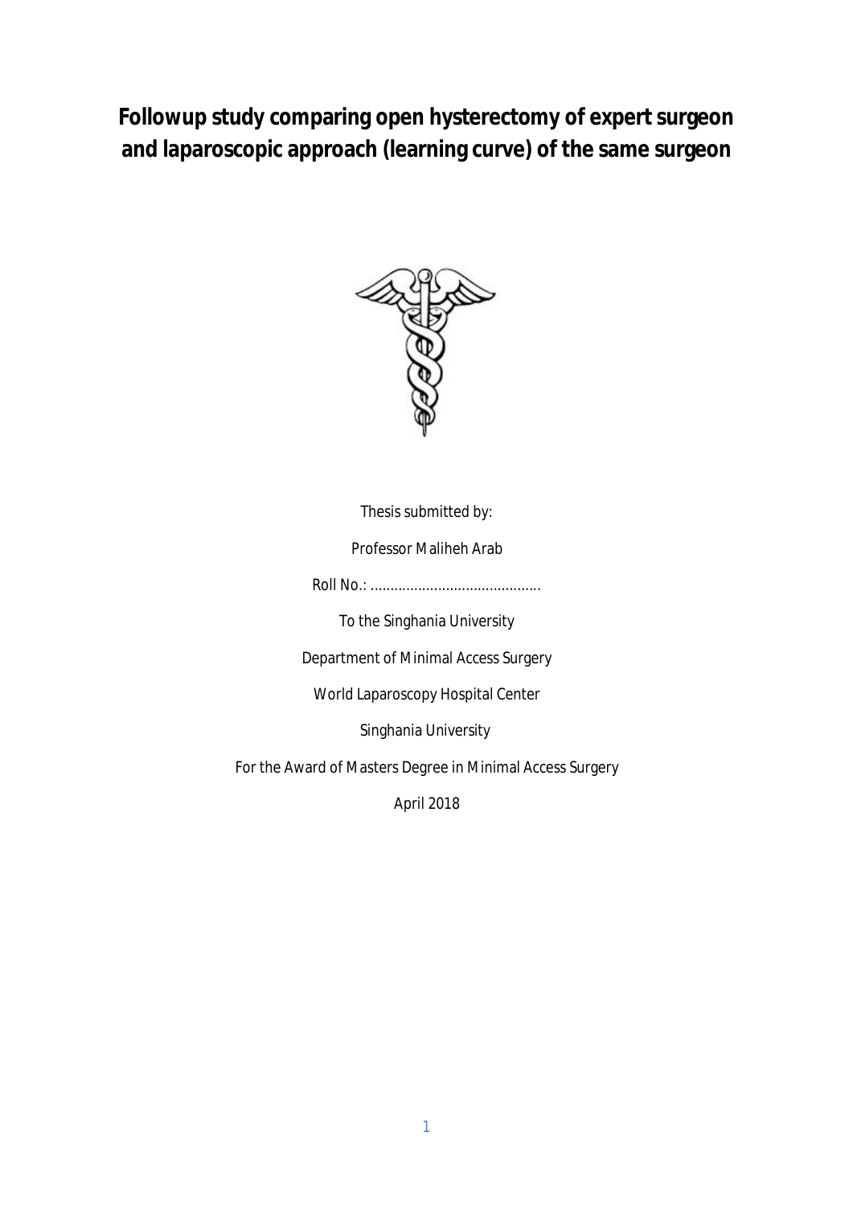# Followup study comparing open hysterectomy of expert surgeon and laparoscopic approach (learning curve) of the same surgeon

Thesis submitted by:

Professor Maliheh Arab

Roll No.: ..........................................

To the Singhania University

Department of Minimal Access Surgery

World Laparoscopy Hospital Center

Singhania University

For the Award of Masters Degree in Minimal Access Surgery

April 2018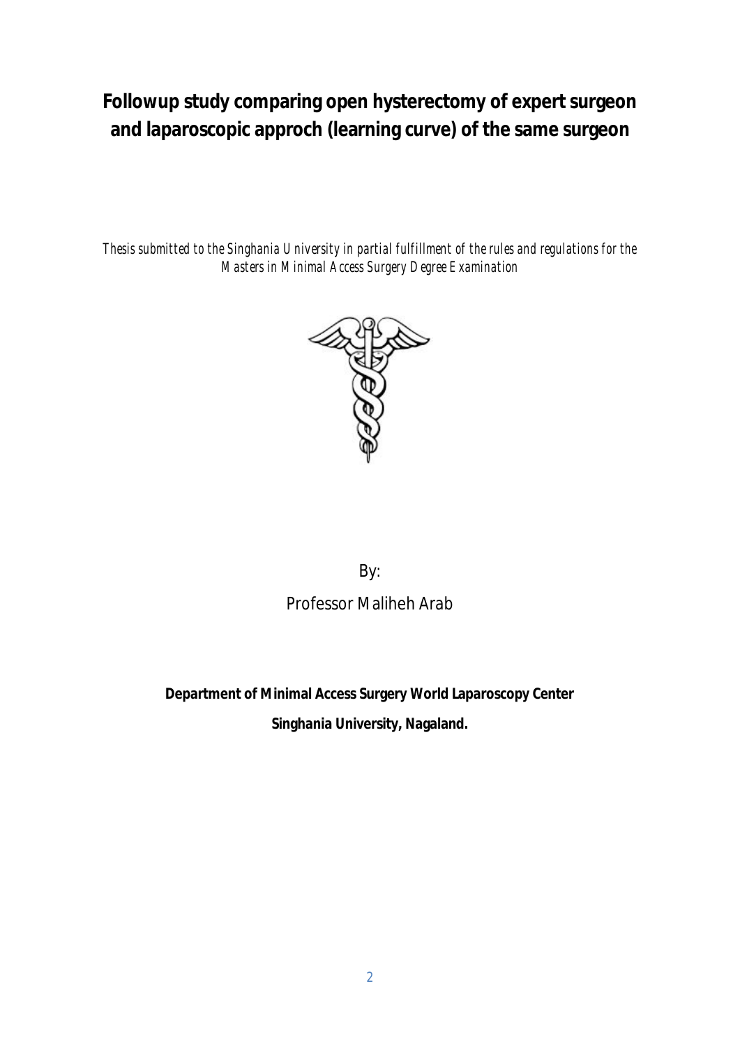# Followup study comparing open hysterectomy of expert surgeon and laparoscopic approch (learning curve) of the same surgeon

*Thesis submitted to the Singhania University in partial fulfillment of the rules and regulations for the Masters in Minimal Access Surgery Degree Examination*

By:

Professor Maliheh Arab

**Department of Minimal Access Surgery World Laparoscopy Center**

**Singhania University, Nagaland.**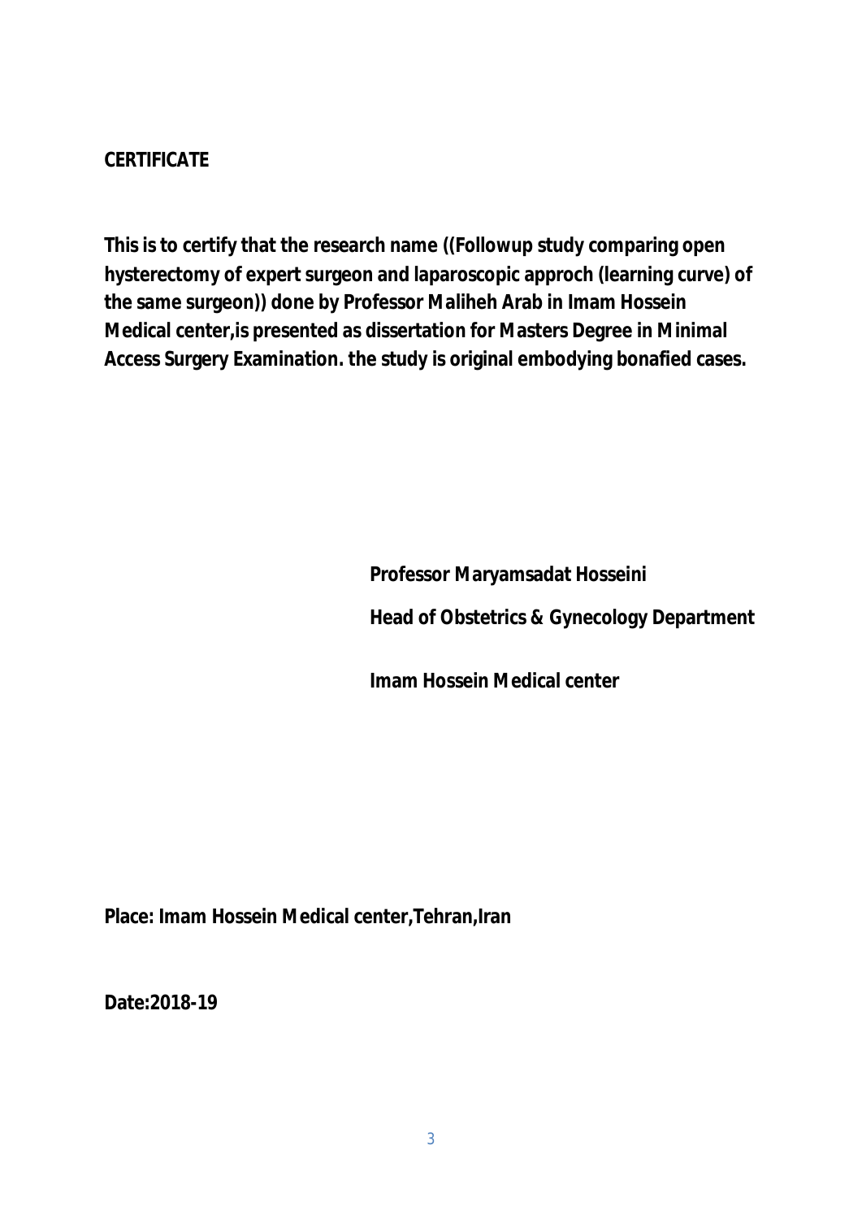**CERTIFICATE**

**This is to certify that the research name ((Followup study comparing open hysterectomy of expert surgeon and laparoscopic approch (learning curve) of the same surgeon)) done by Professor Maliheh Arab in Imam Hossein Medical center,is presented as dissertation for Masters Degree in Minimal Access Surgery Examination. the study is original embodying bonafied cases.**

**Professor Maryamsadat Hosseini**

**Head of Obstetrics & Gynecology Department**

**Imam Hossein Medical center**

**Place: Imam Hossein Medical center,Tehran,Iran**

**Date:2018-19**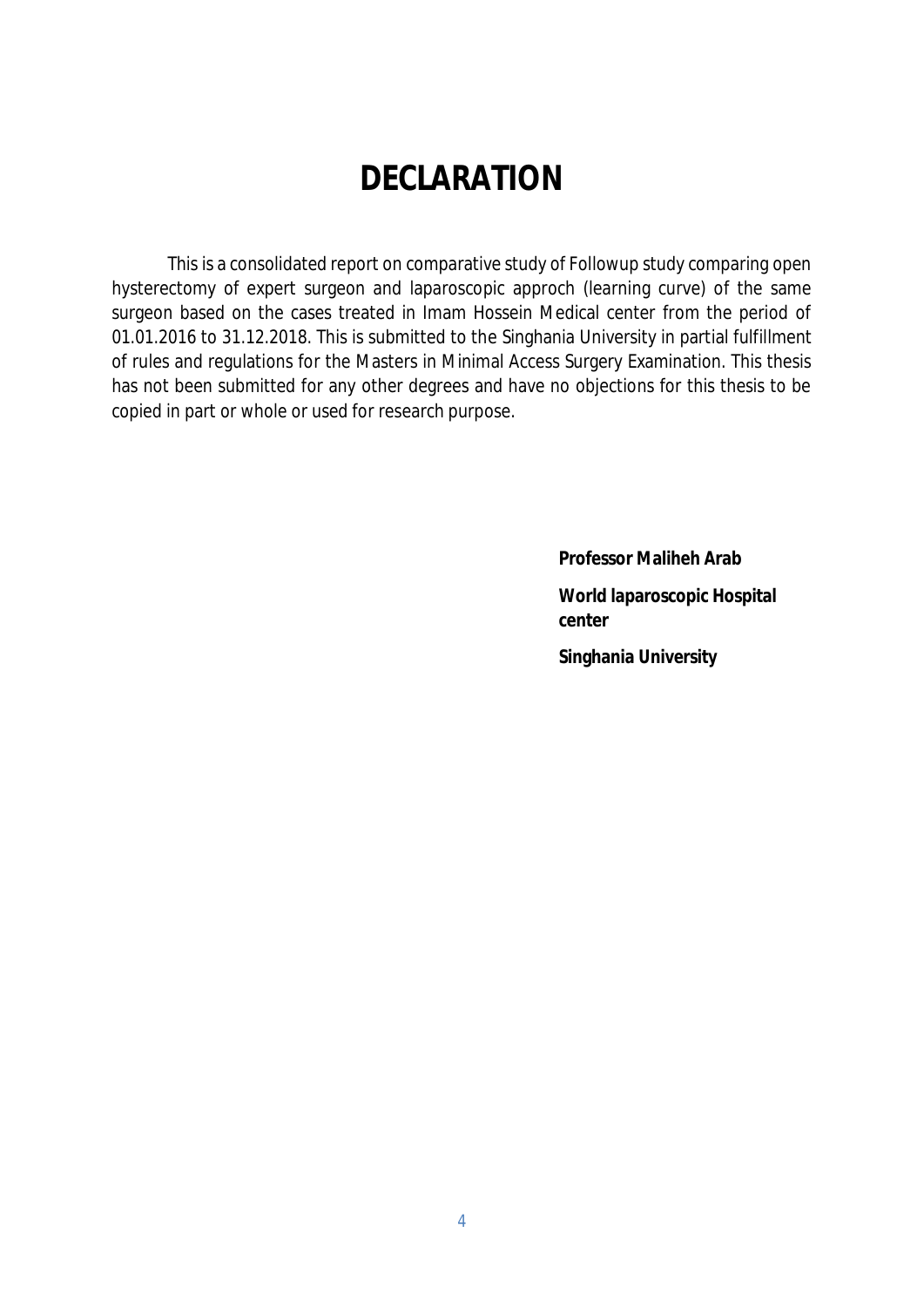# DECLARATION

This is a consolidated report on comparative study of Followup study comparing open hysterectomy of expert surgeon and laparoscopic approch (learning curve) of the same surgeon based on the cases treated in Imam Hossein Medical center from the period of 01.01.2016 to 31.12.2018. This is submitted to the Singhania University in partial fulfillment of rules and regulations for the Masters in Minimal Access Surgery Examination. This thesis has not been submitted for any other degrees and have no objections for this thesis to be copied in part or whole or used for research purpose.

**Professor Maliheh Arab**

**World laparoscopic Hospital center**

**Singhania University**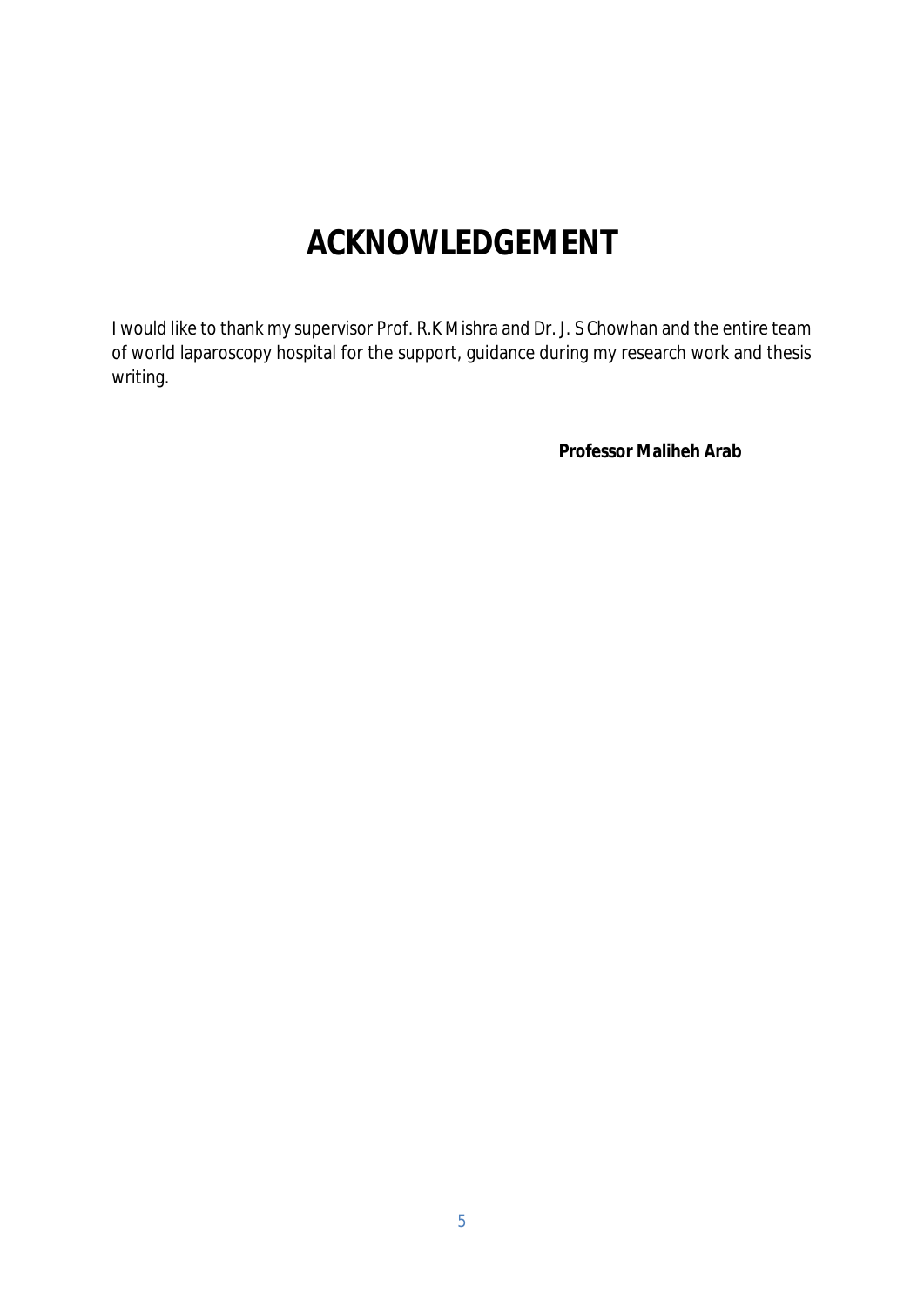# ACKNOWLEDGEMENT

I would like to thank my supervisor Prof. R.K Mishra and Dr. J. S Chowhan and the entire team of world laparoscopy hospital for the support, guidance during my research work and thesis writing.

**Professor Maliheh Arab**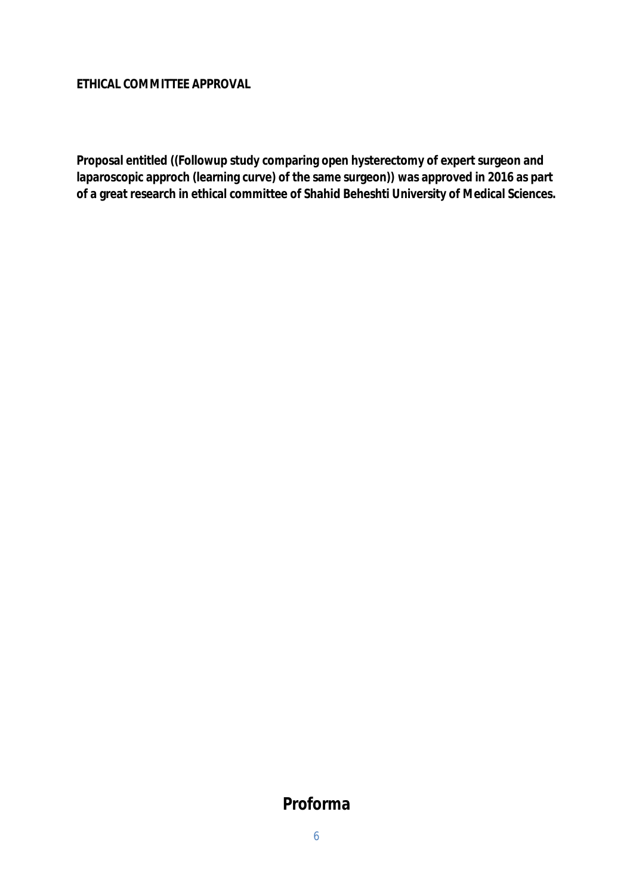**ETHICAL COMMITTEE APPROVAL**

**Proposal entitled ((Followup study comparing open hysterectomy of expert surgeon and laparoscopic approch (learning curve) of the same surgeon)) was approved in 2016 as part of a great research in ethical committee of Shahid Beheshti University of Medical Sciences.**

## Proforma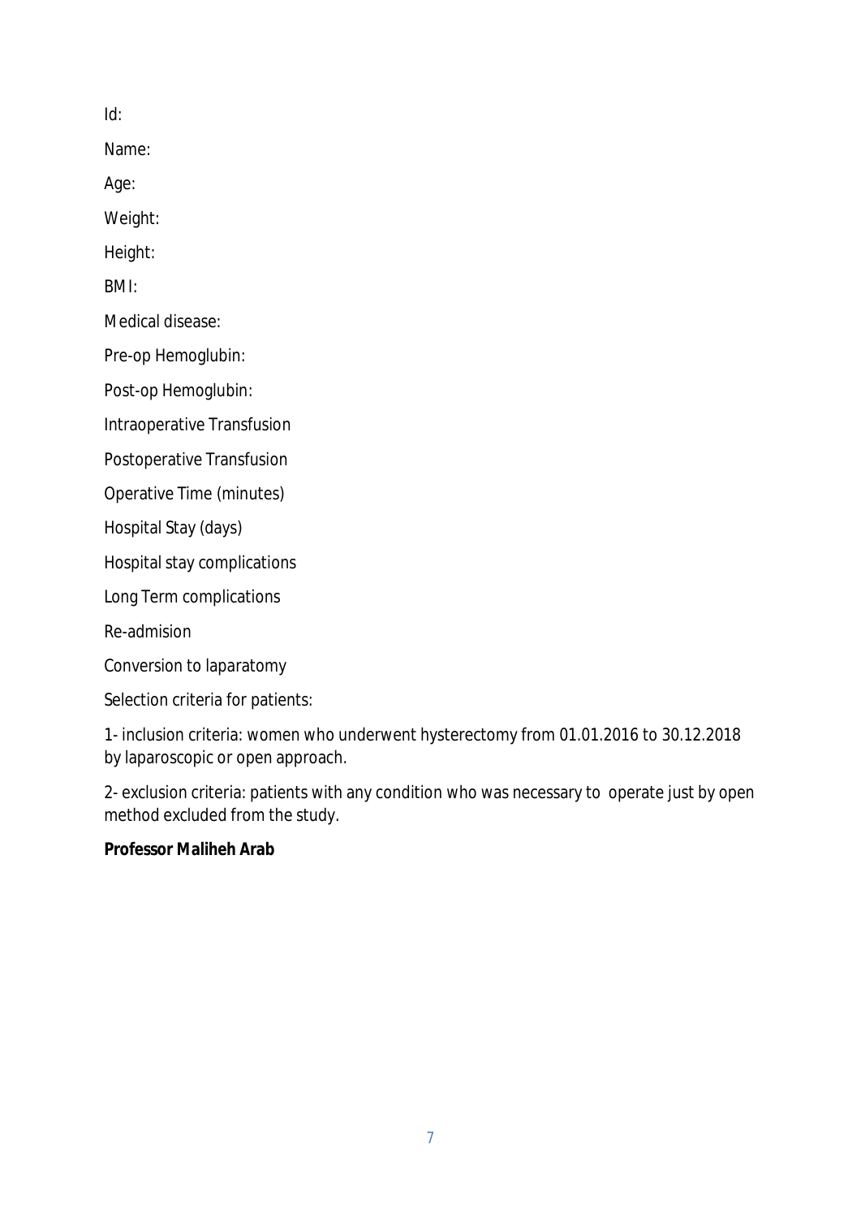Id:

Name:

Age:

Weight:

Height:

BMI:

Medical disease:

Pre-op Hemoglubin:

Post-op Hemoglubin:

Intraoperative Transfusion

Postoperative Transfusion

Operative Time (minutes)

Hospital Stay (days)

Hospital stay complications

Long Term complications

Re-admision

Conversion to laparatomy

Selection criteria for patients:

1- inclusion criteria: women who underwent hysterectomy from 01.01.2016 to 30.12.2018 by laparoscopic or open approach.

2- exclusion criteria: patients with any condition who was necessary to operate just by open method excluded from the study.

**Professor Maliheh Arab**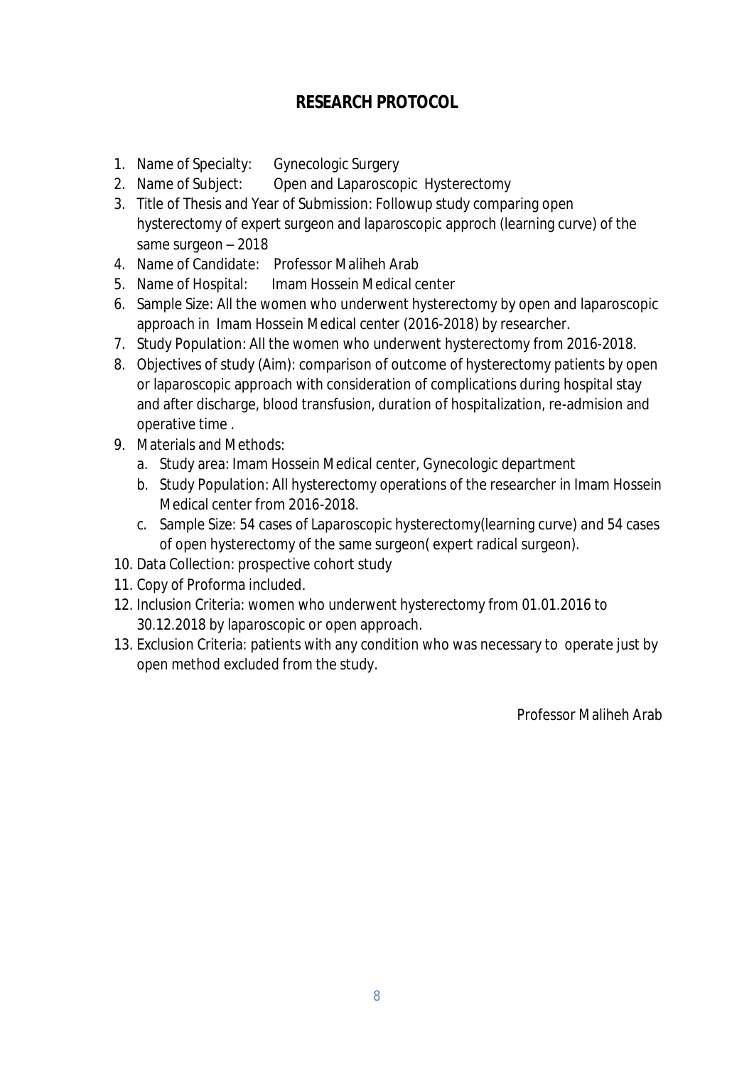# RESEARCH PROTOCOL

1. Name of Specialty: Gynecologic Surgery
2. Name of Subject: Open and Laparoscopic Hysterectomy
3. Title of Thesis and Year of Submission: Followup study comparing open hysterectomy of expert surgeon and laparoscopic approch (learning curve) of the same surgeon – 2018
4. Name of Candidate: Professor Maliheh Arab
5. Name of Hospital: Imam Hossein Medical center
6. Sample Size: All the women who underwent hysterectomy by open and laparoscopic approach in Imam Hossein Medical center (2016-2018) by researcher.
7. Study Population: All the women who underwent hysterectomy from 2016-2018.
8. Objectives of study (Aim): comparison of outcome of hysterectomy patients by open or laparoscopic approach with consideration of complications during hospital stay and after discharge, blood transfusion, duration of hospitalization, re-admision and operative time .
9. Materials and Methods:
   a. Study area: Imam Hossein Medical center, Gynecologic department
   b. Study Population: All hysterectomy operations of the researcher in Imam Hossein Medical center from 2016-2018.
   c. Sample Size: 54 cases of Laparoscopic hysterectomy(learning curve) and 54 cases of open hysterectomy of the same surgeon( expert radical surgeon).
10. Data Collection: prospective cohort study
11. Copy of Proforma included.
12. Inclusion Criteria: women who underwent hysterectomy from 01.01.2016 to 30.12.2018 by laparoscopic or open approach.
13. Exclusion Criteria: patients with any condition who was necessary to operate just by open method excluded from the study.

Professor Maliheh Arab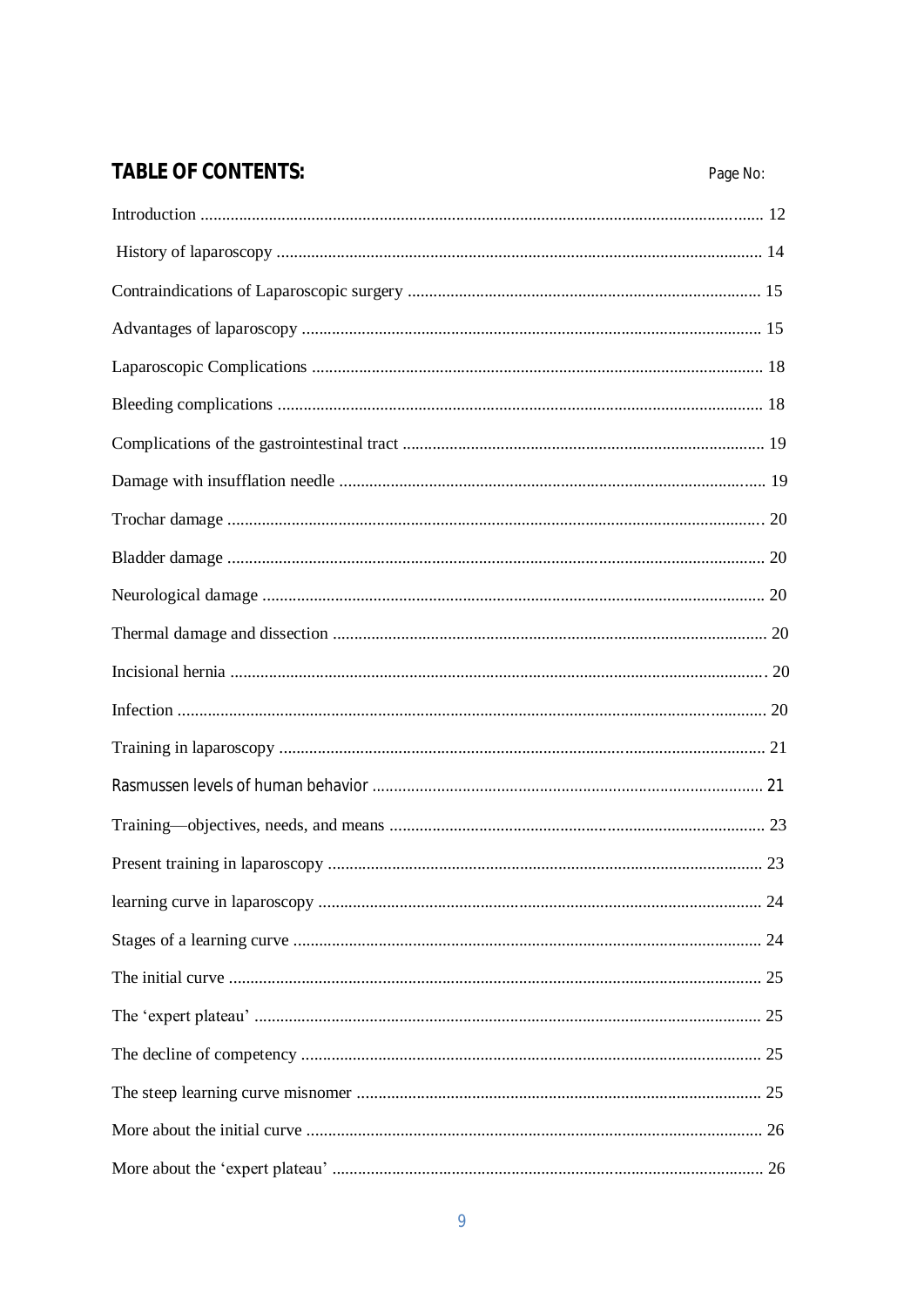## TABLE OF CONTENTS:

| | Page No: |
|---|---|
| Introduction | 12 |
| History of laparoscopy | 14 |
| Contraindications of Laparoscopic surgery | 15 |
| Advantages of laparoscopy | 15 |
| Laparoscopic Complications | 18 |
| Bleeding complications | 18 |
| Complications of the gastrointestinal tract | 19 |
| Damage with insufflation needle | 19 |
| Trochar damage | 20 |
| Bladder damage | 20 |
| Neurological damage | 20 |
| Thermal damage and dissection | 20 |
| Incisional hernia | 20 |
| Infection | 20 |
| Training in laparoscopy | 21 |
| Rasmussen levels of human behavior | 21 |
| Training—objectives, needs, and means | 23 |
| Present training in laparoscopy | 23 |
| learning curve in laparoscopy | 24 |
| Stages of a learning curve | 24 |
| The initial curve | 25 |
| The 'expert plateau' | 25 |
| The decline of competency | 25 |
| The steep learning curve misnomer | 25 |
| More about the initial curve | 26 |
| More about the 'expert plateau' | 26 |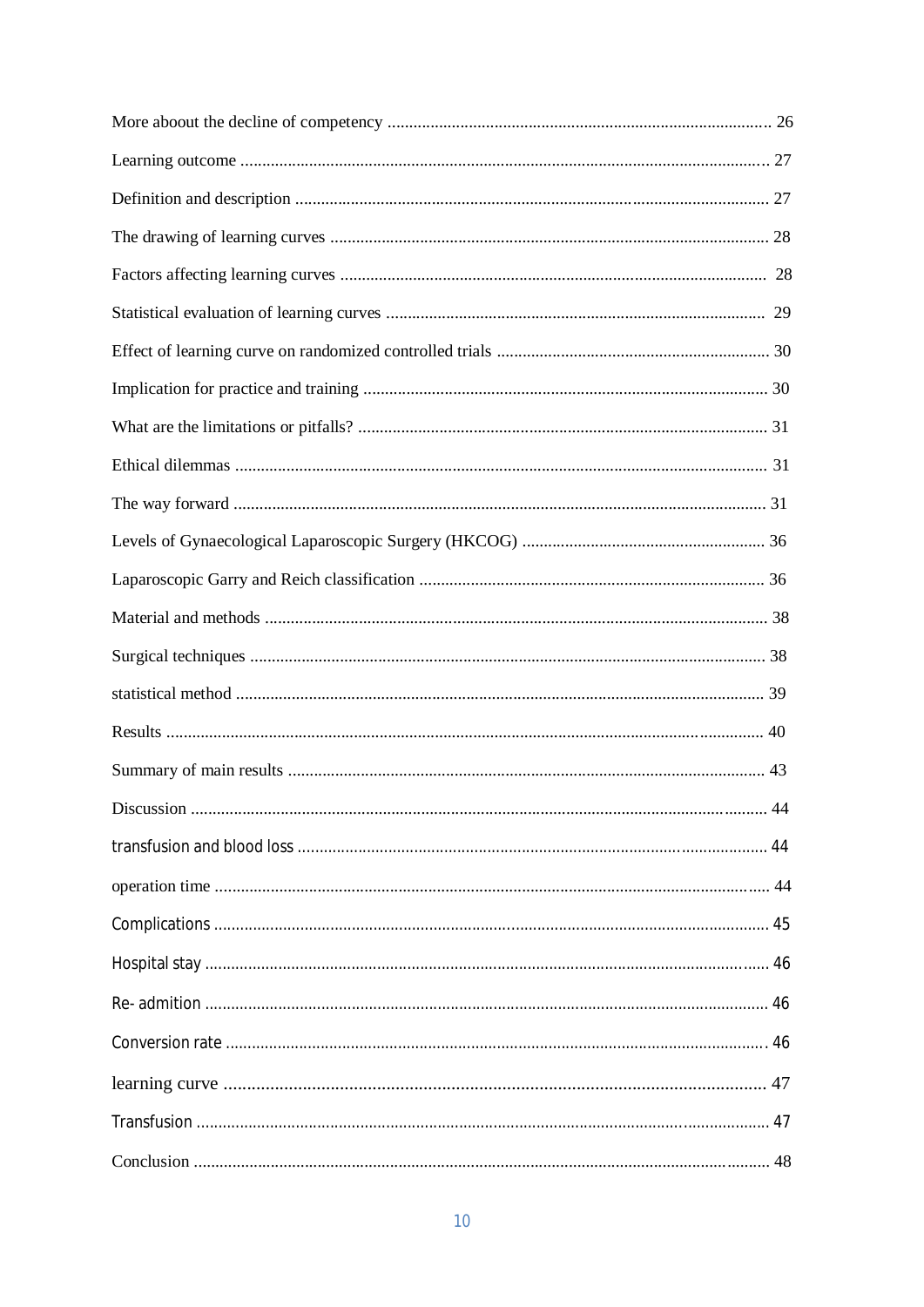More aboout the decline of competency ........................................................................................ 26

Learning outcome .......................................................................................................................... 27

Definition and description ............................................................................................................. 27

The drawing of learning curves ..................................................................................................... 28

Factors affecting learning curves .................................................................................................. 28

Statistical evaluation of learning curves ....................................................................................... 29

Effect of learning curve on randomized controlled trials .............................................................. 30

Implication for practice and training ............................................................................................. 30

What are the limitations or pitfalls? .............................................................................................. 31

Ethical dilemmas ........................................................................................................................... 31

The way forward ........................................................................................................................... 31

Levels of Gynaecological Laparoscopic Surgery (HKCOG) ........................................................ 36

Laparoscopic Garry and Reich classification ............................................................................... 36

Material and methods .................................................................................................................... 38

Surgical techniques ....................................................................................................................... 38

statistical method ........................................................................................................................... 39

Results ........................................................................................................................................... 40

Summary of main results .............................................................................................................. 43

Discussion ..................................................................................................................................... 44

transfusion and blood loss ............................................................................................................ 44

operation time ............................................................................................................................... 44

Complications ............................................................................................................................... 45

Hospital stay ................................................................................................................................. 46

Re- admition .................................................................................................................................. 46

Conversion rate ............................................................................................................................. 46

learning curve ................................................................................................................................ 47

Transfusion .................................................................................................................................... 47

Conclusion .................................................................................................................................... 48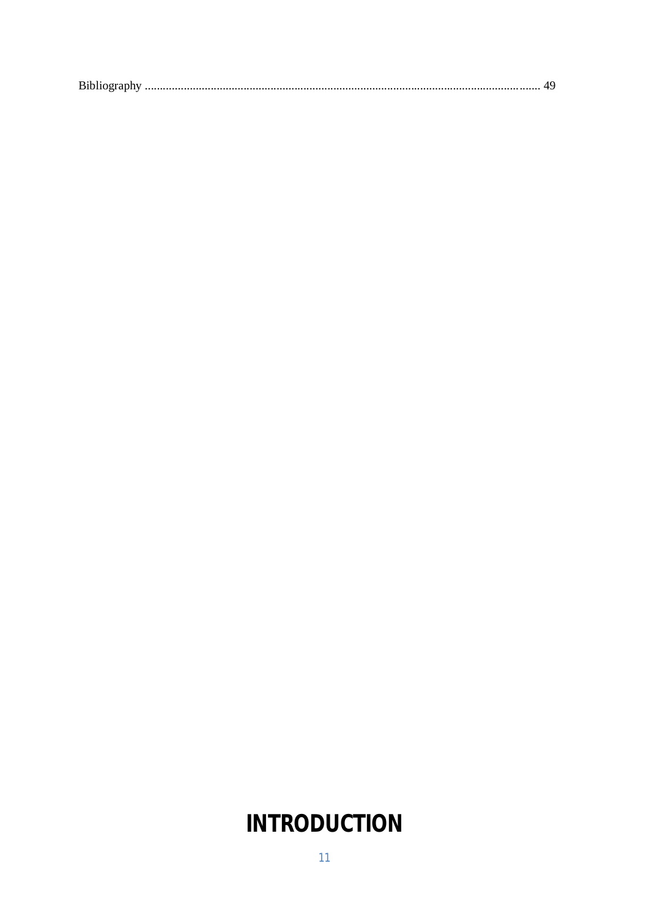Bibliography .................................................................................................................................. 49

# INTRODUCTION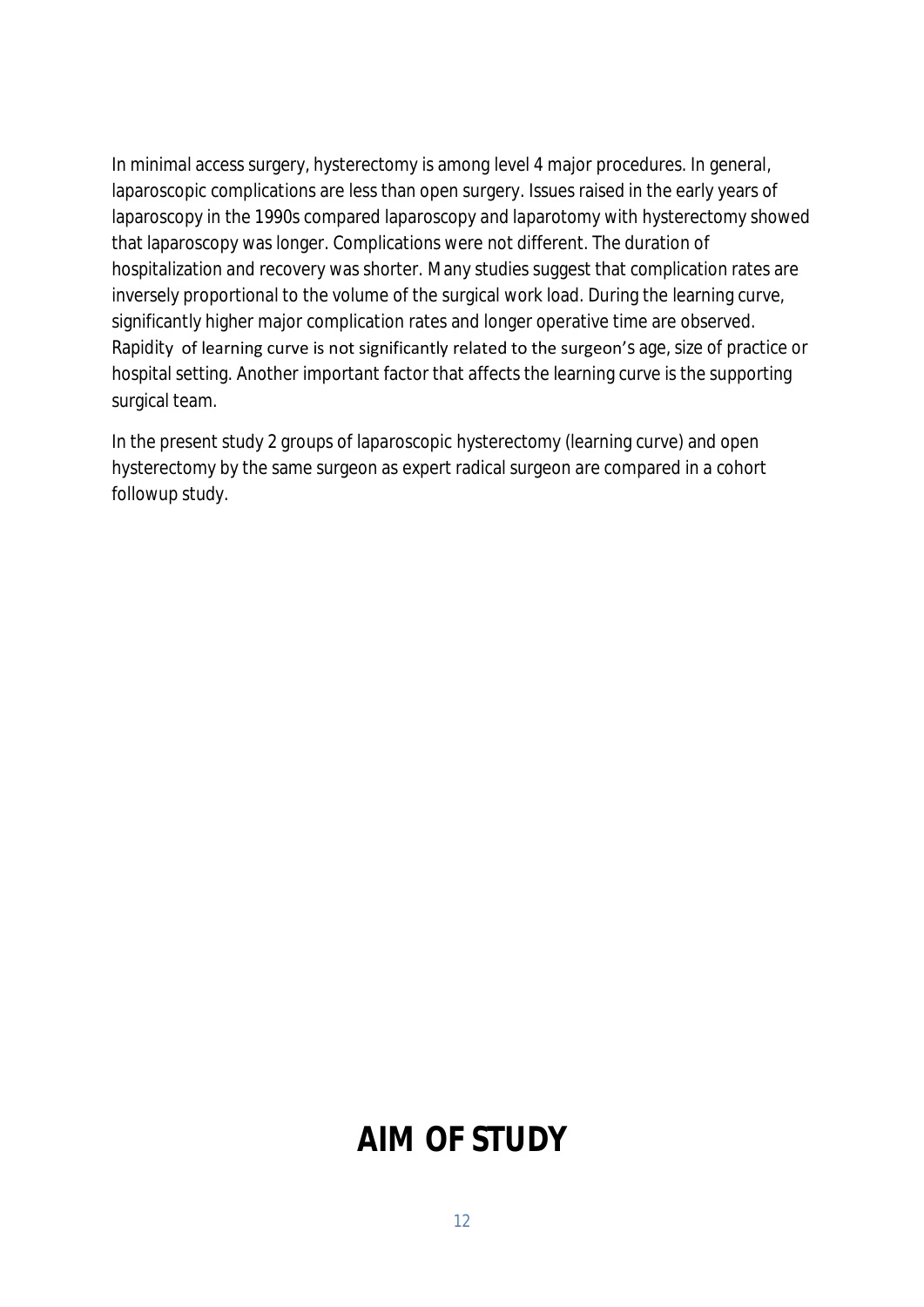In minimal access surgery, hysterectomy is among level 4 major procedures. In general, laparoscopic complications are less than open surgery. Issues raised in the early years of laparoscopy in the 1990s compared laparoscopy and laparotomy with hysterectomy showed that laparoscopy was longer. Complications were not different. The duration of hospitalization and recovery was shorter. Many studies suggest that complication rates are inversely proportional to the volume of the surgical work load. During the learning curve, significantly higher major complication rates and longer operative time are observed. Rapidity of learning curve is not significantly related to the surgeon's age, size of practice or hospital setting. Another important factor that affects the learning curve is the supporting surgical team.

In the present study 2 groups of laparoscopic hysterectomy (learning curve) and open hysterectomy by the same surgeon as expert radical surgeon are compared in a cohort followup study.

# AIM OF STUDY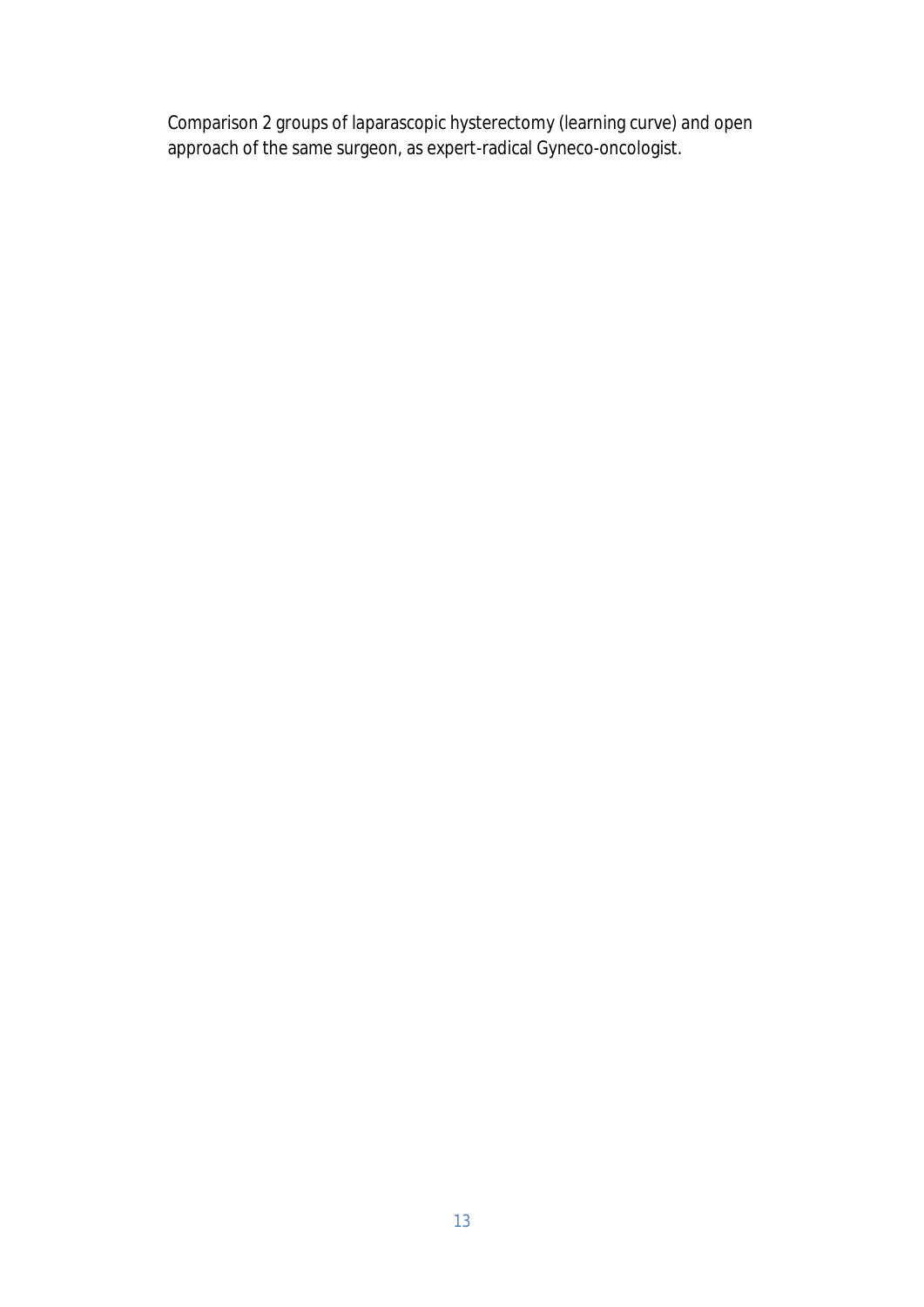Comparison 2 groups of laparascopic hysterectomy (learning curve) and open approach of the same surgeon, as expert-radical Gyneco-oncologist.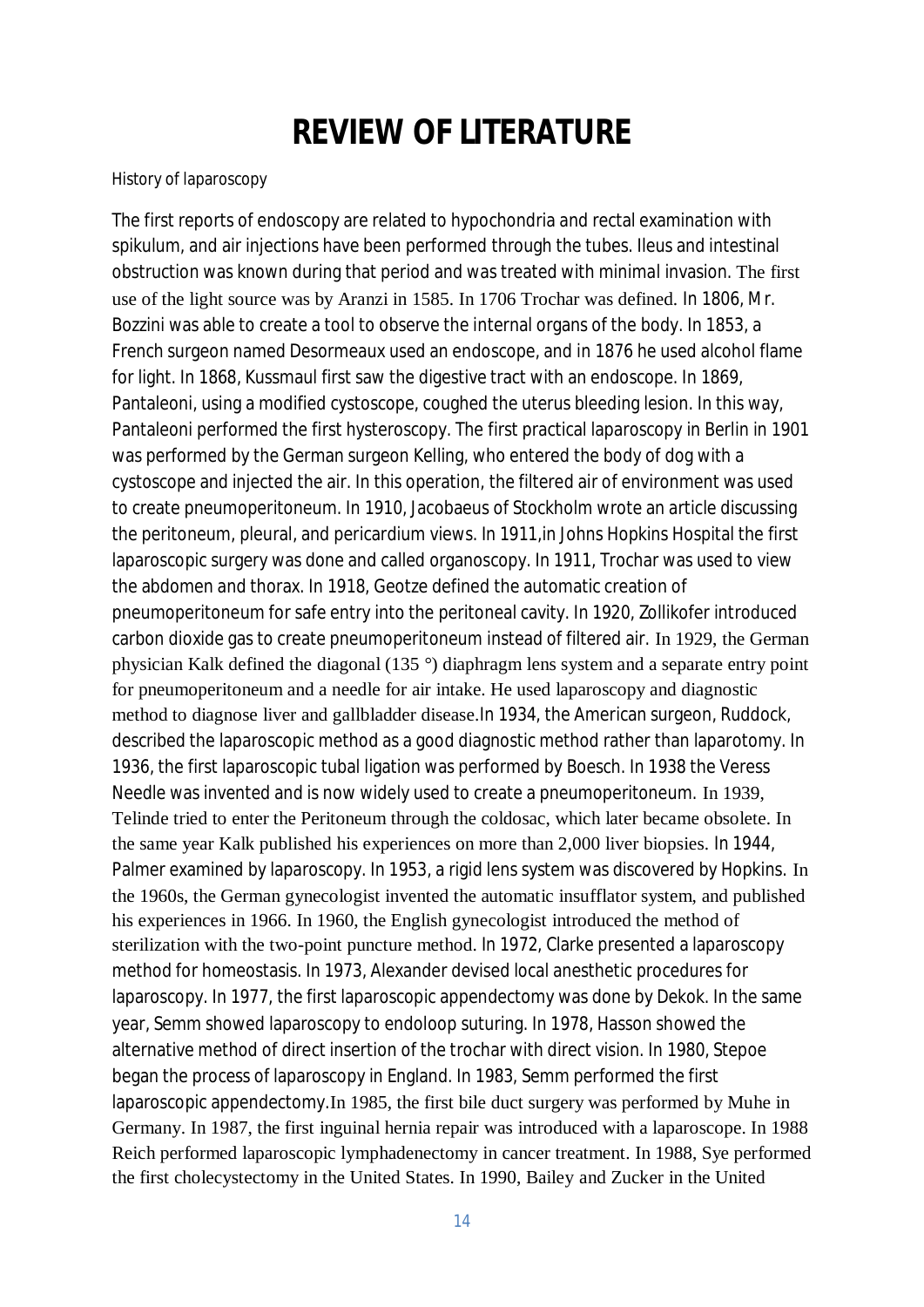# REVIEW OF LITERATURE

History of laparoscopy

The first reports of endoscopy are related to hypochondria and rectal examination with spikulum, and air injections have been performed through the tubes. Ileus and intestinal obstruction was known during that period and was treated with minimal invasion. The first use of the light source was by Aranzi in 1585. In 1706 Trochar was defined. In 1806, Mr. Bozzini was able to create a tool to observe the internal organs of the body. In 1853, a French surgeon named Desormeaux used an endoscope, and in 1876 he used alcohol flame for light. In 1868, Kussmaul first saw the digestive tract with an endoscope. In 1869, Pantaleoni, using a modified cystoscope, coughed the uterus bleeding lesion. In this way, Pantaleoni performed the first hysteroscopy. The first practical laparoscopy in Berlin in 1901 was performed by the German surgeon Kelling, who entered the body of dog with a cystoscope and injected the air. In this operation, the filtered air of environment was used to create pneumoperitoneum. In 1910, Jacobaeus of Stockholm wrote an article discussing the peritoneum, pleural, and pericardium views. In 1911,in Johns Hopkins Hospital the first laparoscopic surgery was done and called organoscopy. In 1911, Trochar was used to view the abdomen and thorax. In 1918, Geotze defined the automatic creation of pneumoperitoneum for safe entry into the peritoneal cavity. In 1920, Zollikofer introduced carbon dioxide gas to create pneumoperitoneum instead of filtered air. In 1929, the German physician Kalk defined the diagonal (135 °) diaphragm lens system and a separate entry point for pneumoperitoneum and a needle for air intake. He used laparoscopy and diagnostic method to diagnose liver and gallbladder disease.In 1934, the American surgeon, Ruddock, described the laparoscopic method as a good diagnostic method rather than laparotomy. In 1936, the first laparoscopic tubal ligation was performed by Boesch. In 1938 the Veress Needle was invented and is now widely used to create a pneumoperitoneum. In 1939, Telinde tried to enter the Peritoneum through the coldosac, which later became obsolete. In the same year Kalk published his experiences on more than 2,000 liver biopsies. In 1944, Palmer examined by laparoscopy. In 1953, a rigid lens system was discovered by Hopkins. In the 1960s, the German gynecologist invented the automatic insufflator system, and published his experiences in 1966. In 1960, the English gynecologist introduced the method of sterilization with the two-point puncture method. In 1972, Clarke presented a laparoscopy method for homeostasis. In 1973, Alexander devised local anesthetic procedures for laparoscopy. In 1977, the first laparoscopic appendectomy was done by Dekok. In the same year, Semm showed laparoscopy to endoloop suturing. In 1978, Hasson showed the alternative method of direct insertion of the trochar with direct vision. In 1980, Stepoe began the process of laparoscopy in England. In 1983, Semm performed the first laparoscopic appendectomy.In 1985, the first bile duct surgery was performed by Muhe in Germany. In 1987, the first inguinal hernia repair was introduced with a laparoscope. In 1988 Reich performed laparoscopic lymphadenectomy in cancer treatment. In 1988, Sye performed the first cholecystectomy in the United States. In 1990, Bailey and Zucker in the United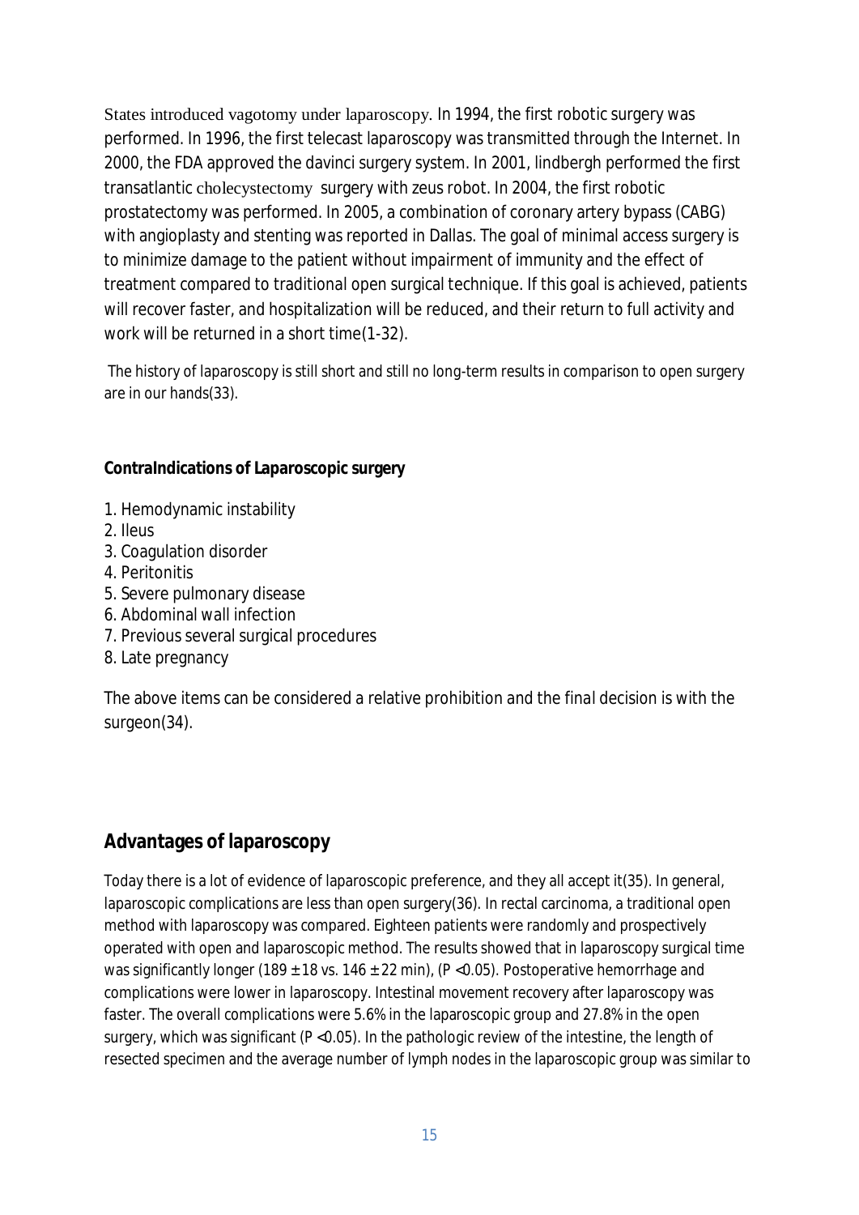States introduced vagotomy under laparoscopy. In 1994, the first robotic surgery was performed. In 1996, the first telecast laparoscopy was transmitted through the Internet. In 2000, the FDA approved the davinci surgery system. In 2001, lindbergh performed the first transatlantic cholecystectomy surgery with zeus robot. In 2004, the first robotic prostatectomy was performed. In 2005, a combination of coronary artery bypass (CABG) with angioplasty and stenting was reported in Dallas. The goal of minimal access surgery is to minimize damage to the patient without impairment of immunity and the effect of treatment compared to traditional open surgical technique. If this goal is achieved, patients will recover faster, and hospitalization will be reduced, and their return to full activity and work will be returned in a short time(1-32).

The history of laparoscopy is still short and still no long-term results in comparison to open surgery are in our hands(33).

**ContraIndications of Laparoscopic surgery**

1. Hemodynamic instability
2. Ileus
3. Coagulation disorder
4. Peritonitis
5. Severe pulmonary disease
6. Abdominal wall infection
7. Previous several surgical procedures
8. Late pregnancy

The above items can be considered a relative prohibition and the final decision is with the surgeon(34).

## Advantages of laparoscopy

Today there is a lot of evidence of laparoscopic preference, and they all accept it(35). In general, laparoscopic complications are less than open surgery(36). In rectal carcinoma, a traditional open method with laparoscopy was compared. Eighteen patients were randomly and prospectively operated with open and laparoscopic method. The results showed that in laparoscopy surgical time was significantly longer (189 ± 18 vs. 146 ± 22 min), ($P < 0.05$). Postoperative hemorrhage and complications were lower in laparoscopy. Intestinal movement recovery after laparoscopy was faster. The overall complications were 5.6% in the laparoscopic group and 27.8% in the open surgery, which was significant ($P < 0.05$). In the pathologic review of the intestine, the length of resected specimen and the average number of lymph nodes in the laparoscopic group was similar to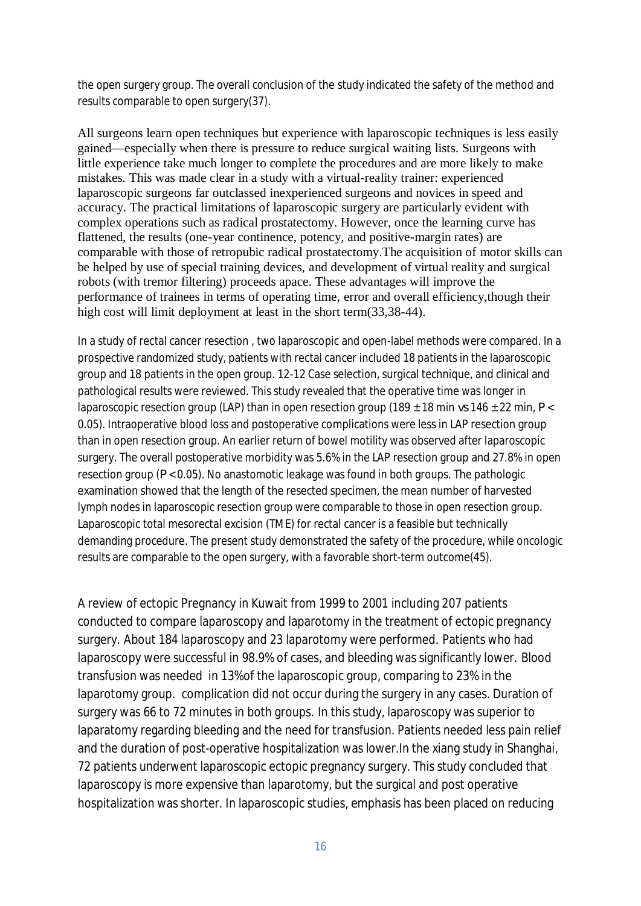the open surgery group. The overall conclusion of the study indicated the safety of the method and results comparable to open surgery(37).

All surgeons learn open techniques but experience with laparoscopic techniques is less easily gained—especially when there is pressure to reduce surgical waiting lists. Surgeons with little experience take much longer to complete the procedures and are more likely to make mistakes. This was made clear in a study with a virtual-reality trainer: experienced laparoscopic surgeons far outclassed inexperienced surgeons and novices in speed and accuracy. The practical limitations of laparoscopic surgery are particularly evident with complex operations such as radical prostatectomy. However, once the learning curve has flattened, the results (one-year continence, potency, and positive-margin rates) are comparable with those of retropubic radical prostatectomy.The acquisition of motor skills can be helped by use of special training devices, and development of virtual reality and surgical robots (with tremor filtering) proceeds apace. These advantages will improve the performance of trainees in terms of operating time, error and overall efficiency,though their high cost will limit deployment at least in the short term(33,38-44).

In a study of rectal cancer resection , two laparoscopic and open-label methods were compared. In a prospective randomized study, patients with rectal cancer included 18 patients in the laparoscopic group and 18 patients in the open group. 12-12 Case selection, surgical technique, and clinical and pathological results were reviewed. This study revealed that the operative time was longer in laparoscopic resection group (LAP) than in open resection group (189 ± 18 min vs 146 ± 22 min, $P < 0.05$). Intraoperative blood loss and postoperative complications were less in LAP resection group than in open resection group. An earlier return of bowel motility was observed after laparoscopic surgery. The overall postoperative morbidity was 5.6% in the LAP resection group and 27.8% in open resection group ($P < 0.05$). No anastomotic leakage was found in both groups. The pathologic examination showed that the length of the resected specimen, the mean number of harvested lymph nodes in laparoscopic resection group were comparable to those in open resection group. Laparoscopic total mesorectal excision (TME) for rectal cancer is a feasible but technically demanding procedure. The present study demonstrated the safety of the procedure, while oncologic results are comparable to the open surgery, with a favorable short-term outcome(45).

A review of ectopic Pregnancy in Kuwait from 1999 to 2001 including 207 patients conducted to compare laparoscopy and laparotomy in the treatment of ectopic pregnancy surgery. About 184 laparoscopy and 23 laparotomy were performed. Patients who had laparoscopy were successful in 98.9% of cases, and bleeding was significantly lower. Blood transfusion was needed in 13%of the laparoscopic group, comparing to 23% in the laparotomy group. complication did not occur during the surgery in any cases. Duration of surgery was 66 to 72 minutes in both groups. In this study, laparoscopy was superior to laparatomy regarding bleeding and the need for transfusion. Patients needed less pain relief and the duration of post-operative hospitalization was lower.In the xiang study in Shanghai, 72 patients underwent laparoscopic ectopic pregnancy surgery. This study concluded that laparoscopy is more expensive than laparotomy, but the surgical and post operative hospitalization was shorter. In laparoscopic studies, emphasis has been placed on reducing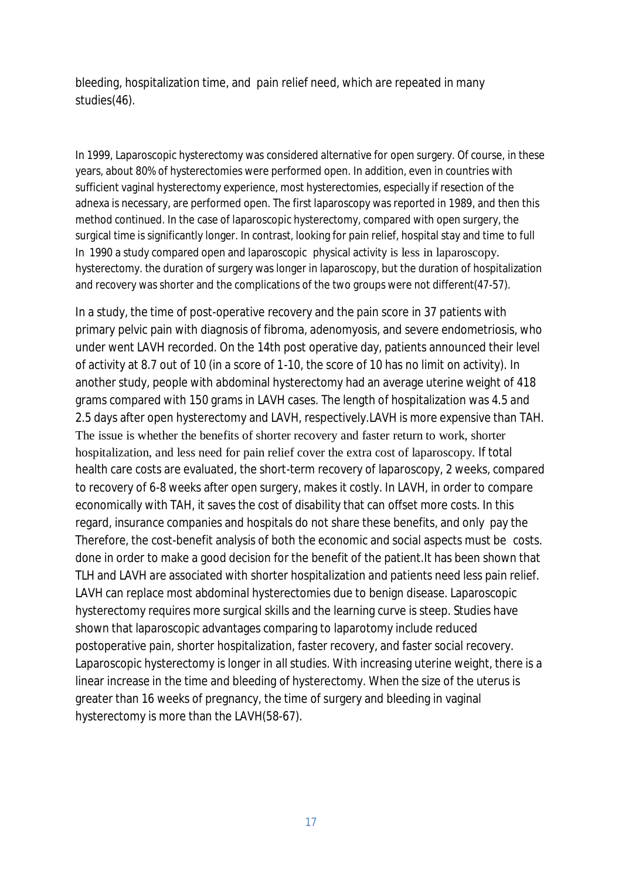bleeding, hospitalization time, and pain relief need, which are repeated in many studies(46).

In 1999, Laparoscopic hysterectomy was considered alternative for open surgery. Of course, in these years, about 80% of hysterectomies were performed open. In addition, even in countries with sufficient vaginal hysterectomy experience, most hysterectomies, especially if resection of the adnexa is necessary, are performed open. The first laparoscopy was reported in 1989, and then this method continued. In the case of laparoscopic hysterectomy, compared with open surgery, the surgical time is significantly longer. In contrast, looking for pain relief, hospital stay and time to full physical activity is less in laparoscopy. In 1990 a study compared open and laparoscopic hysterectomy. the duration of surgery was longer in laparoscopy, but the duration of hospitalization and recovery was shorter and the complications of the two groups were not different(47-57).

In a study, the time of post-operative recovery and the pain score in 37 patients with primary pelvic pain with diagnosis of fibroma, adenomyosis, and severe endometriosis, who under went LAVH recorded. On the 14th post operative day, patients announced their level of activity at 8.7 out of 10 (in a score of 1-10, the score of 10 has no limit on activity). In another study, people with abdominal hysterectomy had an average uterine weight of 418 grams compared with 150 grams in LAVH cases. The length of hospitalization was 4.5 and 2.5 days after open hysterectomy and LAVH, respectively.LAVH is more expensive than TAH. The issue is whether the benefits of shorter recovery and faster return to work, shorter hospitalization, and less need for pain relief cover the extra cost of laparoscopy. If total health care costs are evaluated, the short-term recovery of laparoscopy, 2 weeks, compared to recovery of 6-8 weeks after open surgery, makes it costly. In LAVH, in order to compare economically with TAH, it saves the cost of disability that can offset more costs. In this regard, insurance companies and hospitals do not share these benefits, and only pay the costs. Therefore, the cost-benefit analysis of both the economic and social aspects must be done in order to make a good decision for the benefit of the patient.It has been shown that TLH and LAVH are associated with shorter hospitalization and patients need less pain relief. LAVH can replace most abdominal hysterectomies due to benign disease. Laparoscopic hysterectomy requires more surgical skills and the learning curve is steep. Studies have shown that laparoscopic advantages comparing to laparotomy include reduced postoperative pain, shorter hospitalization, faster recovery, and faster social recovery. Laparoscopic hysterectomy is longer in all studies. With increasing uterine weight, there is a linear increase in the time and bleeding of hysterectomy. When the size of the uterus is greater than 16 weeks of pregnancy, the time of surgery and bleeding in vaginal hysterectomy is more than the LAVH(58-67).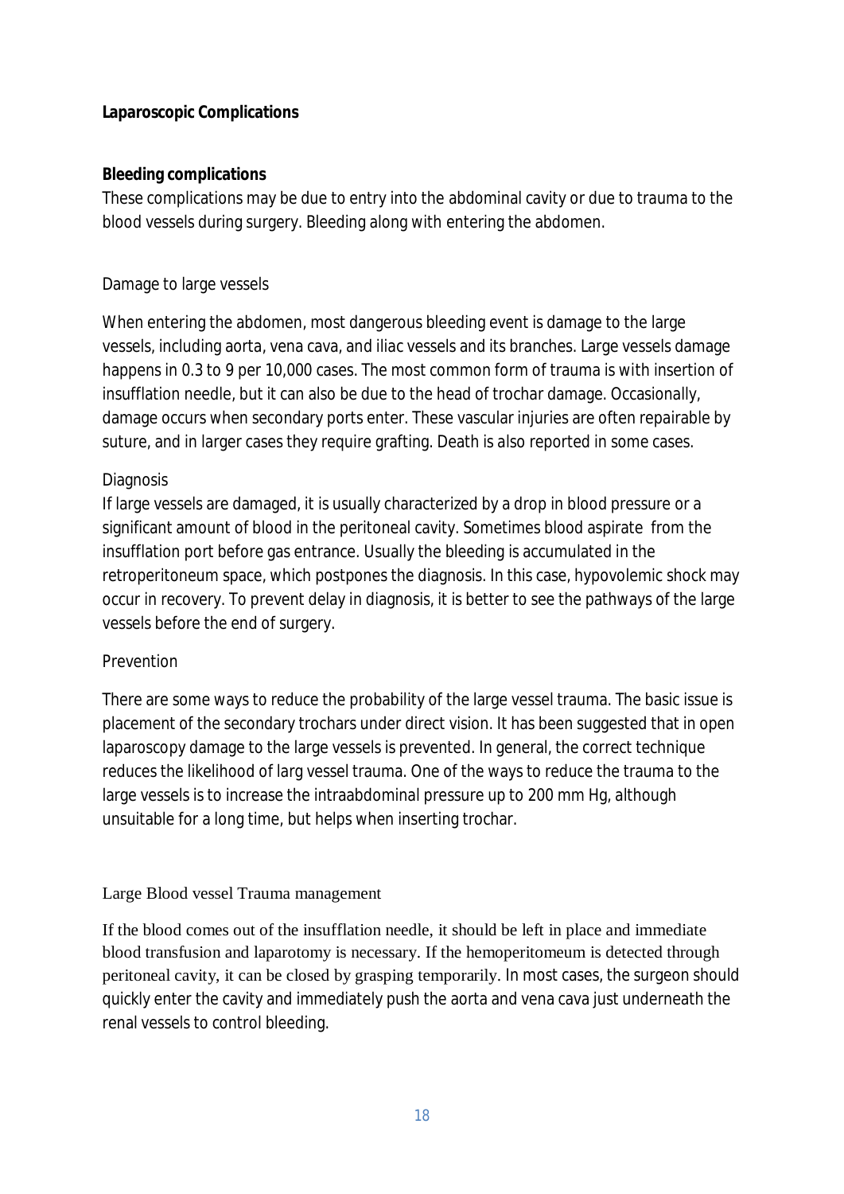**Laparoscopic Complications**

**Bleeding complications**

These complications may be due to entry into the abdominal cavity or due to trauma to the blood vessels during surgery. Bleeding along with entering the abdomen.

Damage to large vessels

When entering the abdomen, most dangerous bleeding event is damage to the large vessels, including aorta, vena cava, and iliac vessels and its branches. Large vessels damage happens in 0.3 to 9 per 10,000 cases. The most common form of trauma is with insertion of insufflation needle, but it can also be due to the head of trochar damage. Occasionally, damage occurs when secondary ports enter. These vascular injuries are often repairable by suture, and in larger cases they require grafting. Death is also reported in some cases.

Diagnosis

If large vessels are damaged, it is usually characterized by a drop in blood pressure or a significant amount of blood in the peritoneal cavity. Sometimes blood aspirate from the insufflation port before gas entrance. Usually the bleeding is accumulated in the retroperitoneum space, which postpones the diagnosis. In this case, hypovolemic shock may occur in recovery. To prevent delay in diagnosis, it is better to see the pathways of the large vessels before the end of surgery.

Prevention

There are some ways to reduce the probability of the large vessel trauma. The basic issue is placement of the secondary trochars under direct vision. It has been suggested that in open laparoscopy damage to the large vessels is prevented. In general, the correct technique reduces the likelihood of larg vessel trauma. One of the ways to reduce the trauma to the large vessels is to increase the intraabdominal pressure up to 200 mm Hg, although unsuitable for a long time, but helps when inserting trochar.

Large Blood vessel Trauma management

If the blood comes out of the insufflation needle, it should be left in place and immediate blood transfusion and laparotomy is necessary. If the hemoperitomeum is detected through peritoneal cavity, it can be closed by grasping temporarily. In most cases, the surgeon should quickly enter the cavity and immediately push the aorta and vena cava just underneath the renal vessels to control bleeding.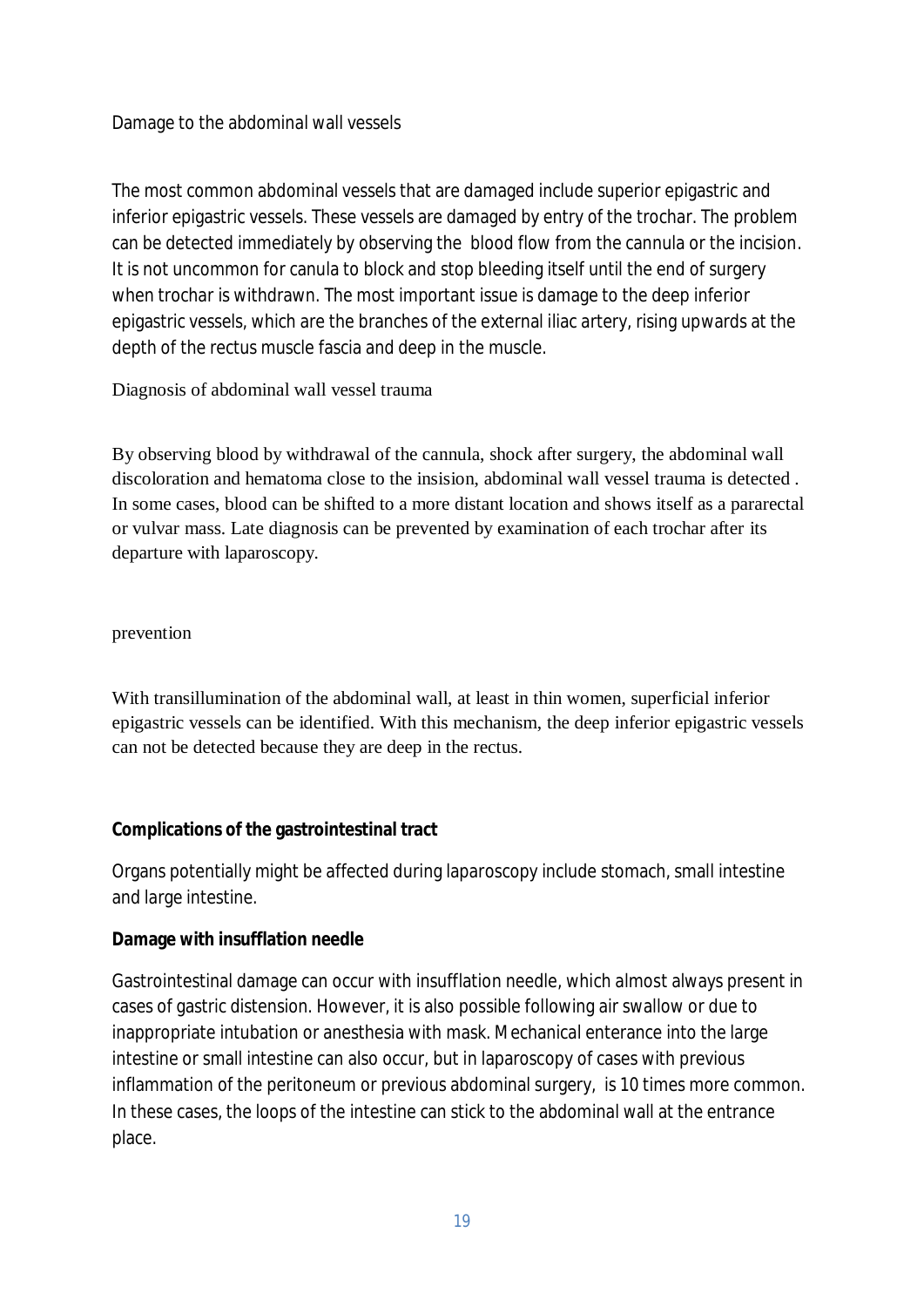## Damage to the abdominal wall vessels

The most common abdominal vessels that are damaged include superior epigastric and inferior epigastric vessels. These vessels are damaged by entry of the trochar. The problem can be detected immediately by observing the blood flow from the cannula or the incision. It is not uncommon for canula to block and stop bleeding itself until the end of surgery when trochar is withdrawn. The most important issue is damage to the deep inferior epigastric vessels, which are the branches of the external iliac artery, rising upwards at the depth of the rectus muscle fascia and deep in the muscle.

## Diagnosis of abdominal wall vessel trauma

By observing blood by withdrawal of the cannula, shock after surgery, the abdominal wall discoloration and hematoma close to the insision, abdominal wall vessel trauma is detected . In some cases, blood can be shifted to a more distant location and shows itself as a pararectal or vulvar mass. Late diagnosis can be prevented by examination of each trochar after its departure with laparoscopy.

## prevention

With transillumination of the abdominal wall, at least in thin women, superficial inferior epigastric vessels can be identified. With this mechanism, the deep inferior epigastric vessels can not be detected because they are deep in the rectus.

## **Complications of the gastrointestinal tract**

Organs potentially might be affected during laparoscopy include stomach, small intestine and large intestine.

### **Damage with insufflation needle**

Gastrointestinal damage can occur with insufflation needle, which almost always present in cases of gastric distension. However, it is also possible following air swallow or due to inappropriate intubation or anesthesia with mask. Mechanical enterance into the large intestine or small intestine can also occur, but in laparoscopy of cases with previous inflammation of the peritoneum or previous abdominal surgery, is 10 times more common. In these cases, the loops of the intestine can stick to the abdominal wall at the entrance place.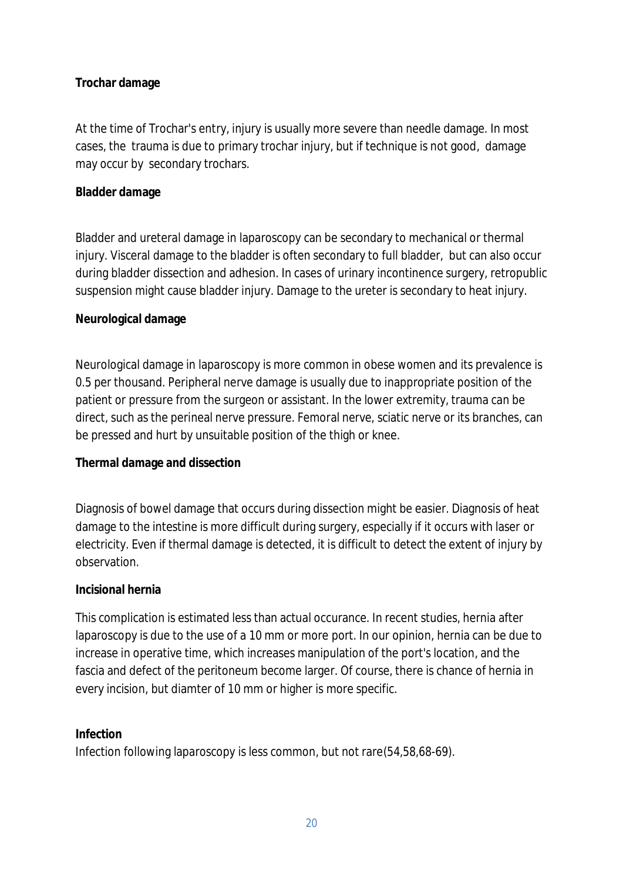**Trochar damage**

At the time of Trochar's entry, injury is usually more severe than needle damage. In most cases, the trauma is due to primary trochar injury, but if technique is not good, damage may occur by secondary trochars.

**Bladder damage**

Bladder and ureteral damage in laparoscopy can be secondary to mechanical or thermal injury. Visceral damage to the bladder is often secondary to full bladder, but can also occur during bladder dissection and adhesion. In cases of urinary incontinence surgery, retropubic suspension might cause bladder injury. Damage to the ureter is secondary to heat injury.

**Neurological damage**

Neurological damage in laparoscopy is more common in obese women and its prevalence is 0.5 per thousand. Peripheral nerve damage is usually due to inappropriate position of the patient or pressure from the surgeon or assistant. In the lower extremity, trauma can be direct, such as the perineal nerve pressure. Femoral nerve, sciatic nerve or its branches, can be pressed and hurt by unsuitable position of the thigh or knee.

**Thermal damage and dissection**

Diagnosis of bowel damage that occurs during dissection might be easier. Diagnosis of heat damage to the intestine is more difficult during surgery, especially if it occurs with laser or electricity. Even if thermal damage is detected, it is difficult to detect the extent of injury by observation.

**Incisional hernia**

This complication is estimated less than actual occurance. In recent studies, hernia after laparoscopy is due to the use of a 10 mm or more port. In our opinion, hernia can be due to increase in operative time, which increases manipulation of the port's location, and the fascia and defect of the peritoneum become larger. Of course, there is chance of hernia in every incision, but diamter of 10 mm or higher is more specific.

**Infection**

Infection following laparoscopy is less common, but not rare(54,58,68-69).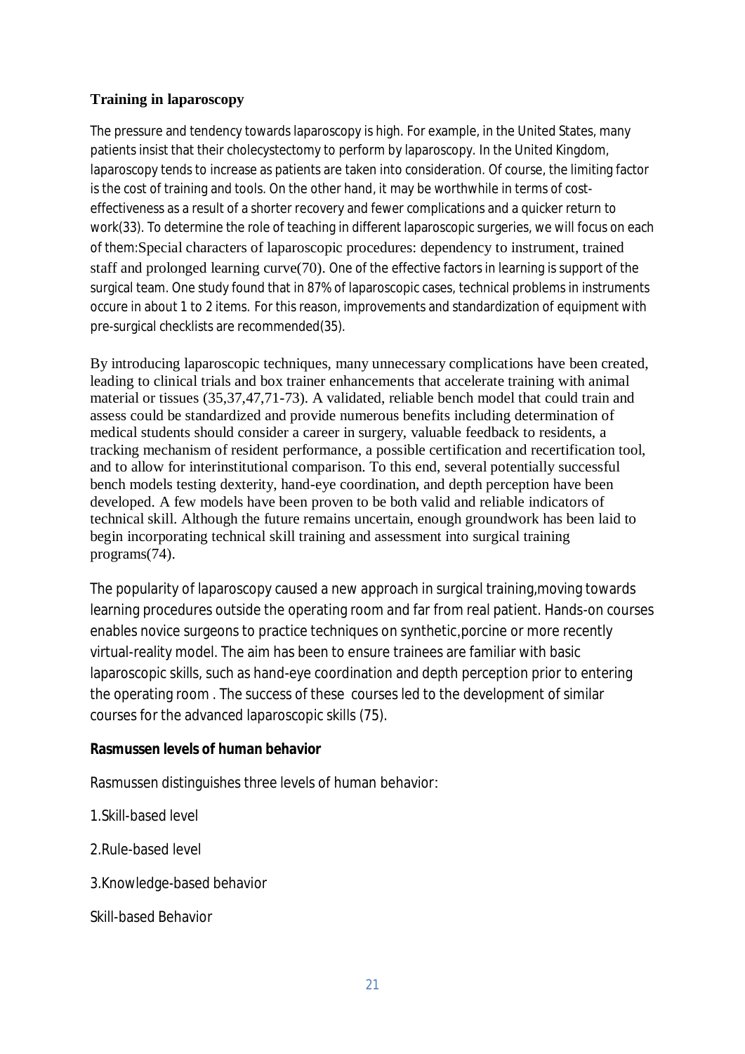**Training in laparoscopy**

The pressure and tendency towards laparoscopy is high. For example, in the United States, many patients insist that their cholecystectomy to perform by laparoscopy. In the United Kingdom, laparoscopy tends to increase as patients are taken into consideration. Of course, the limiting factor is the cost of training and tools. On the other hand, it may be worthwhile in terms of cost-effectiveness as a result of a shorter recovery and fewer complications and a quicker return to work(33). To determine the role of teaching in different laparoscopic surgeries, we will focus on each of them:Special characters of laparoscopic procedures: dependency to instrument, trained staff and prolonged learning curve(70). One of the effective factors in learning is support of the surgical team. One study found that in 87% of laparoscopic cases, technical problems in instruments occure in about 1 to 2 items. For this reason, improvements and standardization of equipment with pre-surgical checklists are recommended(35).

By introducing laparoscopic techniques, many unnecessary complications have been created, leading to clinical trials and box trainer enhancements that accelerate training with animal material or tissues (35,37,47,71-73). A validated, reliable bench model that could train and assess could be standardized and provide numerous benefits including determination of medical students should consider a career in surgery, valuable feedback to residents, a tracking mechanism of resident performance, a possible certification and recertification tool, and to allow for interinstitutional comparison. To this end, several potentially successful bench models testing dexterity, hand-eye coordination, and depth perception have been developed. A few models have been proven to be both valid and reliable indicators of technical skill. Although the future remains uncertain, enough groundwork has been laid to begin incorporating technical skill training and assessment into surgical training programs(74).

The popularity of laparoscopy caused a new approach in surgical training,moving towards learning procedures outside the operating room and far from real patient. Hands-on courses enables novice surgeons to practice techniques on synthetic,porcine or more recently virtual-reality model. The aim has been to ensure trainees are familiar with basic laparoscopic skills, such as hand-eye coordination and depth perception prior to entering the operating room . The success of these courses led to the development of similar courses for the advanced laparoscopic skills (75).

**Rasmussen levels of human behavior**

Rasmussen distinguishes three levels of human behavior:

1.Skill-based level

2.Rule-based level

3.Knowledge-based behavior

Skill-based Behavior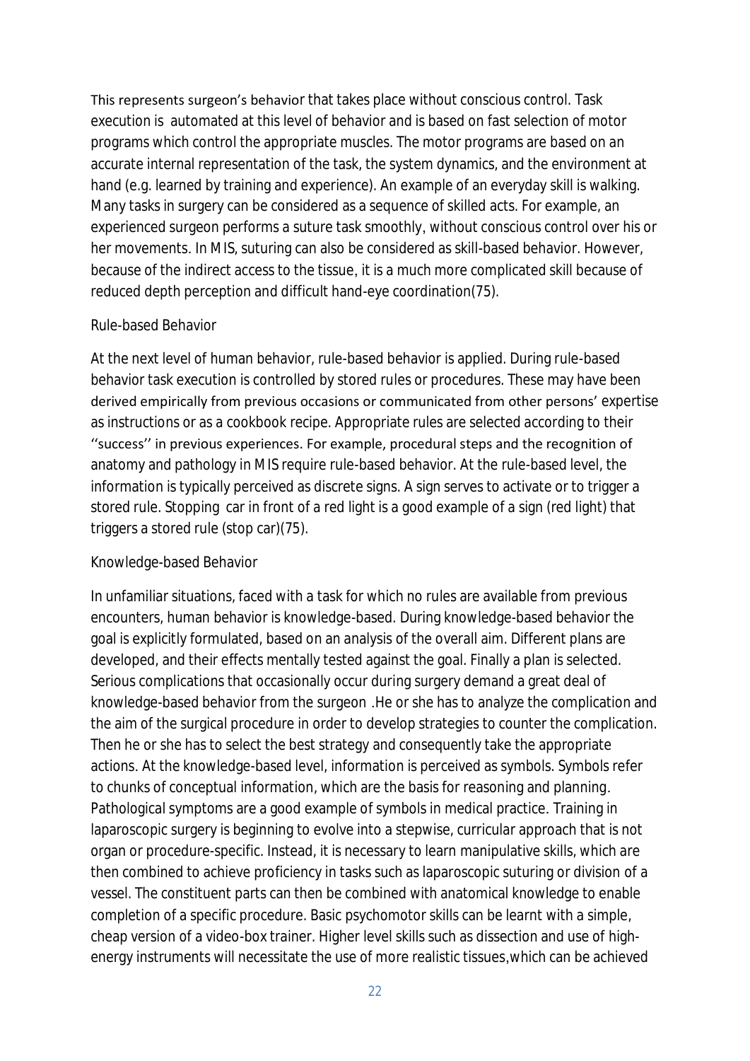This represents surgeon's behavior that takes place without conscious control. Task execution is automated at this level of behavior and is based on fast selection of motor programs which control the appropriate muscles. The motor programs are based on an accurate internal representation of the task, the system dynamics, and the environment at hand (e.g. learned by training and experience). An example of an everyday skill is walking. Many tasks in surgery can be considered as a sequence of skilled acts. For example, an experienced surgeon performs a suture task smoothly, without conscious control over his or her movements. In MIS, suturing can also be considered as skill-based behavior. However, because of the indirect access to the tissue, it is a much more complicated skill because of reduced depth perception and difficult hand-eye coordination(75).

### Rule-based Behavior

At the next level of human behavior, rule-based behavior is applied. During rule-based behavior task execution is controlled by stored rules or procedures. These may have been derived empirically from previous occasions or communicated from other persons' expertise as instructions or as a cookbook recipe. Appropriate rules are selected according to their ''success'' in previous experiences. For example, procedural steps and the recognition of anatomy and pathology in MIS require rule-based behavior. At the rule-based level, the information is typically perceived as discrete signs. A sign serves to activate or to trigger a stored rule. Stopping car in front of a red light is a good example of a sign (red light) that triggers a stored rule (stop car)(75).

### Knowledge-based Behavior

In unfamiliar situations, faced with a task for which no rules are available from previous encounters, human behavior is knowledge-based. During knowledge-based behavior the goal is explicitly formulated, based on an analysis of the overall aim. Different plans are developed, and their effects mentally tested against the goal. Finally a plan is selected. Serious complications that occasionally occur during surgery demand a great deal of knowledge-based behavior from the surgeon .He or she has to analyze the complication and the aim of the surgical procedure in order to develop strategies to counter the complication. Then he or she has to select the best strategy and consequently take the appropriate actions. At the knowledge-based level, information is perceived as symbols. Symbols refer to chunks of conceptual information, which are the basis for reasoning and planning. Pathological symptoms are a good example of symbols in medical practice. Training in laparoscopic surgery is beginning to evolve into a stepwise, curricular approach that is not organ or procedure-specific. Instead, it is necessary to learn manipulative skills, which are then combined to achieve proficiency in tasks such as laparoscopic suturing or division of a vessel. The constituent parts can then be combined with anatomical knowledge to enable completion of a specific procedure. Basic psychomotor skills can be learnt with a simple, cheap version of a video-box trainer. Higher level skills such as dissection and use of high-energy instruments will necessitate the use of more realistic tissues,which can be achieved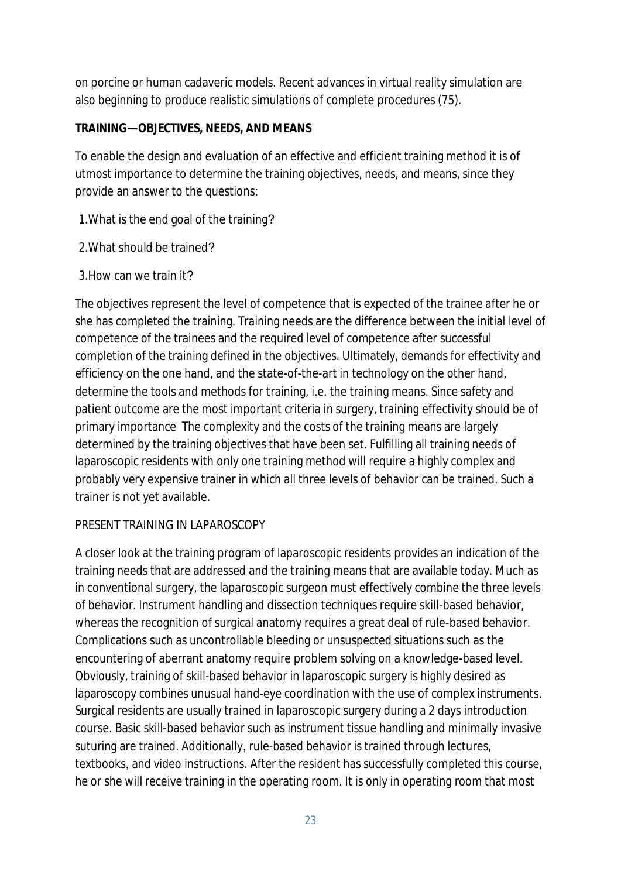on porcine or human cadaveric models. Recent advances in virtual reality simulation are also beginning to produce realistic simulations of complete procedures (75).

**TRAINING—OBJECTIVES, NEEDS, AND MEANS**

To enable the design and evaluation of an effective and efficient training method it is of utmost importance to determine the training objectives, needs, and means, since they provide an answer to the questions:

1. What is the end goal of the training?
2. What should be trained?
3. How can we train it?

The objectives represent the level of competence that is expected of the trainee after he or she has completed the training. Training needs are the difference between the initial level of competence of the trainees and the required level of competence after successful completion of the training defined in the objectives. Ultimately, demands for effectivity and efficiency on the one hand, and the state-of-the-art in technology on the other hand, determine the tools and methods for training, i.e. the training means. Since safety and patient outcome are the most important criteria in surgery, training effectivity should be of primary importance The complexity and the costs of the training means are largely determined by the training objectives that have been set. Fulfilling all training needs of laparoscopic residents with only one training method will require a highly complex and probably very expensive trainer in which all three levels of behavior can be trained. Such a trainer is not yet available.

PRESENT TRAINING IN LAPAROSCOPY

A closer look at the training program of laparoscopic residents provides an indication of the training needs that are addressed and the training means that are available today. Much as in conventional surgery, the laparoscopic surgeon must effectively combine the three levels of behavior. Instrument handling and dissection techniques require skill-based behavior, whereas the recognition of surgical anatomy requires a great deal of rule-based behavior. Complications such as uncontrollable bleeding or unsuspected situations such as the encountering of aberrant anatomy require problem solving on a knowledge-based level. Obviously, training of skill-based behavior in laparoscopic surgery is highly desired as laparoscopy combines unusual hand-eye coordination with the use of complex instruments. Surgical residents are usually trained in laparoscopic surgery during a 2 days introduction course. Basic skill-based behavior such as instrument tissue handling and minimally invasive suturing are trained. Additionally, rule-based behavior is trained through lectures, textbooks, and video instructions. After the resident has successfully completed this course, he or she will receive training in the operating room. It is only in operating room that most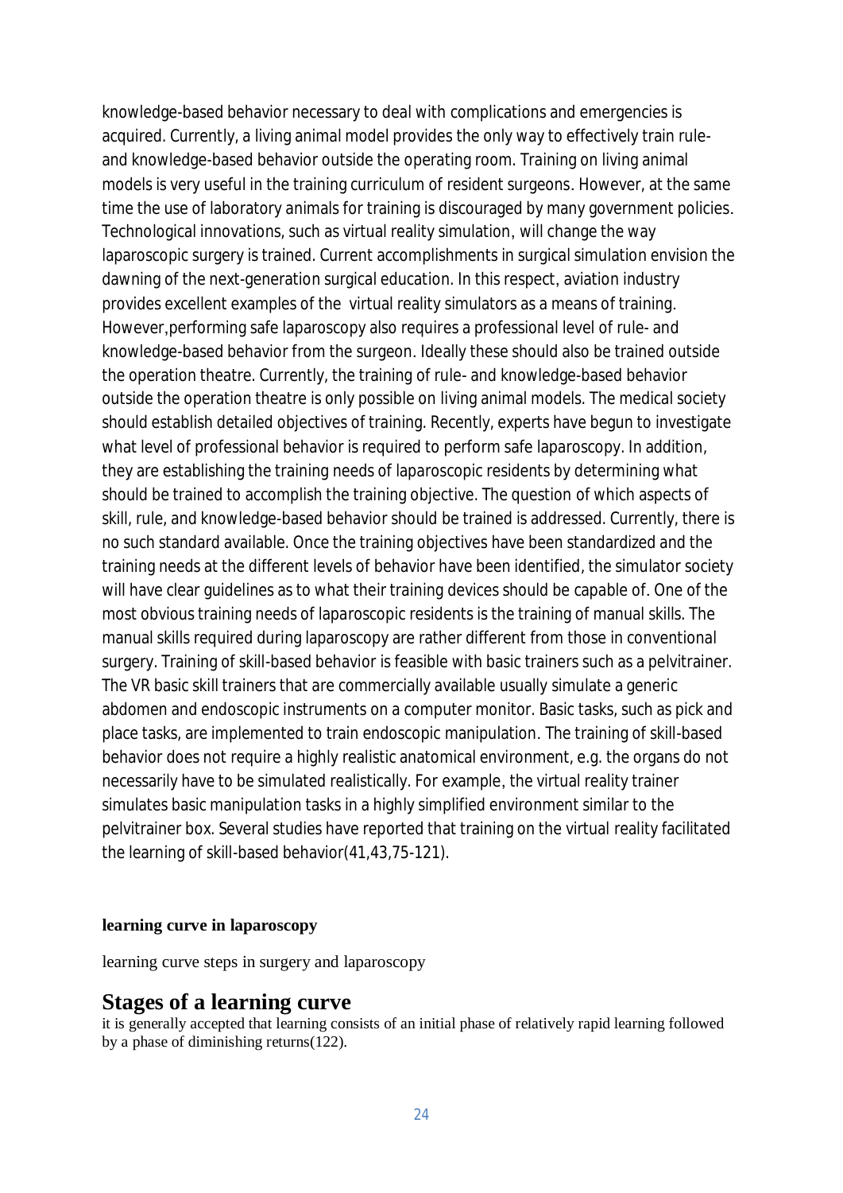knowledge-based behavior necessary to deal with complications and emergencies is acquired. Currently, a living animal model provides the only way to effectively train rule- and knowledge-based behavior outside the operating room. Training on living animal models is very useful in the training curriculum of resident surgeons. However, at the same time the use of laboratory animals for training is discouraged by many government policies. Technological innovations, such as virtual reality simulation, will change the way laparoscopic surgery is trained. Current accomplishments in surgical simulation envision the dawning of the next-generation surgical education. In this respect, aviation industry provides excellent examples of the virtual reality simulators as a means of training. However,performing safe laparoscopy also requires a professional level of rule- and knowledge-based behavior from the surgeon. Ideally these should also be trained outside the operation theatre. Currently, the training of rule- and knowledge-based behavior outside the operation theatre is only possible on living animal models. The medical society should establish detailed objectives of training. Recently, experts have begun to investigate what level of professional behavior is required to perform safe laparoscopy. In addition, they are establishing the training needs of laparoscopic residents by determining what should be trained to accomplish the training objective. The question of which aspects of skill, rule, and knowledge-based behavior should be trained is addressed. Currently, there is no such standard available. Once the training objectives have been standardized and the training needs at the different levels of behavior have been identified, the simulator society will have clear guidelines as to what their training devices should be capable of. One of the most obvious training needs of laparoscopic residents is the training of manual skills. The manual skills required during laparoscopy are rather different from those in conventional surgery. Training of skill-based behavior is feasible with basic trainers such as a pelvitrainer. The VR basic skill trainers that are commercially available usually simulate a generic abdomen and endoscopic instruments on a computer monitor. Basic tasks, such as pick and place tasks, are implemented to train endoscopic manipulation. The training of skill-based behavior does not require a highly realistic anatomical environment, e.g. the organs do not necessarily have to be simulated realistically. For example, the virtual reality trainer simulates basic manipulation tasks in a highly simplified environment similar to the pelvitrainer box. Several studies have reported that training on the virtual reality facilitated the learning of skill-based behavior(41,43,75-121).

**learning curve in laparoscopy**

learning curve steps in surgery and laparoscopy

## Stages of a learning curve

it is generally accepted that learning consists of an initial phase of relatively rapid learning followed by a phase of diminishing returns(122).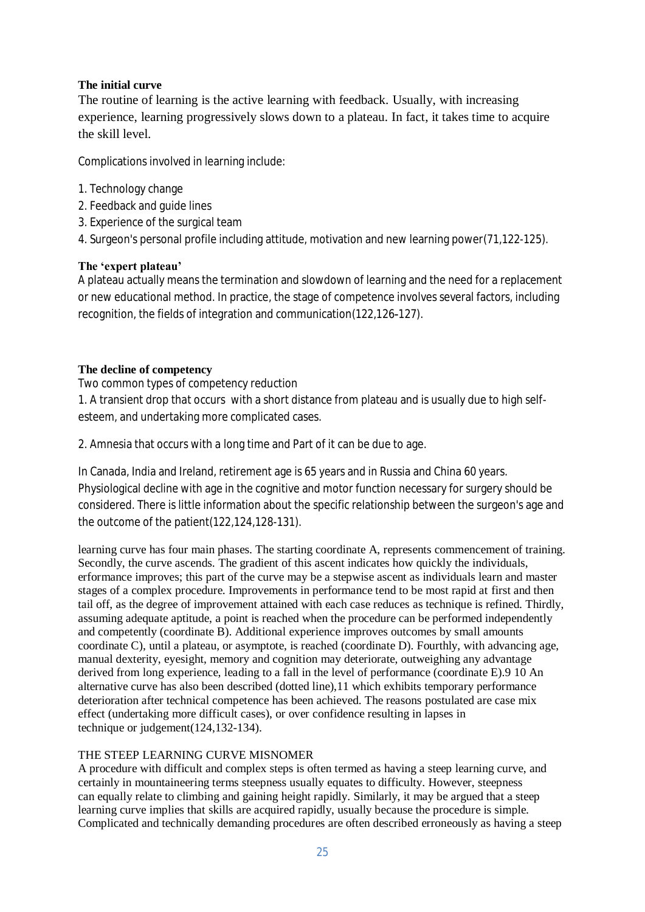**The initial curve**

The routine of learning is the active learning with feedback. Usually, with increasing experience, learning progressively slows down to a plateau. In fact, it takes time to acquire the skill level.

Complications involved in learning include:

1. Technology change
2. Feedback and guide lines
3. Experience of the surgical team
4. Surgeon's personal profile including attitude, motivation and new learning power(71,122-125).

**The 'expert plateau'**

A plateau actually means the termination and slowdown of learning and the need for a replacement or new educational method. In practice, the stage of competence involves several factors, including recognition, the fields of integration and communication(122,126-127).

**The decline of competency**

Two common types of competency reduction

1. A transient drop that occurs with a short distance from plateau and is usually due to high self-esteem, and undertaking more complicated cases.

2. Amnesia that occurs with a long time and Part of it can be due to age.

In Canada, India and Ireland, retirement age is 65 years and in Russia and China 60 years. Physiological decline with age in the cognitive and motor function necessary for surgery should be considered. There is little information about the specific relationship between the surgeon's age and the outcome of the patient(122,124,128-131).

learning curve has four main phases. The starting coordinate A, represents commencement of training. Secondly, the curve ascends. The gradient of this ascent indicates how quickly the individuals, erformance improves; this part of the curve may be a stepwise ascent as individuals learn and master stages of a complex procedure. Improvements in performance tend to be most rapid at first and then tail off, as the degree of improvement attained with each case reduces as technique is refined. Thirdly, assuming adequate aptitude, a point is reached when the procedure can be performed independently and competently (coordinate B). Additional experience improves outcomes by small amounts coordinate C), until a plateau, or asymptote, is reached (coordinate D). Fourthly, with advancing age, manual dexterity, eyesight, memory and cognition may deteriorate, outweighing any advantage derived from long experience, leading to a fall in the level of performance (coordinate E).9 10 An alternative curve has also been described (dotted line),11 which exhibits temporary performance deterioration after technical competence has been achieved. The reasons postulated are case mix effect (undertaking more difficult cases), or over confidence resulting in lapses in technique or judgement(124,132-134).

THE STEEP LEARNING CURVE MISNOMER

A procedure with difficult and complex steps is often termed as having a steep learning curve, and certainly in mountaineering terms steepness usually equates to difficulty. However, steepness can equally relate to climbing and gaining height rapidly. Similarly, it may be argued that a steep learning curve implies that skills are acquired rapidly, usually because the procedure is simple. Complicated and technically demanding procedures are often described erroneously as having a steep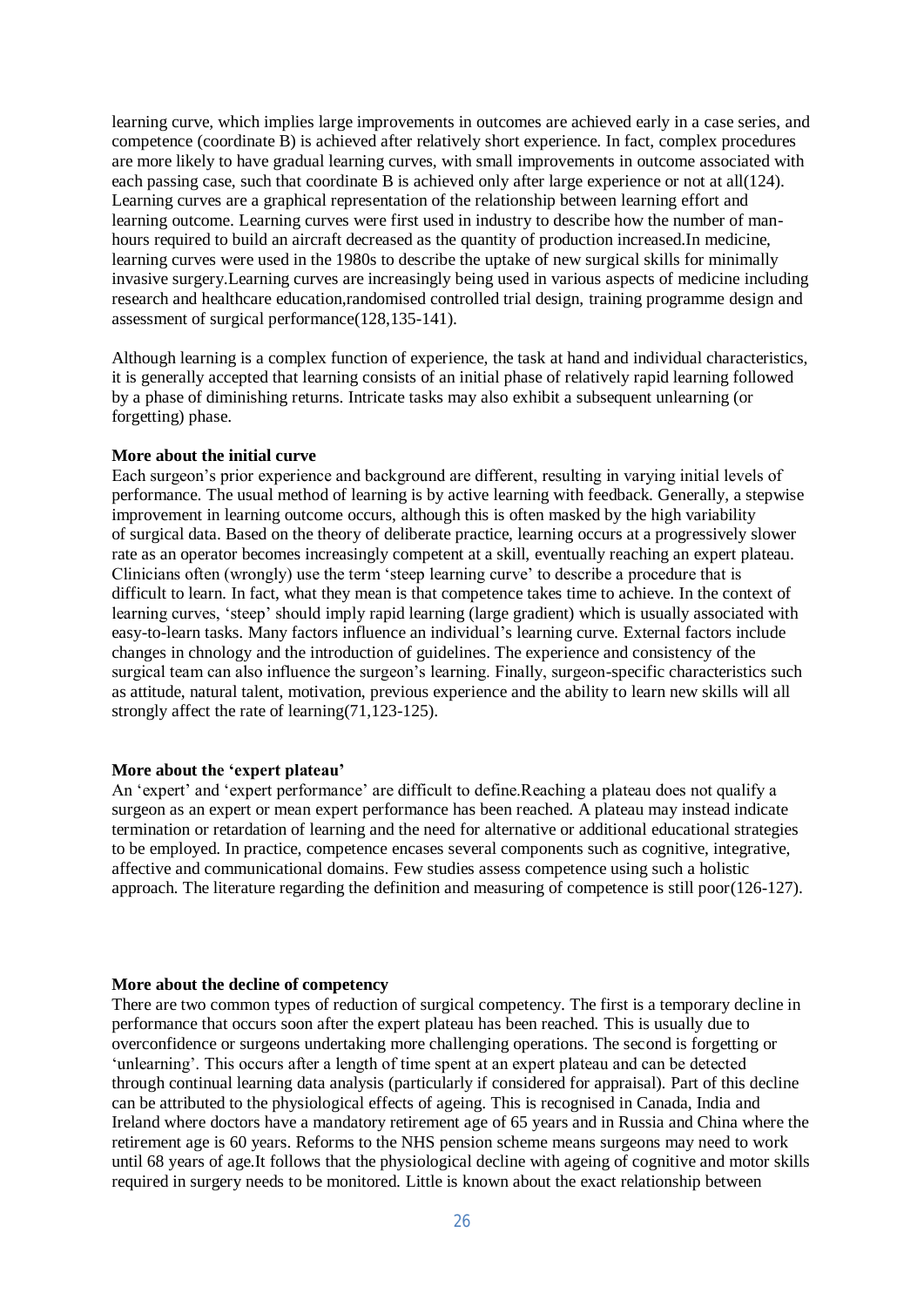learning curve, which implies large improvements in outcomes are achieved early in a case series, and competence (coordinate B) is achieved after relatively short experience. In fact, complex procedures are more likely to have gradual learning curves, with small improvements in outcome associated with each passing case, such that coordinate B is achieved only after large experience or not at all(124). Learning curves are a graphical representation of the relationship between learning effort and learning outcome. Learning curves were first used in industry to describe how the number of man-hours required to build an aircraft decreased as the quantity of production increased.In medicine, learning curves were used in the 1980s to describe the uptake of new surgical skills for minimally invasive surgery.Learning curves are increasingly being used in various aspects of medicine including research and healthcare education,randomised controlled trial design, training programme design and assessment of surgical performance(128,135-141).

Although learning is a complex function of experience, the task at hand and individual characteristics, it is generally accepted that learning consists of an initial phase of relatively rapid learning followed by a phase of diminishing returns. Intricate tasks may also exhibit a subsequent unlearning (or forgetting) phase.

**More about the initial curve**

Each surgeon's prior experience and background are different, resulting in varying initial levels of performance. The usual method of learning is by active learning with feedback. Generally, a stepwise improvement in learning outcome occurs, although this is often masked by the high variability of surgical data. Based on the theory of deliberate practice, learning occurs at a progressively slower rate as an operator becomes increasingly competent at a skill, eventually reaching an expert plateau. Clinicians often (wrongly) use the term 'steep learning curve' to describe a procedure that is difficult to learn. In fact, what they mean is that competence takes time to achieve. In the context of learning curves, 'steep' should imply rapid learning (large gradient) which is usually associated with easy-to-learn tasks. Many factors influence an individual's learning curve. External factors include changes in chnology and the introduction of guidelines. The experience and consistency of the surgical team can also influence the surgeon's learning. Finally, surgeon-specific characteristics such as attitude, natural talent, motivation, previous experience and the ability to learn new skills will all strongly affect the rate of learning(71,123-125).

**More about the 'expert plateau'**

An 'expert' and 'expert performance' are difficult to define.Reaching a plateau does not qualify a surgeon as an expert or mean expert performance has been reached. A plateau may instead indicate termination or retardation of learning and the need for alternative or additional educational strategies to be employed. In practice, competence encases several components such as cognitive, integrative, affective and communicational domains. Few studies assess competence using such a holistic approach. The literature regarding the definition and measuring of competence is still poor(126-127).

**More about the decline of competency**

There are two common types of reduction of surgical competency. The first is a temporary decline in performance that occurs soon after the expert plateau has been reached. This is usually due to overconfidence or surgeons undertaking more challenging operations. The second is forgetting or 'unlearning'. This occurs after a length of time spent at an expert plateau and can be detected through continual learning data analysis (particularly if considered for appraisal). Part of this decline can be attributed to the physiological effects of ageing. This is recognised in Canada, India and Ireland where doctors have a mandatory retirement age of 65 years and in Russia and China where the retirement age is 60 years. Reforms to the NHS pension scheme means surgeons may need to work until 68 years of age.It follows that the physiological decline with ageing of cognitive and motor skills required in surgery needs to be monitored. Little is known about the exact relationship between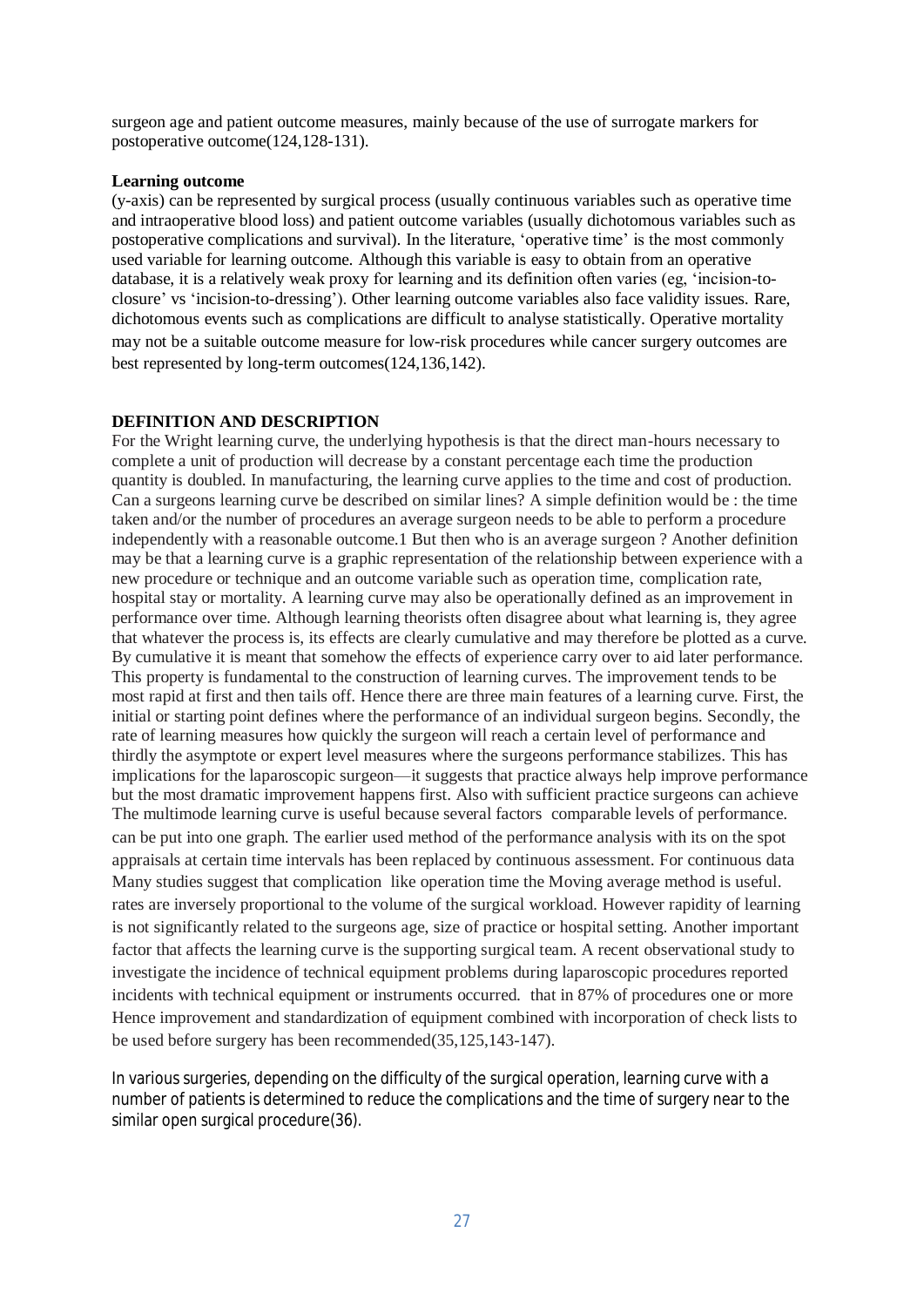surgeon age and patient outcome measures, mainly because of the use of surrogate markers for postoperative outcome(124,128-131).

**Learning outcome**

(y-axis) can be represented by surgical process (usually continuous variables such as operative time and intraoperative blood loss) and patient outcome variables (usually dichotomous variables such as postoperative complications and survival). In the literature, 'operative time' is the most commonly used variable for learning outcome. Although this variable is easy to obtain from an operative database, it is a relatively weak proxy for learning and its definition often varies (eg, 'incision-to-closure' vs 'incision-to-dressing'). Other learning outcome variables also face validity issues. Rare, dichotomous events such as complications are difficult to analyse statistically. Operative mortality may not be a suitable outcome measure for low-risk procedures while cancer surgery outcomes are best represented by long-term outcomes(124,136,142).

**DEFINITION AND DESCRIPTION**

For the Wright learning curve, the underlying hypothesis is that the direct man-hours necessary to complete a unit of production will decrease by a constant percentage each time the production quantity is doubled. In manufacturing, the learning curve applies to the time and cost of production. Can a surgeons learning curve be described on similar lines? A simple definition would be : the time taken and/or the number of procedures an average surgeon needs to be able to perform a procedure independently with a reasonable outcome.1 But then who is an average surgeon ? Another definition may be that a learning curve is a graphic representation of the relationship between experience with a new procedure or technique and an outcome variable such as operation time, complication rate, hospital stay or mortality. A learning curve may also be operationally defined as an improvement in performance over time. Although learning theorists often disagree about what learning is, they agree that whatever the process is, its effects are clearly cumulative and may therefore be plotted as a curve. By cumulative it is meant that somehow the effects of experience carry over to aid later performance. This property is fundamental to the construction of learning curves. The improvement tends to be most rapid at first and then tails off. Hence there are three main features of a learning curve. First, the initial or starting point defines where the performance of an individual surgeon begins. Secondly, the rate of learning measures how quickly the surgeon will reach a certain level of performance and thirdly the asymptote or expert level measures where the surgeons performance stabilizes. This has implications for the laparoscopic surgeon—it suggests that practice always help improve performance but the most dramatic improvement happens first. Also with sufficient practice surgeons can achieve comparable levels of performance. The multimode learning curve is useful because several factors can be put into one graph. The earlier used method of the performance analysis with its on the spot appraisals at certain time intervals has been replaced by continuous assessment. For continuous data like operation time the Moving average method is useful. Many studies suggest that complication rates are inversely proportional to the volume of the surgical workload. However rapidity of learning is not significantly related to the surgeons age, size of practice or hospital setting. Another important factor that affects the learning curve is the supporting surgical team. A recent observational study to investigate the incidence of technical equipment problems during laparoscopic procedures reported that in 87% of procedures one or more incidents with technical equipment or instruments occurred. Hence improvement and standardization of equipment combined with incorporation of check lists to be used before surgery has been recommended(35,125,143-147).

In various surgeries, depending on the difficulty of the surgical operation, learning curve with a number of patients is determined to reduce the complications and the time of surgery near to the similar open surgical procedure(36).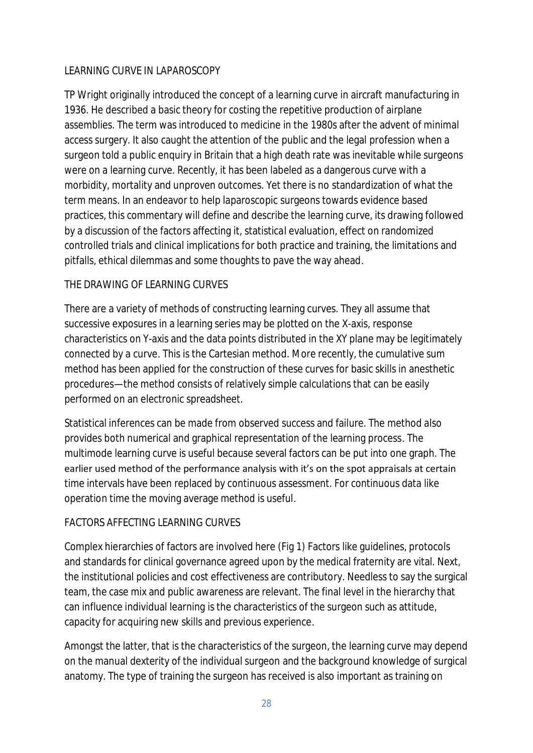## LEARNING CURVE IN LAPAROSCOPY

TP Wright originally introduced the concept of a learning curve in aircraft manufacturing in 1936. He described a basic theory for costing the repetitive production of airplane assemblies. The term was introduced to medicine in the 1980s after the advent of minimal access surgery. It also caught the attention of the public and the legal profession when a surgeon told a public enquiry in Britain that a high death rate was inevitable while surgeons were on a learning curve. Recently, it has been labeled as a dangerous curve with a morbidity, mortality and unproven outcomes. Yet there is no standardization of what the term means. In an endeavor to help laparoscopic surgeons towards evidence based practices, this commentary will define and describe the learning curve, its drawing followed by a discussion of the factors affecting it, statistical evaluation, effect on randomized controlled trials and clinical implications for both practice and training, the limitations and pitfalls, ethical dilemmas and some thoughts to pave the way ahead.

## THE DRAWING OF LEARNING CURVES

There are a variety of methods of constructing learning curves. They all assume that successive exposures in a learning series may be plotted on the X-axis, response characteristics on Y-axis and the data points distributed in the XY plane may be legitimately connected by a curve. This is the Cartesian method. More recently, the cumulative sum method has been applied for the construction of these curves for basic skills in anesthetic procedures—the method consists of relatively simple calculations that can be easily performed on an electronic spreadsheet.

Statistical inferences can be made from observed success and failure. The method also provides both numerical and graphical representation of the learning process. The multimode learning curve is useful because several factors can be put into one graph. The earlier used method of the performance analysis with it's on the spot appraisals at certain time intervals have been replaced by continuous assessment. For continuous data like operation time the moving average method is useful.

## FACTORS AFFECTING LEARNING CURVES

Complex hierarchies of factors are involved here (Fig 1) Factors like guidelines, protocols and standards for clinical governance agreed upon by the medical fraternity are vital. Next, the institutional policies and cost effectiveness are contributory. Needless to say the surgical team, the case mix and public awareness are relevant. The final level in the hierarchy that can influence individual learning is the characteristics of the surgeon such as attitude, capacity for acquiring new skills and previous experience.

Amongst the latter, that is the characteristics of the surgeon, the learning curve may depend on the manual dexterity of the individual surgeon and the background knowledge of surgical anatomy. The type of training the surgeon has received is also important as training on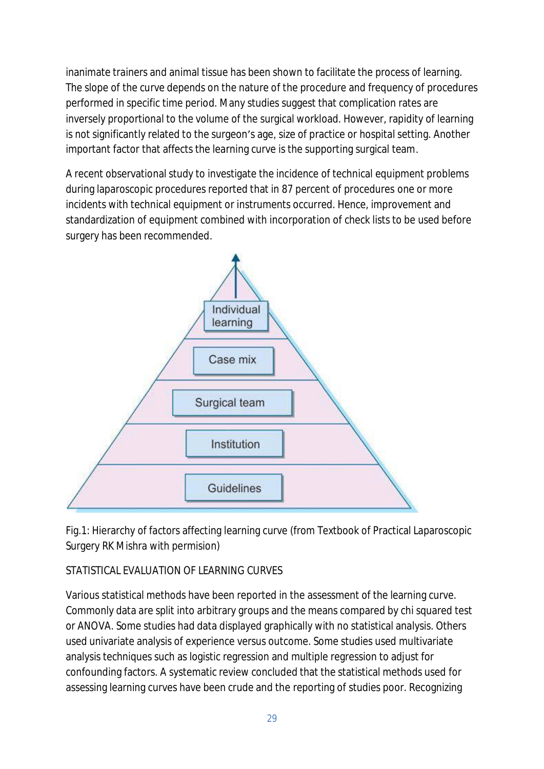inanimate trainers and animal tissue has been shown to facilitate the process of learning. The slope of the curve depends on the nature of the procedure and frequency of procedures performed in specific time period. Many studies suggest that complication rates are inversely proportional to the volume of the surgical workload. However, rapidity of learning is not significantly related to the surgeon's age, size of practice or hospital setting. Another important factor that affects the learning curve is the supporting surgical team.

A recent observational study to investigate the incidence of technical equipment problems during laparoscopic procedures reported that in 87 percent of procedures one or more incidents with technical equipment or instruments occurred. Hence, improvement and standardization of equipment combined with incorporation of check lists to be used before surgery has been recommended.

Individual learning

Case mix

Surgical team

Institution

Guidelines

Fig.1: Hierarchy of factors affecting learning curve (from Textbook of Practical Laparoscopic Surgery RK Mishra with permision)

## STATISTICAL EVALUATION OF LEARNING CURVES

Various statistical methods have been reported in the assessment of the learning curve. Commonly data are split into arbitrary groups and the means compared by chi squared test or ANOVA. Some studies had data displayed graphically with no statistical analysis. Others used univariate analysis of experience versus outcome. Some studies used multivariate analysis techniques such as logistic regression and multiple regression to adjust for confounding factors. A systematic review concluded that the statistical methods used for assessing learning curves have been crude and the reporting of studies poor. Recognizing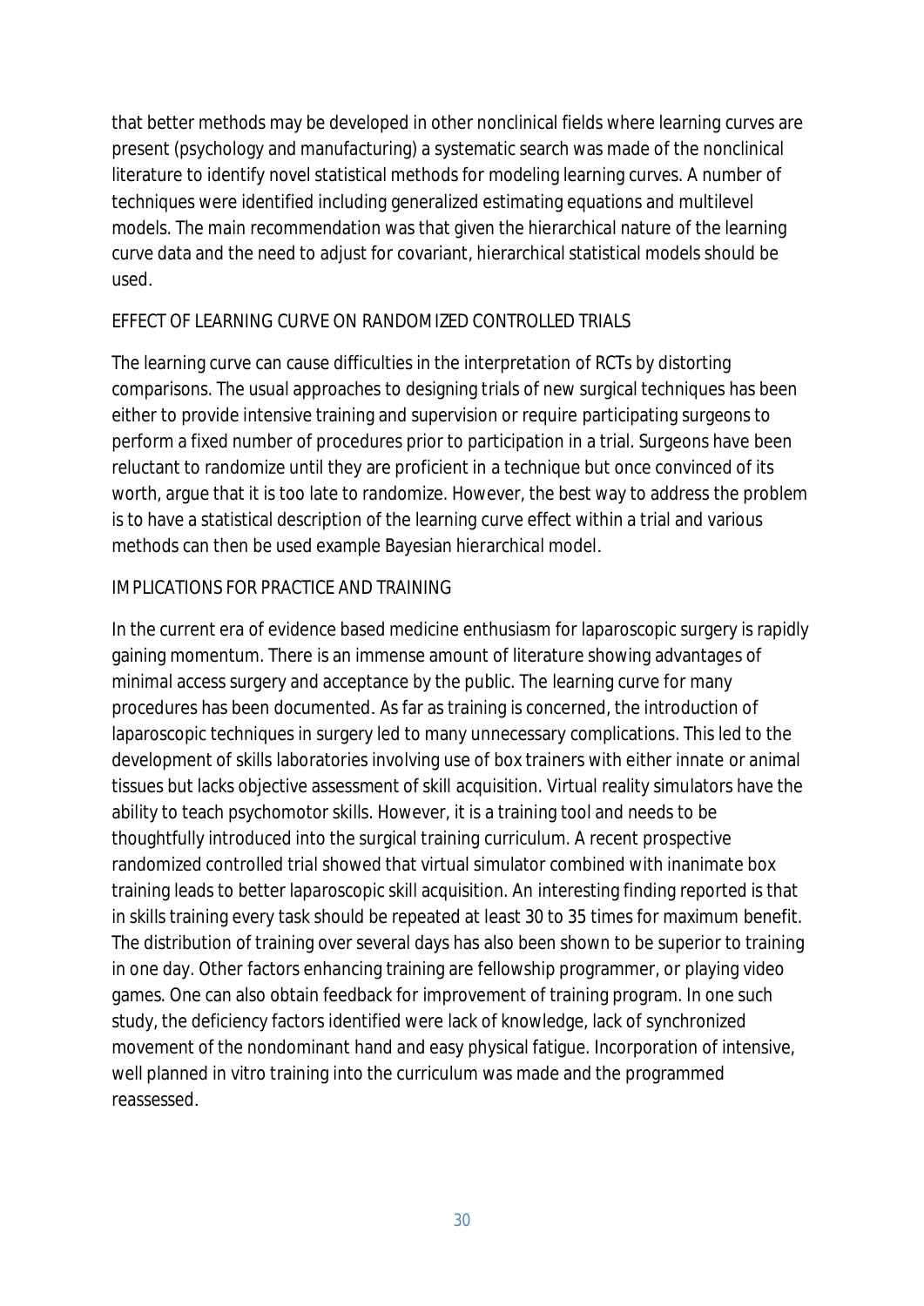that better methods may be developed in other nonclinical fields where learning curves are present (psychology and manufacturing) a systematic search was made of the nonclinical literature to identify novel statistical methods for modeling learning curves. A number of techniques were identified including generalized estimating equations and multilevel models. The main recommendation was that given the hierarchical nature of the learning curve data and the need to adjust for covariant, hierarchical statistical models should be used.

## EFFECT OF LEARNING CURVE ON RANDOMIZED CONTROLLED TRIALS

The learning curve can cause difficulties in the interpretation of RCTs by distorting comparisons. The usual approaches to designing trials of new surgical techniques has been either to provide intensive training and supervision or require participating surgeons to perform a fixed number of procedures prior to participation in a trial. Surgeons have been reluctant to randomize until they are proficient in a technique but once convinced of its worth, argue that it is too late to randomize. However, the best way to address the problem is to have a statistical description of the learning curve effect within a trial and various methods can then be used example Bayesian hierarchical model.

## IMPLICATIONS FOR PRACTICE AND TRAINING

In the current era of evidence based medicine enthusiasm for laparoscopic surgery is rapidly gaining momentum. There is an immense amount of literature showing advantages of minimal access surgery and acceptance by the public. The learning curve for many procedures has been documented. As far as training is concerned, the introduction of laparoscopic techniques in surgery led to many unnecessary complications. This led to the development of skills laboratories involving use of box trainers with either innate or animal tissues but lacks objective assessment of skill acquisition. Virtual reality simulators have the ability to teach psychomotor skills. However, it is a training tool and needs to be thoughtfully introduced into the surgical training curriculum. A recent prospective randomized controlled trial showed that virtual simulator combined with inanimate box training leads to better laparoscopic skill acquisition. An interesting finding reported is that in skills training every task should be repeated at least 30 to 35 times for maximum benefit. The distribution of training over several days has also been shown to be superior to training in one day. Other factors enhancing training are fellowship programmer, or playing video games. One can also obtain feedback for improvement of training program. In one such study, the deficiency factors identified were lack of knowledge, lack of synchronized movement of the nondominant hand and easy physical fatigue. Incorporation of intensive, well planned in vitro training into the curriculum was made and the programmed reassessed.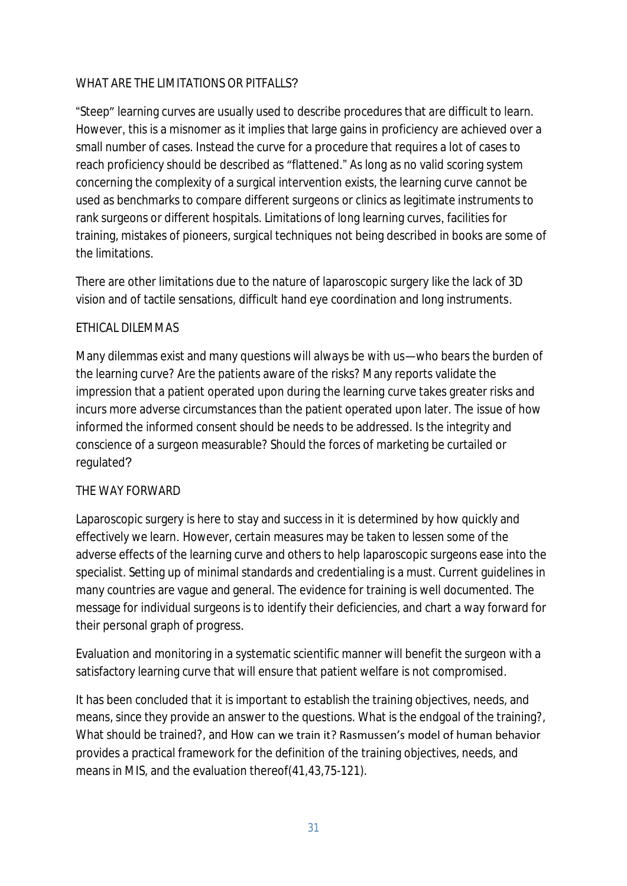## WHAT ARE THE LIMITATIONS OR PITFALLS?

"Steep" learning curves are usually used to describe procedures that are difficult to learn. However, this is a misnomer as it implies that large gains in proficiency are achieved over a small number of cases. Instead the curve for a procedure that requires a lot of cases to reach proficiency should be described as "flattened." As long as no valid scoring system concerning the complexity of a surgical intervention exists, the learning curve cannot be used as benchmarks to compare different surgeons or clinics as legitimate instruments to rank surgeons or different hospitals. Limitations of long learning curves, facilities for training, mistakes of pioneers, surgical techniques not being described in books are some of the limitations.

There are other limitations due to the nature of laparoscopic surgery like the lack of 3D vision and of tactile sensations, difficult hand eye coordination and long instruments.

## ETHICAL DILEMMAS

Many dilemmas exist and many questions will always be with us—who bears the burden of the learning curve? Are the patients aware of the risks? Many reports validate the impression that a patient operated upon during the learning curve takes greater risks and incurs more adverse circumstances than the patient operated upon later. The issue of how informed the informed consent should be needs to be addressed. Is the integrity and conscience of a surgeon measurable? Should the forces of marketing be curtailed or regulated?

## THE WAY FORWARD

Laparoscopic surgery is here to stay and success in it is determined by how quickly and effectively we learn. However, certain measures may be taken to lessen some of the adverse effects of the learning curve and others to help laparoscopic surgeons ease into the specialist. Setting up of minimal standards and credentialing is a must. Current guidelines in many countries are vague and general. The evidence for training is well documented. The message for individual surgeons is to identify their deficiencies, and chart a way forward for their personal graph of progress.

Evaluation and monitoring in a systematic scientific manner will benefit the surgeon with a satisfactory learning curve that will ensure that patient welfare is not compromised.

It has been concluded that it is important to establish the training objectives, needs, and means, since they provide an answer to the questions. What is the endgoal of the training?, What should be trained?, and How can we train it? Rasmussen's model of human behavior provides a practical framework for the definition of the training objectives, needs, and means in MIS, and the evaluation thereof(41,43,75-121).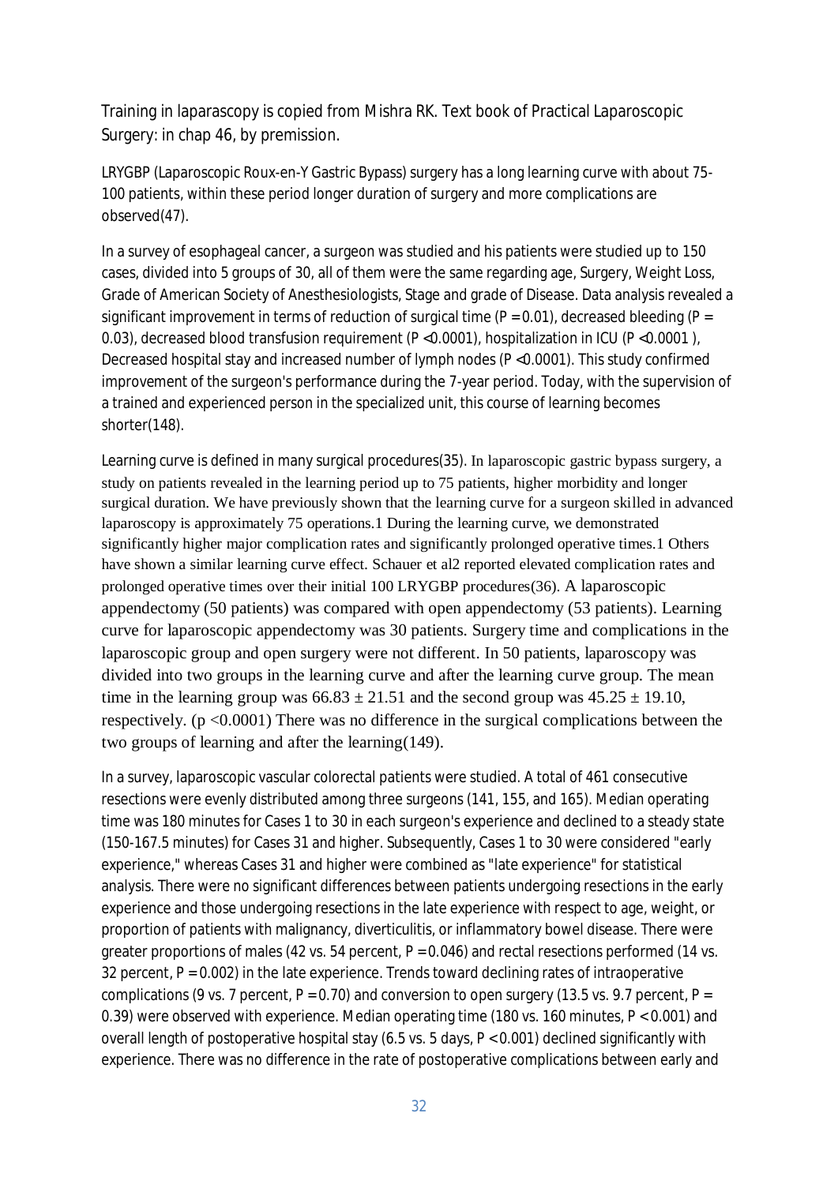Training in laparascopy is copied from Mishra RK. Text book of Practical Laparoscopic Surgery: in chap 46, by premission.

LRYGBP (Laparoscopic Roux-en-Y Gastric Bypass) surgery has a long learning curve with about 75-100 patients, within these period longer duration of surgery and more complications are observed(47).

In a survey of esophageal cancer, a surgeon was studied and his patients were studied up to 150 cases, divided into 5 groups of 30, all of them were the same regarding age, Surgery, Weight Loss, Grade of American Society of Anesthesiologists, Stage and grade of Disease. Data analysis revealed a significant improvement in terms of reduction of surgical time ($P = 0.01$), decreased bleeding ($P = 0.03$), decreased blood transfusion requirement ($P < 0.0001$), hospitalization in ICU ($P < 0.0001$), Decreased hospital stay and increased number of lymph nodes ($P < 0.0001$). This study confirmed improvement of the surgeon's performance during the 7-year period. Today, with the supervision of a trained and experienced person in the specialized unit, this course of learning becomes shorter(148).

Learning curve is defined in many surgical procedures(35). In laparoscopic gastric bypass surgery, a study on patients revealed in the learning period up to 75 patients, higher morbidity and longer surgical duration. We have previously shown that the learning curve for a surgeon skilled in advanced laparoscopy is approximately 75 operations.1 During the learning curve, we demonstrated significantly higher major complication rates and significantly prolonged operative times.1 Others have shown a similar learning curve effect. Schauer et al2 reported elevated complication rates and prolonged operative times over their initial 100 LRYGBP procedures(36). A laparoscopic appendectomy (50 patients) was compared with open appendectomy (53 patients). Learning curve for laparoscopic appendectomy was 30 patients. Surgery time and complications in the laparoscopic group and open surgery were not different. In 50 patients, laparoscopy was divided into two groups in the learning curve and after the learning curve group. The mean time in the learning group was $66.83 \pm 21.51$ and the second group was $45.25 \pm 19.10$, respectively. ($p < 0.0001$) There was no difference in the surgical complications between the two groups of learning and after the learning(149).

In a survey, laparoscopic vascular colorectal patients were studied. A total of 461 consecutive resections were evenly distributed among three surgeons (141, 155, and 165). Median operating time was 180 minutes for Cases 1 to 30 in each surgeon's experience and declined to a steady state (150-167.5 minutes) for Cases 31 and higher. Subsequently, Cases 1 to 30 were considered "early experience," whereas Cases 31 and higher were combined as "late experience" for statistical analysis. There were no significant differences between patients undergoing resections in the early experience and those undergoing resections in the late experience with respect to age, weight, or proportion of patients with malignancy, diverticulitis, or inflammatory bowel disease. There were greater proportions of males (42 vs. 54 percent, $P = 0.046$) and rectal resections performed (14 vs. 32 percent, $P = 0.002$) in the late experience. Trends toward declining rates of intraoperative complications (9 vs. 7 percent, $P = 0.70$) and conversion to open surgery (13.5 vs. 9.7 percent, $P = 0.39$) were observed with experience. Median operating time (180 vs. 160 minutes, $P < 0.001$) and overall length of postoperative hospital stay (6.5 vs. 5 days, $P < 0.001$) declined significantly with experience. There was no difference in the rate of postoperative complications between early and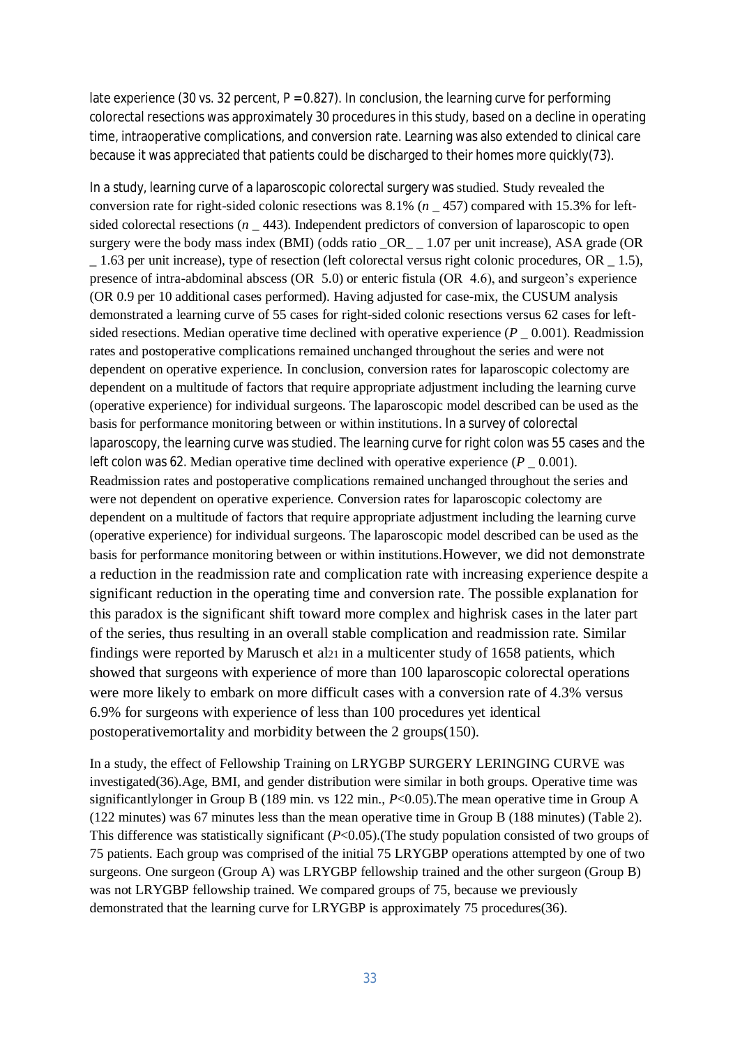late experience (30 vs. 32 percent, P = 0.827). In conclusion, the learning curve for performing colorectal resections was approximately 30 procedures in this study, based on a decline in operating time, intraoperative complications, and conversion rate. Learning was also extended to clinical care because it was appreciated that patients could be discharged to their homes more quickly(73).

In a study, learning curve of a laparoscopic colorectal surgery was studied. Study revealed the conversion rate for right-sided colonic resections was 8.1% (*n* _ 457) compared with 15.3% for left-sided colorectal resections (*n* _ 443). Independent predictors of conversion of laparoscopic to open surgery were the body mass index (BMI) (odds ratio _OR_ _ 1.07 per unit increase), ASA grade (OR _ 1.63 per unit increase), type of resection (left colorectal versus right colonic procedures, OR _ 1.5), presence of intra-abdominal abscess (OR 5.0) or enteric fistula (OR 4.6), and surgeon's experience (OR 0.9 per 10 additional cases performed). Having adjusted for case-mix, the CUSUM analysis demonstrated a learning curve of 55 cases for right-sided colonic resections versus 62 cases for left-sided resections. Median operative time declined with operative experience (*P* _ 0.001). Readmission rates and postoperative complications remained unchanged throughout the series and were not dependent on operative experience. In conclusion, conversion rates for laparoscopic colectomy are dependent on a multitude of factors that require appropriate adjustment including the learning curve (operative experience) for individual surgeons. The laparoscopic model described can be used as the basis for performance monitoring between or within institutions. In a survey of colorectal laparoscopy, the learning curve was studied. The learning curve for right colon was 55 cases and the left colon was 62. Median operative time declined with operative experience (*P* _ 0.001). Readmission rates and postoperative complications remained unchanged throughout the series and were not dependent on operative experience. Conversion rates for laparoscopic colectomy are dependent on a multitude of factors that require appropriate adjustment including the learning curve (operative experience) for individual surgeons. The laparoscopic model described can be used as the basis for performance monitoring between or within institutions.However, we did not demonstrate a reduction in the readmission rate and complication rate with increasing experience despite a significant reduction in the operating time and conversion rate. The possible explanation for this paradox is the significant shift toward more complex and highrisk cases in the later part of the series, thus resulting in an overall stable complication and readmission rate. Similar findings were reported by Marusch et al[21] in a multicenter study of 1658 patients, which showed that surgeons with experience of more than 100 laparoscopic colorectal operations were more likely to embark on more difficult cases with a conversion rate of 4.3% versus 6.9% for surgeons with experience of less than 100 procedures yet identical postoperativemortality and morbidity between the 2 groups(150).

In a study, the effect of Fellowship Training on LRYGBP SURGERY LERINGING CURVE was investigated(36).Age, BMI, and gender distribution were similar in both groups. Operative time was significantlylonger in Group B (189 min. vs 122 min., *P*<0.05).The mean operative time in Group A (122 minutes) was 67 minutes less than the mean operative time in Group B (188 minutes) (Table 2). This difference was statistically significant (*P*<0.05).(The study population consisted of two groups of 75 patients. Each group was comprised of the initial 75 LRYGBP operations attempted by one of two surgeons. One surgeon (Group A) was LRYGBP fellowship trained and the other surgeon (Group B) was not LRYGBP fellowship trained. We compared groups of 75, because we previously demonstrated that the learning curve for LRYGBP is approximately 75 procedures(36).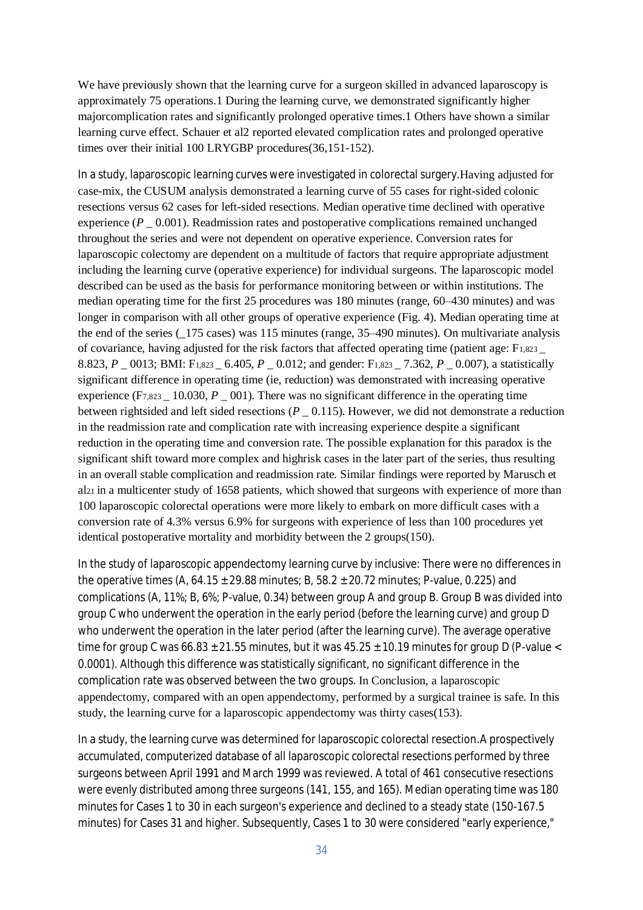We have previously shown that the learning curve for a surgeon skilled in advanced laparoscopy is approximately 75 operations.1 During the learning curve, we demonstrated significantly higher majorcomplication rates and significantly prolonged operative times.1 Others have shown a similar learning curve effect. Schauer et al2 reported elevated complication rates and prolonged operative times over their initial 100 LRYGBP procedures(36,151-152).

In a study, laparoscopic learning curves were investigated in colorectal surgery.Having adjusted for case-mix, the CUSUM analysis demonstrated a learning curve of 55 cases for right-sided colonic resections versus 62 cases for left-sided resections. Median operative time declined with operative experience (*P* _ 0.001). Readmission rates and postoperative complications remained unchanged throughout the series and were not dependent on operative experience. Conversion rates for laparoscopic colectomy are dependent on a multitude of factors that require appropriate adjustment including the learning curve (operative experience) for individual surgeons. The laparoscopic model described can be used as the basis for performance monitoring between or within institutions. The median operating time for the first 25 procedures was 180 minutes (range, 60–430 minutes) and was longer in comparison with all other groups of operative experience (Fig. 4). Median operating time at the end of the series (_175 cases) was 115 minutes (range, 35–490 minutes). On multivariate analysis of covariance, having adjusted for the risk factors that affected operating time (patient age: $F_{1,823}$ _ 8.823, *P* _ 0013; BMI: $F_{1,823}$ _ 6.405, *P* _ 0.012; and gender: $F_{1,823}$ _ 7.362, *P* _ 0.007), a statistically significant difference in operating time (ie, reduction) was demonstrated with increasing operative experience ($F_{7,823}$ _ 10.030, *P* _ 001). There was no significant difference in the operating time between rightsided and left sided resections (*P* _ 0.115). However, we did not demonstrate a reduction in the readmission rate and complication rate with increasing experience despite a significant reduction in the operating time and conversion rate. The possible explanation for this paradox is the significant shift toward more complex and highrisk cases in the later part of the series, thus resulting in an overall stable complication and readmission rate. Similar findings were reported by Marusch et al[21] in a multicenter study of 1658 patients, which showed that surgeons with experience of more than 100 laparoscopic colorectal operations were more likely to embark on more difficult cases with a conversion rate of 4.3% versus 6.9% for surgeons with experience of less than 100 procedures yet identical postoperative mortality and morbidity between the 2 groups(150).

In the study of laparoscopic appendectomy learning curve by inclusive: There were no differences in the operative times (A, 64.15 ± 29.88 minutes; B, 58.2 ± 20.72 minutes; P-value, 0.225) and complications (A, 11%; B, 6%; P-value, 0.34) between group A and group B. Group B was divided into group C who underwent the operation in the early period (before the learning curve) and group D who underwent the operation in the later period (after the learning curve). The average operative time for group C was 66.83 ± 21.55 minutes, but it was 45.25 ± 10.19 minutes for group D (P-value < 0.0001). Although this difference was statistically significant, no significant difference in the complication rate was observed between the two groups. In Conclusion, a laparoscopic appendectomy, compared with an open appendectomy, performed by a surgical trainee is safe. In this study, the learning curve for a laparoscopic appendectomy was thirty cases(153).

In a study, the learning curve was determined for laparoscopic colorectal resection.A prospectively accumulated, computerized database of all laparoscopic colorectal resections performed by three surgeons between April 1991 and March 1999 was reviewed. A total of 461 consecutive resections were evenly distributed among three surgeons (141, 155, and 165). Median operating time was 180 minutes for Cases 1 to 30 in each surgeon's experience and declined to a steady state (150-167.5 minutes) for Cases 31 and higher. Subsequently, Cases 1 to 30 were considered "early experience,"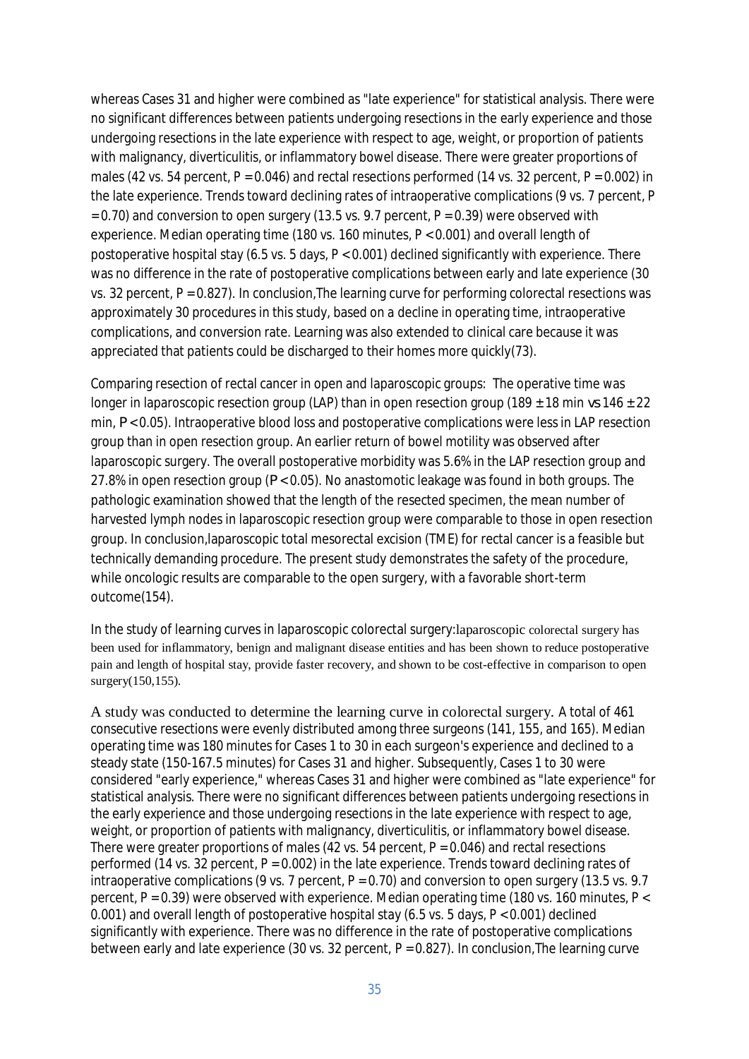whereas Cases 31 and higher were combined as "late experience" for statistical analysis. There were no significant differences between patients undergoing resections in the early experience and those undergoing resections in the late experience with respect to age, weight, or proportion of patients with malignancy, diverticulitis, or inflammatory bowel disease. There were greater proportions of males (42 vs. 54 percent, $P = 0.046$) and rectal resections performed (14 vs. 32 percent, $P = 0.002$) in the late experience. Trends toward declining rates of intraoperative complications (9 vs. 7 percent, $P = 0.70$) and conversion to open surgery (13.5 vs. 9.7 percent, $P = 0.39$) were observed with experience. Median operating time (180 vs. 160 minutes, $P < 0.001$) and overall length of postoperative hospital stay (6.5 vs. 5 days, $P < 0.001$) declined significantly with experience. There was no difference in the rate of postoperative complications between early and late experience (30 vs. 32 percent, $P = 0.827$). In conclusion,The learning curve for performing colorectal resections was approximately 30 procedures in this study, based on a decline in operating time, intraoperative complications, and conversion rate. Learning was also extended to clinical care because it was appreciated that patients could be discharged to their homes more quickly(73).

Comparing resection of rectal cancer in open and laparoscopic groups: The operative time was longer in laparoscopic resection group (LAP) than in open resection group ($189 \pm 18$ min *vs* $146 \pm 22$ min, $P < 0.05$). Intraoperative blood loss and postoperative complications were less in LAP resection group than in open resection group. An earlier return of bowel motility was observed after laparoscopic surgery. The overall postoperative morbidity was 5.6% in the LAP resection group and 27.8% in open resection group ($P < 0.05$). No anastomotic leakage was found in both groups. The pathologic examination showed that the length of the resected specimen, the mean number of harvested lymph nodes in laparoscopic resection group were comparable to those in open resection group. In conclusion,laparoscopic total mesorectal excision (TME) for rectal cancer is a feasible but technically demanding procedure. The present study demonstrates the safety of the procedure, while oncologic results are comparable to the open surgery, with a favorable short-term outcome(154).

In the study of learning curves in laparoscopic colorectal surgery:laparoscopic colorectal surgery has been used for inflammatory, benign and malignant disease entities and has been shown to reduce postoperative pain and length of hospital stay, provide faster recovery, and shown to be cost-effective in comparison to open surgery(150,155).

A study was conducted to determine the learning curve in colorectal surgery. A total of 461 consecutive resections were evenly distributed among three surgeons (141, 155, and 165). Median operating time was 180 minutes for Cases 1 to 30 in each surgeon's experience and declined to a steady state (150-167.5 minutes) for Cases 31 and higher. Subsequently, Cases 1 to 30 were considered "early experience," whereas Cases 31 and higher were combined as "late experience" for statistical analysis. There were no significant differences between patients undergoing resections in the early experience and those undergoing resections in the late experience with respect to age, weight, or proportion of patients with malignancy, diverticulitis, or inflammatory bowel disease. There were greater proportions of males (42 vs. 54 percent, $P = 0.046$) and rectal resections performed (14 vs. 32 percent, $P = 0.002$) in the late experience. Trends toward declining rates of intraoperative complications (9 vs. 7 percent, $P = 0.70$) and conversion to open surgery (13.5 vs. 9.7 percent, $P = 0.39$) were observed with experience. Median operating time (180 vs. 160 minutes, $P < 0.001$) and overall length of postoperative hospital stay (6.5 vs. 5 days, $P < 0.001$) declined significantly with experience. There was no difference in the rate of postoperative complications between early and late experience (30 vs. 32 percent, $P = 0.827$). In conclusion,The learning curve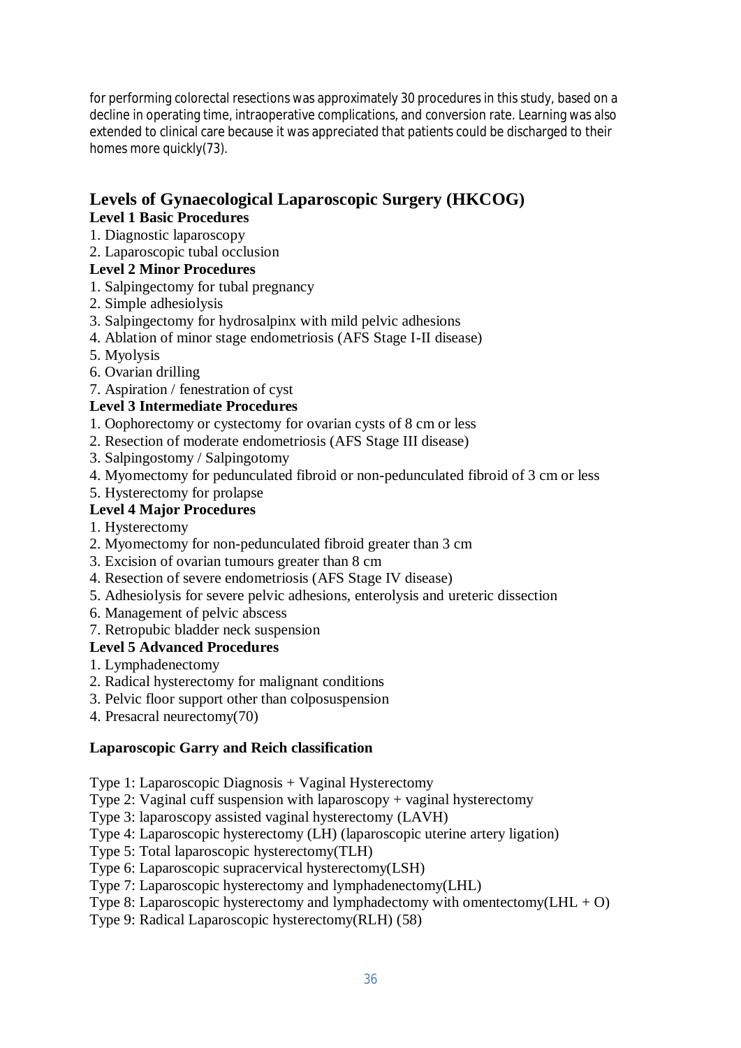for performing colorectal resections was approximately 30 procedures in this study, based on a decline in operating time, intraoperative complications, and conversion rate. Learning was also extended to clinical care because it was appreciated that patients could be discharged to their homes more quickly(73).

## Levels of Gynaecological Laparoscopic Surgery (HKCOG)

**Level 1 Basic Procedures**

1. Diagnostic laparoscopy
2. Laparoscopic tubal occlusion

**Level 2 Minor Procedures**

1. Salpingectomy for tubal pregnancy
2. Simple adhesiolysis
3. Salpingectomy for hydrosalpinx with mild pelvic adhesions
4. Ablation of minor stage endometriosis (AFS Stage I-II disease)
5. Myolysis
6. Ovarian drilling
7. Aspiration / fenestration of cyst

**Level 3 Intermediate Procedures**

1. Oophorectomy or cystectomy for ovarian cysts of 8 cm or less
2. Resection of moderate endometriosis (AFS Stage III disease)
3. Salpingostomy / Salpingotomy
4. Myomectomy for pedunculated fibroid or non-pedunculated fibroid of 3 cm or less
5. Hysterectomy for prolapse

**Level 4 Major Procedures**

1. Hysterectomy
2. Myomectomy for non-pedunculated fibroid greater than 3 cm
3. Excision of ovarian tumours greater than 8 cm
4. Resection of severe endometriosis (AFS Stage IV disease)
5. Adhesiolysis for severe pelvic adhesions, enterolysis and ureteric dissection
6. Management of pelvic abscess
7. Retropubic bladder neck suspension

**Level 5 Advanced Procedures**

1. Lymphadenectomy
2. Radical hysterectomy for malignant conditions
3. Pelvic floor support other than colposuspension
4. Presacral neurectomy(70)

**Laparoscopic Garry and Reich classification**

Type 1: Laparoscopic Diagnosis + Vaginal Hysterectomy
Type 2: Vaginal cuff suspension with laparoscopy + vaginal hysterectomy
Type 3: laparoscopy assisted vaginal hysterectomy (LAVH)
Type 4: Laparoscopic hysterectomy (LH) (laparoscopic uterine artery ligation)
Type 5: Total laparoscopic hysterectomy(TLH)
Type 6: Laparoscopic supracervical hysterectomy(LSH)
Type 7: Laparoscopic hysterectomy and lymphadenectomy(LHL)
Type 8: Laparoscopic hysterectomy and lymphadectomy with omentectomy(LHL + O)
Type 9: Radical Laparoscopic hysterectomy(RLH) (58)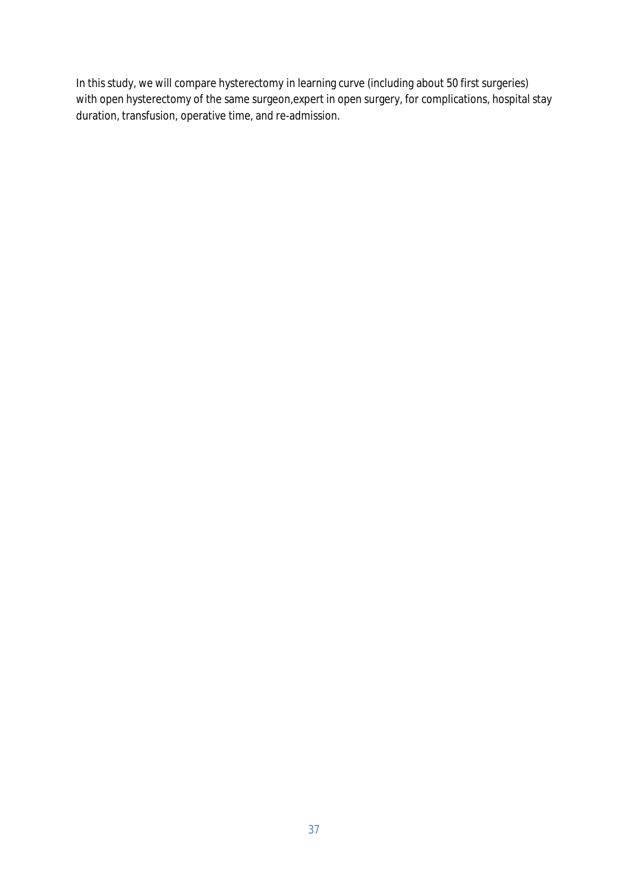In this study, we will compare hysterectomy in learning curve (including about 50 first surgeries) with open hysterectomy of the same surgeon,expert in open surgery, for complications, hospital stay duration, transfusion, operative time, and re-admission.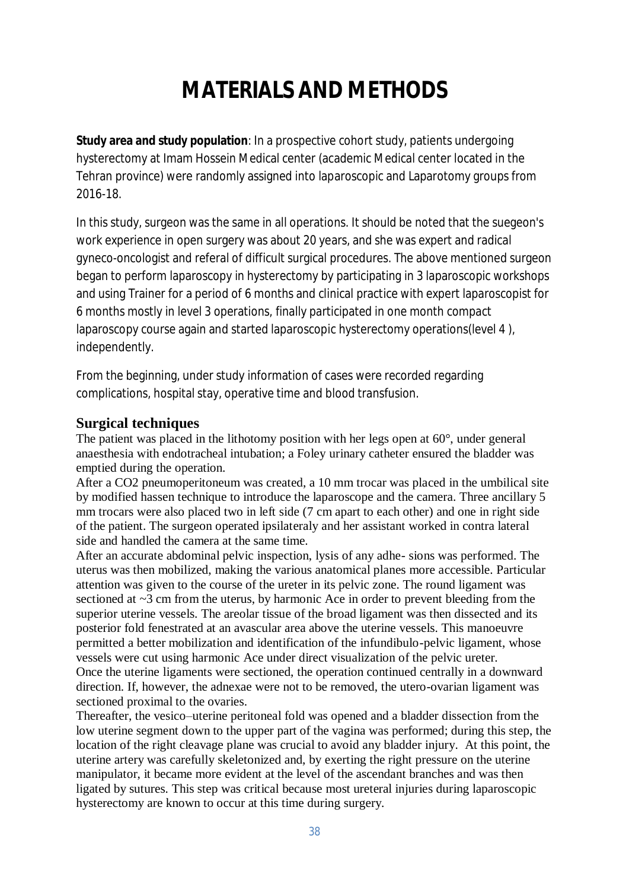# MATERIALS AND METHODS

**Study area and study population**: In a prospective cohort study, patients undergoing hysterectomy at Imam Hossein Medical center (academic Medical center located in the Tehran province) were randomly assigned into laparoscopic and Laparotomy groups from 2016-18.

In this study, surgeon was the same in all operations. It should be noted that the suegeon's work experience in open surgery was about 20 years, and she was expert and radical gyneco-oncologist and referal of difficult surgical procedures. The above mentioned surgeon began to perform laparoscopy in hysterectomy by participating in 3 laparoscopic workshops and using Trainer for a period of 6 months and clinical practice with expert laparoscopist for 6 months mostly in level 3 operations, finally participated in one month compact laparoscopy course again and started laparoscopic hysterectomy operations(level 4 ), independently.

From the beginning, under study information of cases were recorded regarding complications, hospital stay, operative time and blood transfusion.

## Surgical techniques

The patient was placed in the lithotomy position with her legs open at 60°, under general anaesthesia with endotracheal intubation; a Foley urinary catheter ensured the bladder was emptied during the operation.

After a $CO_2$ pneumoperitoneum was created, a 10 mm trocar was placed in the umbilical site by modified hassen technique to introduce the laparoscope and the camera. Three ancillary 5 mm trocars were also placed two in left side (7 cm apart to each other) and one in right side of the patient. The surgeon operated ipsilateraly and her assistant worked in contra lateral side and handled the camera at the same time.

After an accurate abdominal pelvic inspection, lysis of any adhe- sions was performed. The uterus was then mobilized, making the various anatomical planes more accessible. Particular attention was given to the course of the ureter in its pelvic zone. The round ligament was sectioned at ~3 cm from the uterus, by harmonic Ace in order to prevent bleeding from the superior uterine vessels. The areolar tissue of the broad ligament was then dissected and its posterior fold fenestrated at an avascular area above the uterine vessels. This manoeuvre permitted a better mobilization and identification of the infundibulo-pelvic ligament, whose vessels were cut using harmonic Ace under direct visualization of the pelvic ureter.

Once the uterine ligaments were sectioned, the operation continued centrally in a downward direction. If, however, the adnexae were not to be removed, the utero-ovarian ligament was sectioned proximal to the ovaries.

Thereafter, the vesico–uterine peritoneal fold was opened and a bladder dissection from the low uterine segment down to the upper part of the vagina was performed; during this step, the location of the right cleavage plane was crucial to avoid any bladder injury. At this point, the uterine artery was carefully skeletonized and, by exerting the right pressure on the uterine manipulator, it became more evident at the level of the ascendant branches and was then ligated by sutures. This step was critical because most ureteral injuries during laparoscopic hysterectomy are known to occur at this time during surgery.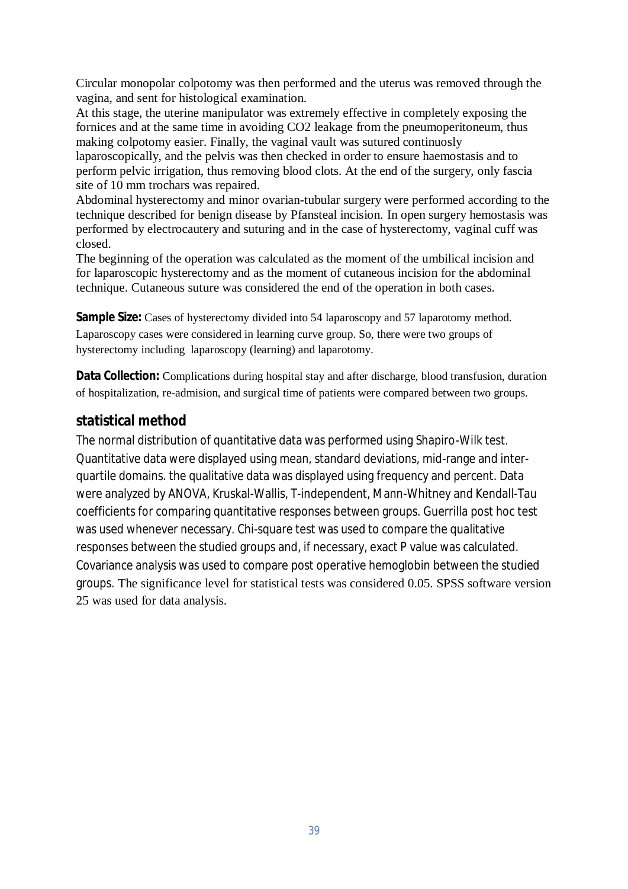Circular monopolar colpotomy was then performed and the uterus was removed through the vagina, and sent for histological examination.
At this stage, the uterine manipulator was extremely effective in completely exposing the fornices and at the same time in avoiding CO2 leakage from the pneumoperitoneum, thus making colpotomy easier. Finally, the vaginal vault was sutured continuosly laparoscopically, and the pelvis was then checked in order to ensure haemostasis and to perform pelvic irrigation, thus removing blood clots. At the end of the surgery, only fascia site of 10 mm trochars was repaired.
Abdominal hysterectomy and minor ovarian-tubular surgery were performed according to the technique described for benign disease by Pfansteal incision. In open surgery hemostasis was performed by electrocautery and suturing and in the case of hysterectomy, vaginal cuff was closed.
The beginning of the operation was calculated as the moment of the umbilical incision and for laparoscopic hysterectomy and as the moment of cutaneous incision for the abdominal technique. Cutaneous suture was considered the end of the operation in both cases.

**Sample Size:** Cases of hysterectomy divided into 54 laparoscopy and 57 laparotomy method. Laparoscopy cases were considered in learning curve group. So, there were two groups of hysterectomy including laparoscopy (learning) and laparotomy.

**Data Collection:** Complications during hospital stay and after discharge, blood transfusion, duration of hospitalization, re-admision, and surgical time of patients were compared between two groups.

## statistical method

The normal distribution of quantitative data was performed using Shapiro-Wilk test. Quantitative data were displayed using mean, standard deviations, mid-range and inter-quartile domains. the qualitative data was displayed using frequency and percent. Data were analyzed by ANOVA, Kruskal-Wallis, T-independent, Mann-Whitney and Kendall-Tau coefficients for comparing quantitative responses between groups. Guerrilla post hoc test was used whenever necessary. Chi-square test was used to compare the qualitative responses between the studied groups and, if necessary, exact P value was calculated. Covariance analysis was used to compare post operative hemoglobin between the studied groups. The significance level for statistical tests was considered 0.05. SPSS software version 25 was used for data analysis.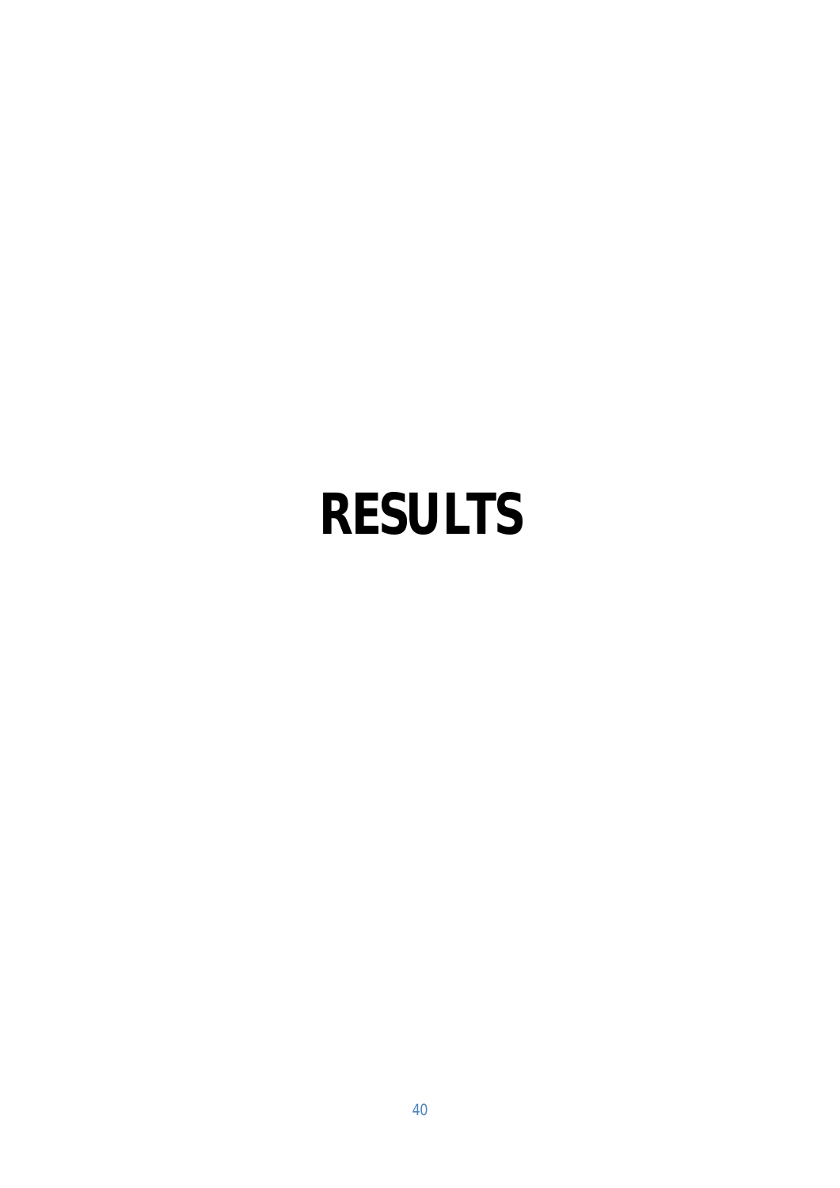# RESULTS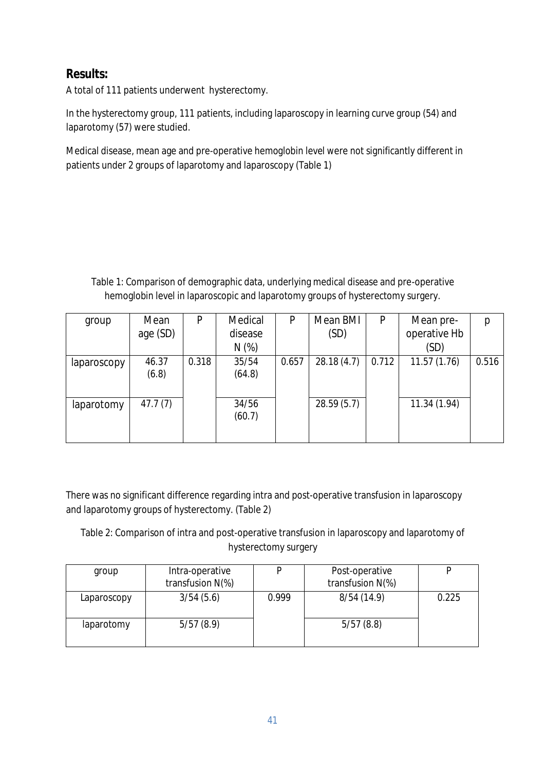## Results:

A total of 111 patients underwent hysterectomy.

In the hysterectomy group, 111 patients, including laparoscopy in learning curve group (54) and laparotomy (57) were studied.

Medical disease, mean age and pre-operative hemoglobin level were not significantly different in patients under 2 groups of laparotomy and laparoscopy (Table 1)

Table 1: Comparison of demographic data, underlying medical disease and pre-operative hemoglobin level in laparoscopic and laparotomy groups of hysterectomy surgery.

| group | Mean age (SD) | P | Medical disease N (%) | P | Mean BMI (SD) | P | Mean pre-operative Hb (SD) | p |
|---|---|---|---|---|---|---|---|---|
| laparoscopy | 46.37 (6.8) | 0.318 | 35/54 (64.8) | 0.657 | 28.18 (4.7) | 0.712 | 11.57 (1.76) | 0.516 |
| laparotomy | 47.7 (7) | | 34/56 (60.7) | | 28.59 (5.7) | | 11.34 (1.94) | |

There was no significant difference regarding intra and post-operative transfusion in laparoscopy and laparotomy groups of hysterectomy. (Table 2)

Table 2: Comparison of intra and post-operative transfusion in laparoscopy and laparotomy of hysterectomy surgery

| group | Intra-operative transfusion N(%) | P | Post-operative transfusion N(%) | P |
|---|---|---|---|---|
| Laparoscopy | 3/54 (5.6) | 0.999 | 8/54 (14.9) | 0.225 |
| laparotomy | 5/57 (8.9) | | 5/57 (8.8) | |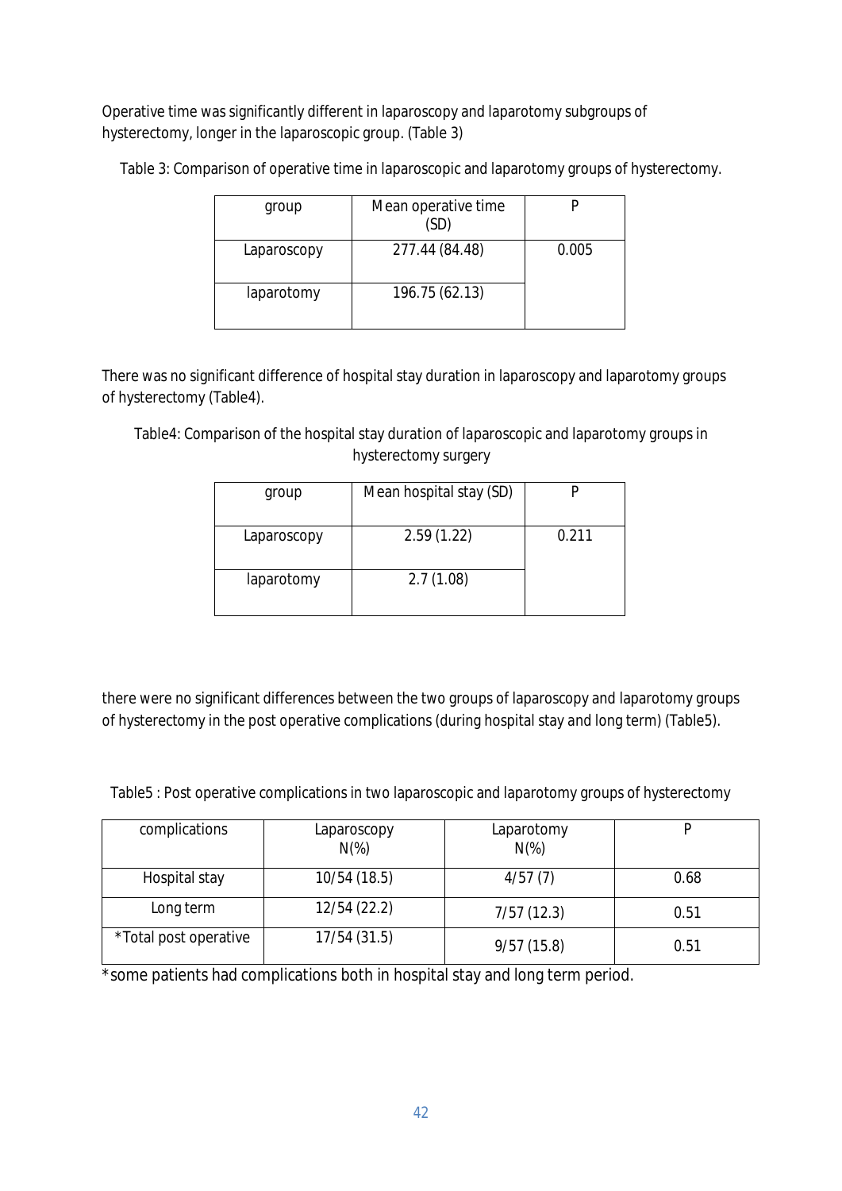Operative time was significantly different in laparoscopy and laparotomy subgroups of hysterectomy, longer in the laparoscopic group. (Table 3)

Table 3: Comparison of operative time in laparoscopic and laparotomy groups of hysterectomy.

| group | Mean operative time (SD) | P |
|---|---|---|
| Laparoscopy | 277.44 (84.48) | 0.005 |
| laparotomy | 196.75 (62.13) | |

There was no significant difference of hospital stay duration in laparoscopy and laparotomy groups of hysterectomy (Table4).

Table4: Comparison of the hospital stay duration of laparoscopic and laparotomy groups in hysterectomy surgery

| group | Mean hospital stay (SD) | P |
|---|---|---|
| Laparoscopy | 2.59 (1.22) | 0.211 |
| laparotomy | 2.7 (1.08) | |

there were no significant differences between the two groups of laparoscopy and laparotomy groups of hysterectomy in the post operative complications (during hospital stay and long term) (Table5).

Table5 : Post operative complications in two laparoscopic and laparotomy groups of hysterectomy

| complications | Laparoscopy N(%) | Laparotomy N(%) | P |
|---|---|---|---|
| Hospital stay | 10/54 (18.5) | 4/57 (7) | 0.68 |
| Long term | 12/54 (22.2) | 7/57 (12.3) | 0.51 |
| *Total post operative | 17/54 (31.5) | 9/57 (15.8) | 0.51 |

*some patients had complications both in hospital stay and long term period.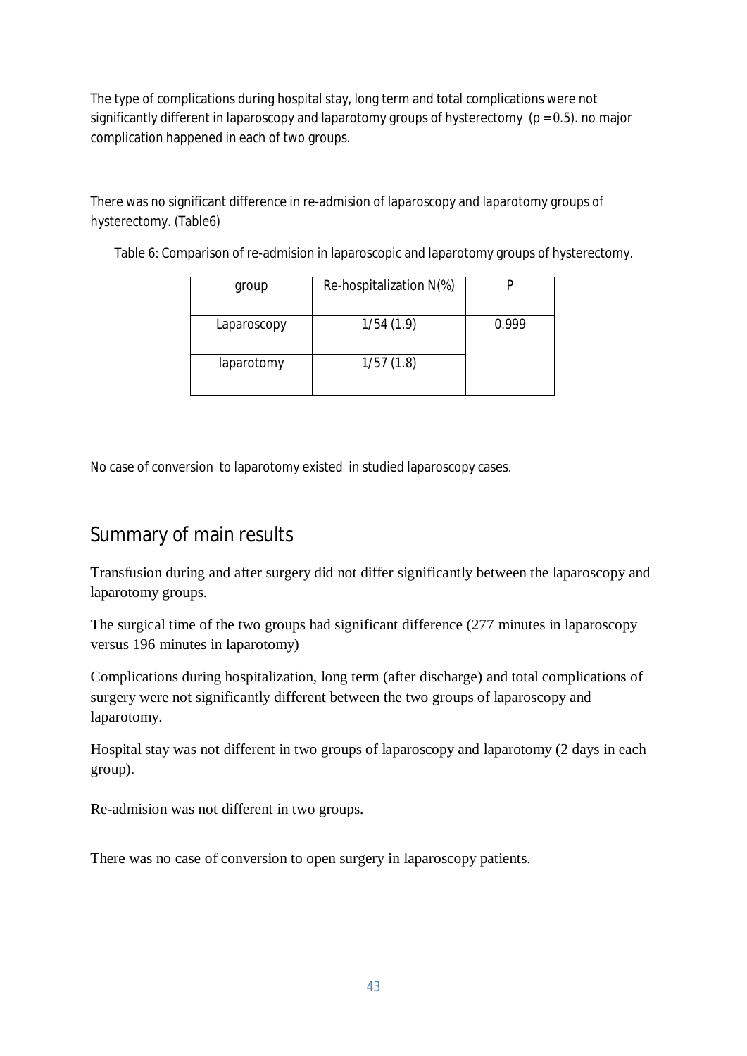The type of complications during hospital stay, long term and total complications were not significantly different in laparoscopy and laparotomy groups of hysterectomy ($p = 0.5$). no major complication happened in each of two groups.

There was no significant difference in re-admision of laparoscopy and laparotomy groups of hysterectomy. (Table6)

Table 6: Comparison of re-admision in laparoscopic and laparotomy groups of hysterectomy.

| group | Re-hospitalization N(%) | P |
|---|---|---|
| Laparoscopy | 1/54 (1.9) | 0.999 |
| laparotomy | 1/57 (1.8) | |

No case of conversion to laparotomy existed in studied laparoscopy cases.

## Summary of main results

Transfusion during and after surgery did not differ significantly between the laparoscopy and laparotomy groups.

The surgical time of the two groups had significant difference (277 minutes in laparoscopy versus 196 minutes in laparotomy)

Complications during hospitalization, long term (after discharge) and total complications of surgery were not significantly different between the two groups of laparoscopy and laparotomy.

Hospital stay was not different in two groups of laparoscopy and laparotomy (2 days in each group).

Re-admision was not different in two groups.

There was no case of conversion to open surgery in laparoscopy patients.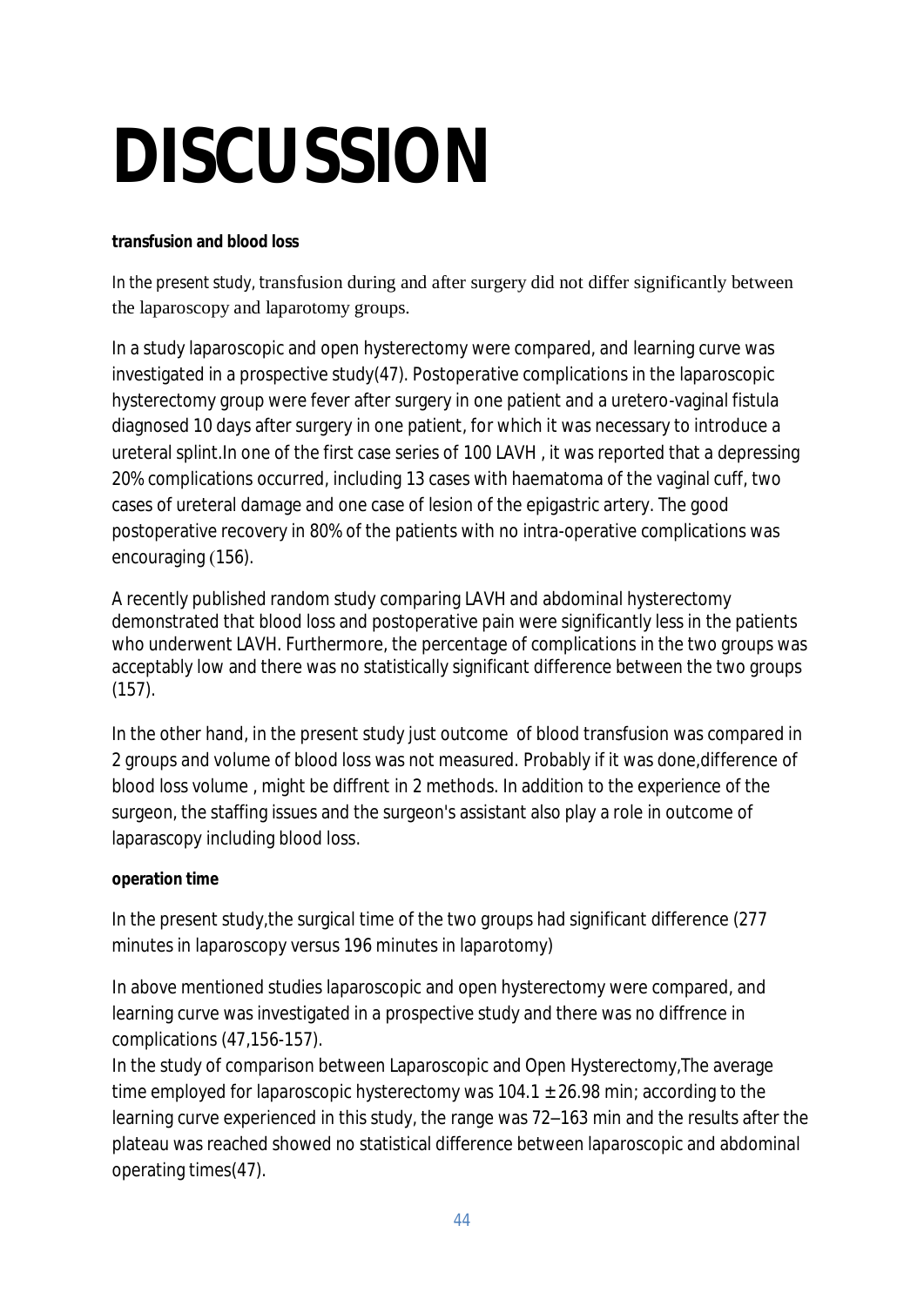# DISCUSSION

**transfusion and blood loss**

In the present study, transfusion during and after surgery did not differ significantly between the laparoscopy and laparotomy groups.

In a study laparoscopic and open hysterectomy were compared, and learning curve was investigated in a prospective study(47). Postoperative complications in the laparoscopic hysterectomy group were fever after surgery in one patient and a uretero-vaginal fistula diagnosed 10 days after surgery in one patient, for which it was necessary to introduce a ureteral splint.In one of the first case series of 100 LAVH , it was reported that a depressing 20% complications occurred, including 13 cases with haematoma of the vaginal cuff, two cases of ureteral damage and one case of lesion of the epigastric artery. The good postoperative recovery in 80% of the patients with no intra-operative complications was encouraging (156).

A recently published random study comparing LAVH and abdominal hysterectomy demonstrated that blood loss and postoperative pain were significantly less in the patients who underwent LAVH. Furthermore, the percentage of complications in the two groups was acceptably low and there was no statistically significant difference between the two groups (157).

In the other hand, in the present study just outcome of blood transfusion was compared in 2 groups and volume of blood loss was not measured. Probably if it was done,difference of blood loss volume , might be diffrent in 2 methods. In addition to the experience of the surgeon, the staffing issues and the surgeon's assistant also play a role in outcome of laparascopy including blood loss.

**operation time**

In the present study,the surgical time of the two groups had significant difference (277 minutes in laparoscopy versus 196 minutes in laparotomy)

In above mentioned studies laparoscopic and open hysterectomy were compared, and learning curve was investigated in a prospective study and there was no diffrence in complications (47,156-157).
In the study of comparison between Laparoscopic and Open Hysterectomy,The average time employed for laparoscopic hysterectomy was 104.1 ± 26.98 min; according to the learning curve experienced in this study, the range was 72–163 min and the results after the plateau was reached showed no statistical difference between laparoscopic and abdominal operating times(47).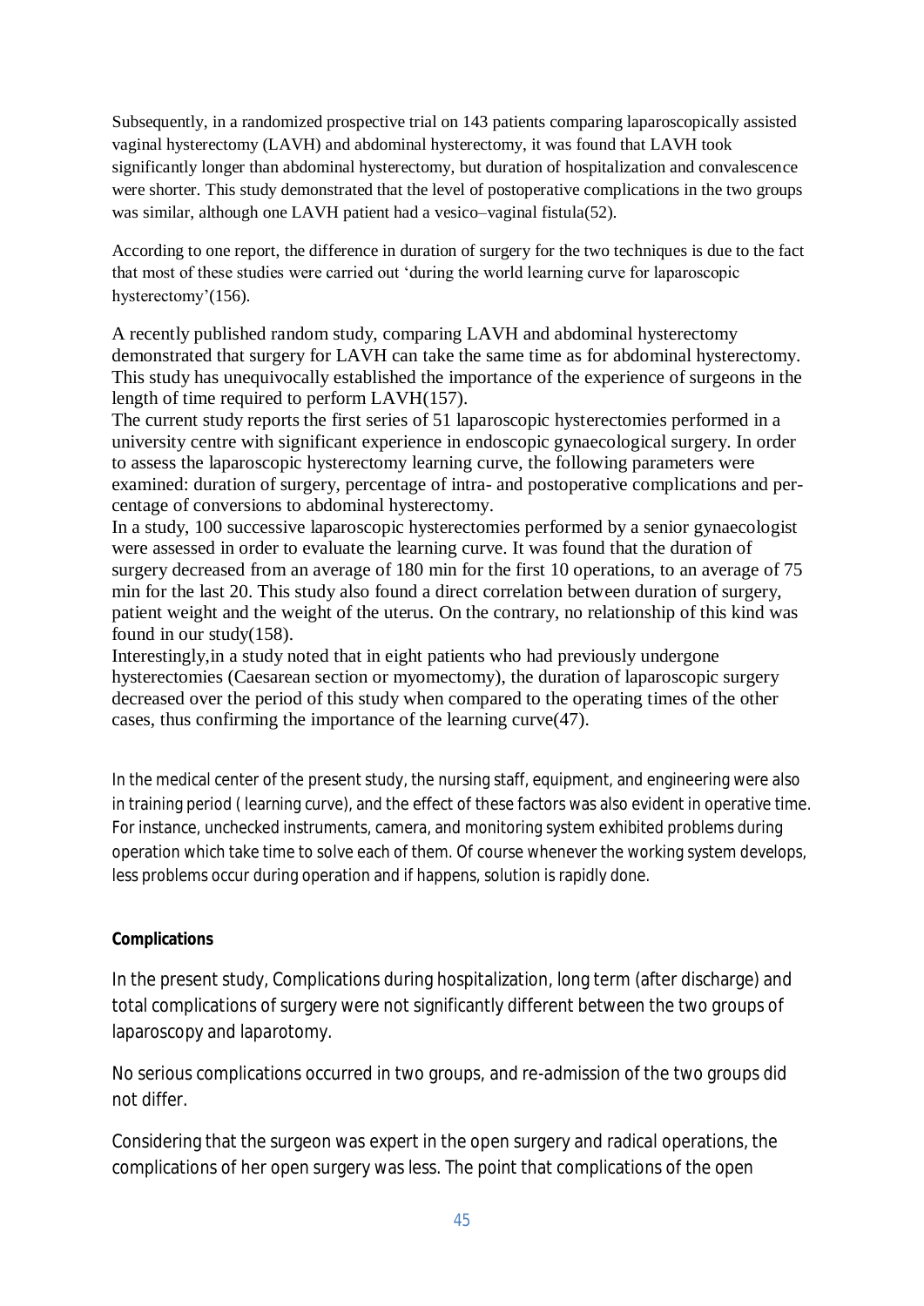Subsequently, in a randomized prospective trial on 143 patients comparing laparoscopically assisted vaginal hysterectomy (LAVH) and abdominal hysterectomy, it was found that LAVH took significantly longer than abdominal hysterectomy, but duration of hospitalization and convalescence were shorter. This study demonstrated that the level of postoperative complications in the two groups was similar, although one LAVH patient had a vesico–vaginal fistula(52).

According to one report, the difference in duration of surgery for the two techniques is due to the fact that most of these studies were carried out 'during the world learning curve for laparoscopic hysterectomy'(156).

A recently published random study, comparing LAVH and abdominal hysterectomy demonstrated that surgery for LAVH can take the same time as for abdominal hysterectomy. This study has unequivocally established the importance of the experience of surgeons in the length of time required to perform LAVH(157).

The current study reports the first series of 51 laparoscopic hysterectomies performed in a university centre with significant experience in endoscopic gynaecological surgery. In order to assess the laparoscopic hysterectomy learning curve, the following parameters were examined: duration of surgery, percentage of intra- and postoperative complications and percentage of conversions to abdominal hysterectomy.

In a study, 100 successive laparoscopic hysterectomies performed by a senior gynaecologist were assessed in order to evaluate the learning curve. It was found that the duration of surgery decreased from an average of 180 min for the first 10 operations, to an average of 75 min for the last 20. This study also found a direct correlation between duration of surgery, patient weight and the weight of the uterus. On the contrary, no relationship of this kind was found in our study(158).

Interestingly,in a study noted that in eight patients who had previously undergone hysterectomies (Caesarean section or myomectomy), the duration of laparoscopic surgery decreased over the period of this study when compared to the operating times of the other cases, thus confirming the importance of the learning curve(47).

In the medical center of the present study, the nursing staff, equipment, and engineering were also in training period ( learning curve), and the effect of these factors was also evident in operative time. For instance, unchecked instruments, camera, and monitoring system exhibited problems during operation which take time to solve each of them. Of course whenever the working system develops, less problems occur during operation and if happens, solution is rapidly done.

**Complications**

In the present study, Complications during hospitalization, long term (after discharge) and total complications of surgery were not significantly different between the two groups of laparoscopy and laparotomy.

No serious complications occurred in two groups, and re-admission of the two groups did not differ.

Considering that the surgeon was expert in the open surgery and radical operations, the complications of her open surgery was less. The point that complications of the open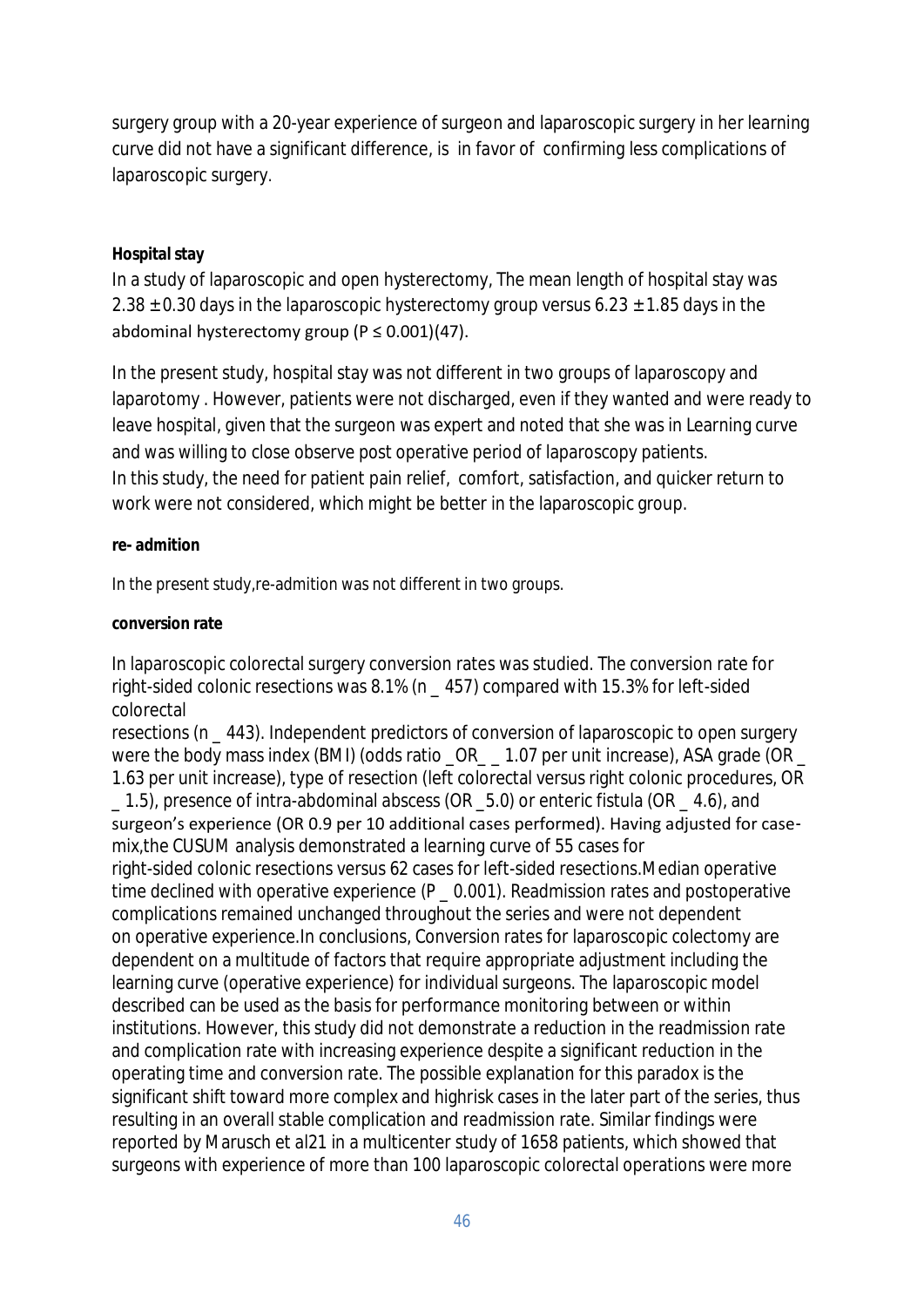surgery group with a 20-year experience of surgeon and laparoscopic surgery in her learning curve did not have a significant difference, is in favor of confirming less complications of laparoscopic surgery.

**Hospital stay**

In a study of laparoscopic and open hysterectomy, The mean length of hospital stay was $2.38 \pm 0.30$ days in the laparoscopic hysterectomy group versus $6.23 \pm 1.85$ days in the abdominal hysterectomy group ($P \leq 0.001$)(47).

In the present study, hospital stay was not different in two groups of laparoscopy and laparotomy . However, patients were not discharged, even if they wanted and were ready to leave hospital, given that the surgeon was expert and noted that she was in Learning curve and was willing to close observe post operative period of laparoscopy patients.
In this study, the need for patient pain relief, comfort, satisfaction, and quicker return to work were not considered, which might be better in the laparoscopic group.

**re- admition**

In the present study,re-admition was not different in two groups.

**conversion rate**

In laparoscopic colorectal surgery conversion rates was studied. The conversion rate for right-sided colonic resections was 8.1% (n _ 457) compared with 15.3% for left-sided colorectal
resections (n _ 443). Independent predictors of conversion of laparoscopic to open surgery were the body mass index (BMI) (odds ratio _OR_ _ 1.07 per unit increase), ASA grade (OR _ 1.63 per unit increase), type of resection (left colorectal versus right colonic procedures, OR _ 1.5), presence of intra-abdominal abscess (OR _5.0) or enteric fistula (OR _ 4.6), and surgeon's experience (OR 0.9 per 10 additional cases performed). Having adjusted for case-mix,the CUSUM analysis demonstrated a learning curve of 55 cases for
right-sided colonic resections versus 62 cases for left-sided resections.Median operative time declined with operative experience (P _ 0.001). Readmission rates and postoperative complications remained unchanged throughout the series and were not dependent on operative experience.In conclusions, Conversion rates for laparoscopic colectomy are dependent on a multitude of factors that require appropriate adjustment including the learning curve (operative experience) for individual surgeons. The laparoscopic model described can be used as the basis for performance monitoring between or within institutions. However, this study did not demonstrate a reduction in the readmission rate and complication rate with increasing experience despite a significant reduction in the operating time and conversion rate. The possible explanation for this paradox is the significant shift toward more complex and highrisk cases in the later part of the series, thus resulting in an overall stable complication and readmission rate. Similar findings were reported by Marusch et al21 in a multicenter study of 1658 patients, which showed that surgeons with experience of more than 100 laparoscopic colorectal operations were more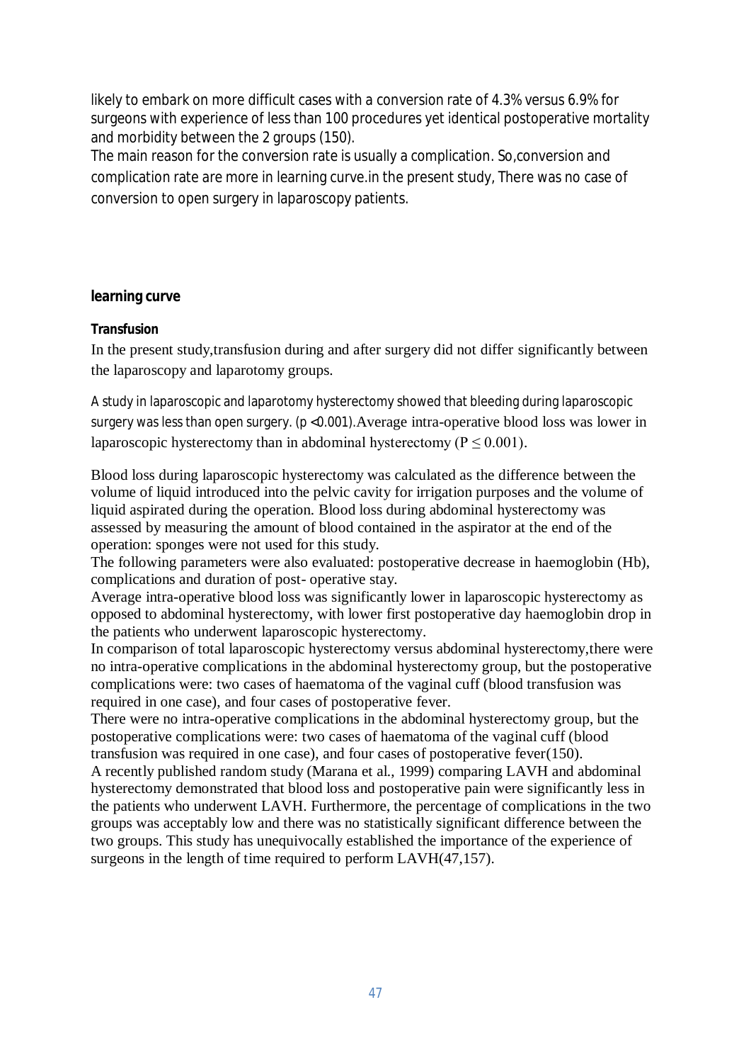likely to embark on more difficult cases with a conversion rate of 4.3% versus 6.9% for surgeons with experience of less than 100 procedures yet identical postoperative mortality and morbidity between the 2 groups (150).

The main reason for the conversion rate is usually a complication. So,conversion and complication rate are more in learning curve.in the present study, There was no case of conversion to open surgery in laparoscopy patients.

**learning curve**

**Transfusion**

In the present study,transfusion during and after surgery did not differ significantly between the laparoscopy and laparotomy groups.

A study in laparoscopic and laparotomy hysterectomy showed that bleeding during laparoscopic surgery was less than open surgery. ($p < 0.001$).Average intra-operative blood loss was lower in laparoscopic hysterectomy than in abdominal hysterectomy ($P \leq 0.001$).

Blood loss during laparoscopic hysterectomy was calculated as the difference between the volume of liquid introduced into the pelvic cavity for irrigation purposes and the volume of liquid aspirated during the operation. Blood loss during abdominal hysterectomy was assessed by measuring the amount of blood contained in the aspirator at the end of the operation: sponges were not used for this study.

The following parameters were also evaluated: postoperative decrease in haemoglobin (Hb), complications and duration of post- operative stay.

Average intra-operative blood loss was significantly lower in laparoscopic hysterectomy as opposed to abdominal hysterectomy, with lower first postoperative day haemoglobin drop in the patients who underwent laparoscopic hysterectomy.

In comparison of total laparoscopic hysterectomy versus abdominal hysterectomy,there were no intra-operative complications in the abdominal hysterectomy group, but the postoperative complications were: two cases of haematoma of the vaginal cuff (blood transfusion was required in one case), and four cases of postoperative fever.

There were no intra-operative complications in the abdominal hysterectomy group, but the postoperative complications were: two cases of haematoma of the vaginal cuff (blood transfusion was required in one case), and four cases of postoperative fever(150).

A recently published random study (Marana et al., 1999) comparing LAVH and abdominal hysterectomy demonstrated that blood loss and postoperative pain were significantly less in the patients who underwent LAVH. Furthermore, the percentage of complications in the two groups was acceptably low and there was no statistically significant difference between the two groups. This study has unequivocally established the importance of the experience of surgeons in the length of time required to perform LAVH(47,157).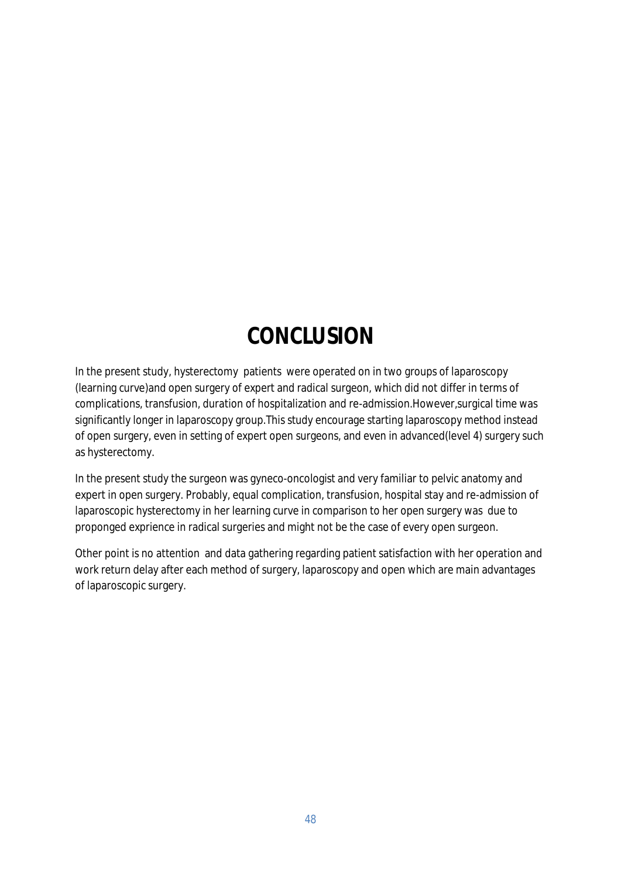# CONCLUSION

In the present study, hysterectomy patients were operated on in two groups of laparoscopy (learning curve)and open surgery of expert and radical surgeon, which did not differ in terms of complications, transfusion, duration of hospitalization and re-admission.However,surgical time was significantly longer in laparoscopy group.This study encourage starting laparoscopy method instead of open surgery, even in setting of expert open surgeons, and even in advanced(level 4) surgery such as hysterectomy.

In the present study the surgeon was gyneco-oncologist and very familiar to pelvic anatomy and expert in open surgery. Probably, equal complication, transfusion, hospital stay and re-admission of laparoscopic hysterectomy in her learning curve in comparison to her open surgery was due to proponged exprience in radical surgeries and might not be the case of every open surgeon.

Other point is no attention and data gathering regarding patient satisfaction with her operation and work return delay after each method of surgery, laparoscopy and open which are main advantages of laparoscopic surgery.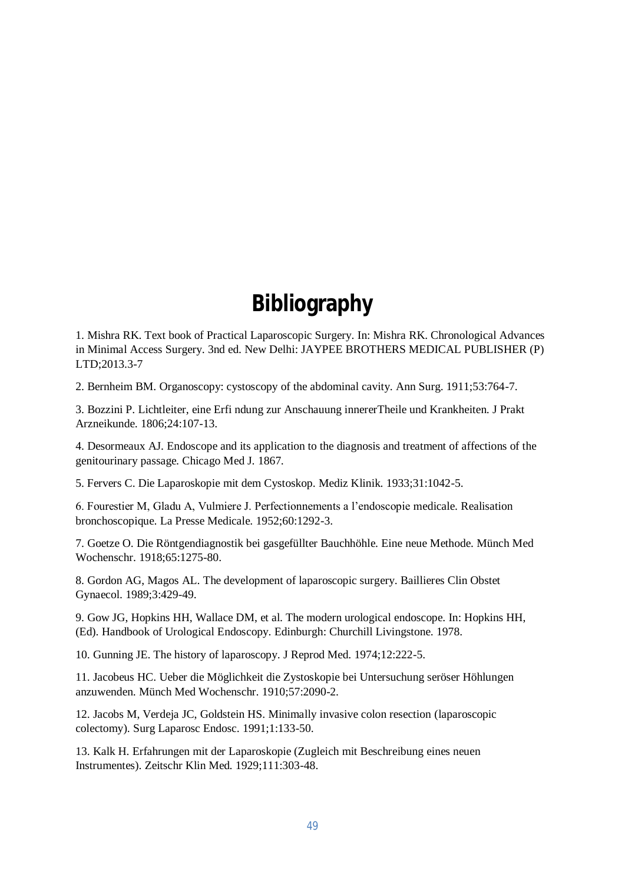# Bibliography

1. Mishra RK. Text book of Practical Laparoscopic Surgery. In: Mishra RK. Chronological Advances in Minimal Access Surgery. 3nd ed. New Delhi: JAYPEE BROTHERS MEDICAL PUBLISHER (P) LTD;2013.3-7

2. Bernheim BM. Organoscopy: cystoscopy of the abdominal cavity. Ann Surg. 1911;53:764-7.

3. Bozzini P. Lichtleiter, eine Erfi ndung zur Anschauung innererTheile und Krankheiten. J Prakt Arzneikunde. 1806;24:107-13.

4. Desormeaux AJ. Endoscope and its application to the diagnosis and treatment of affections of the genitourinary passage. Chicago Med J. 1867.

5. Fervers C. Die Laparoskopie mit dem Cystoskop. Mediz Klinik. 1933;31:1042-5.

6. Fourestier M, Gladu A, Vulmiere J. Perfectionnements a l'endoscopie medicale. Realisation bronchoscopique. La Presse Medicale. 1952;60:1292-3.

7. Goetze O. Die Röntgendiagnostik bei gasgefüllter Bauchhöhle. Eine neue Methode. Münch Med Wochenschr. 1918;65:1275-80.

8. Gordon AG, Magos AL. The development of laparoscopic surgery. Baillieres Clin Obstet Gynaecol. 1989;3:429-49.

9. Gow JG, Hopkins HH, Wallace DM, et al. The modern urological endoscope. In: Hopkins HH, (Ed). Handbook of Urological Endoscopy. Edinburgh: Churchill Livingstone. 1978.

10. Gunning JE. The history of laparoscopy. J Reprod Med. 1974;12:222-5.

11. Jacobeus HC. Ueber die Möglichkeit die Zystoskopie bei Untersuchung seröser Höhlungen anzuwenden. Münch Med Wochenschr. 1910;57:2090-2.

12. Jacobs M, Verdeja JC, Goldstein HS. Minimally invasive colon resection (laparoscopic colectomy). Surg Laparosc Endosc. 1991;1:133-50.

13. Kalk H. Erfahrungen mit der Laparoskopie (Zugleich mit Beschreibung eines neuen Instrumentes). Zeitschr Klin Med. 1929;111:303-48.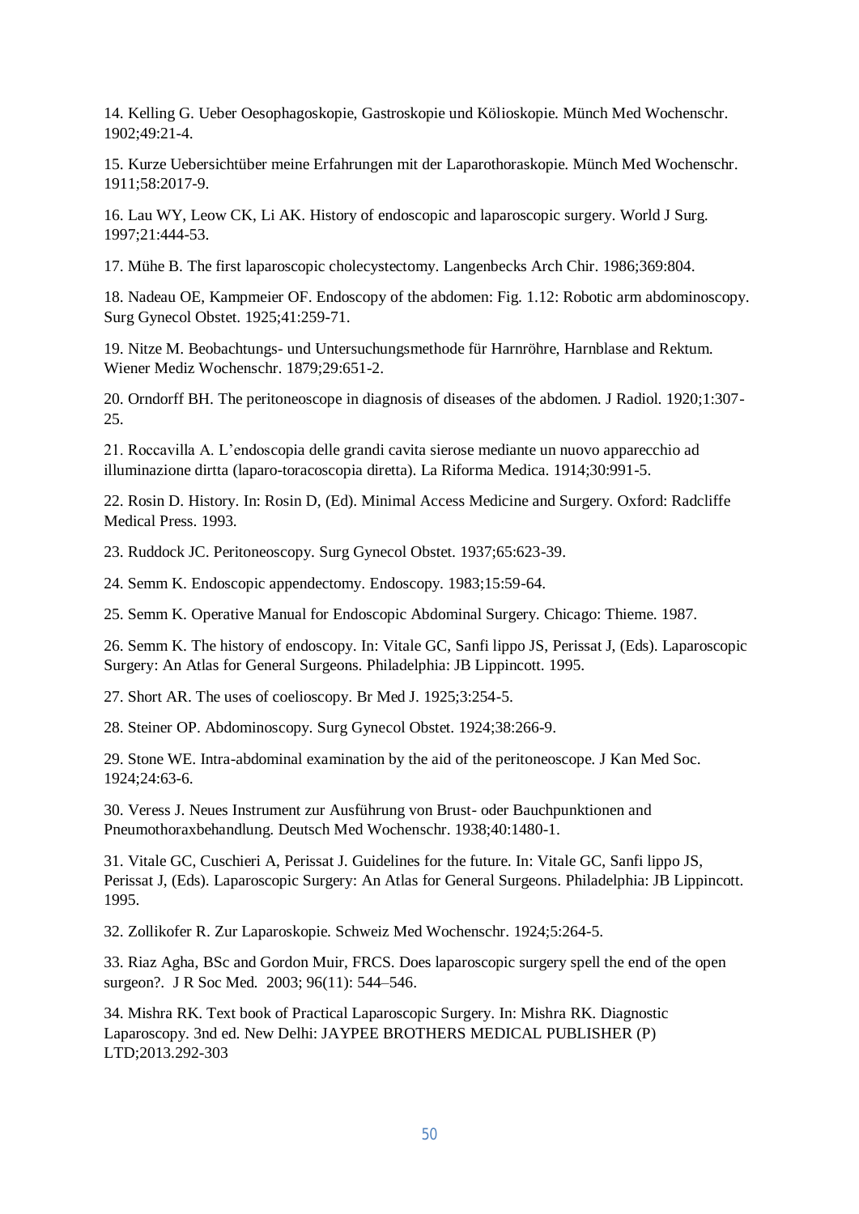14. Kelling G. Ueber Oesophagoskopie, Gastroskopie und Kölioskopie. Münch Med Wochenschr. 1902;49:21-4.

15. Kurze Uebersichtüber meine Erfahrungen mit der Laparothoraskopie. Münch Med Wochenschr. 1911;58:2017-9.

16. Lau WY, Leow CK, Li AK. History of endoscopic and laparoscopic surgery. World J Surg. 1997;21:444-53.

17. Mühe B. The first laparoscopic cholecystectomy. Langenbecks Arch Chir. 1986;369:804.

18. Nadeau OE, Kampmeier OF. Endoscopy of the abdomen: Fig. 1.12: Robotic arm abdominoscopy. Surg Gynecol Obstet. 1925;41:259-71.

19. Nitze M. Beobachtungs- und Untersuchungsmethode für Harnröhre, Harnblase and Rektum. Wiener Mediz Wochenschr. 1879;29:651-2.

20. Orndorff BH. The peritoneoscope in diagnosis of diseases of the abdomen. J Radiol. 1920;1:307-25.

21. Roccavilla A. L'endoscopia delle grandi cavita sierose mediante un nuovo apparecchio ad illuminazione dirtta (laparo-toracoscopia diretta). La Riforma Medica. 1914;30:991-5.

22. Rosin D. History. In: Rosin D, (Ed). Minimal Access Medicine and Surgery. Oxford: Radcliffe Medical Press. 1993.

23. Ruddock JC. Peritoneoscopy. Surg Gynecol Obstet. 1937;65:623-39.

24. Semm K. Endoscopic appendectomy. Endoscopy. 1983;15:59-64.

25. Semm K. Operative Manual for Endoscopic Abdominal Surgery. Chicago: Thieme. 1987.

26. Semm K. The history of endoscopy. In: Vitale GC, Sanfi lippo JS, Perissat J, (Eds). Laparoscopic Surgery: An Atlas for General Surgeons. Philadelphia: JB Lippincott. 1995.

27. Short AR. The uses of coelioscopy. Br Med J. 1925;3:254-5.

28. Steiner OP. Abdominoscopy. Surg Gynecol Obstet. 1924;38:266-9.

29. Stone WE. Intra-abdominal examination by the aid of the peritoneoscope. J Kan Med Soc. 1924;24:63-6.

30. Veress J. Neues Instrument zur Ausführung von Brust- oder Bauchpunktionen and Pneumothoraxbehandlung. Deutsch Med Wochenschr. 1938;40:1480-1.

31. Vitale GC, Cuschieri A, Perissat J. Guidelines for the future. In: Vitale GC, Sanfi lippo JS, Perissat J, (Eds). Laparoscopic Surgery: An Atlas for General Surgeons. Philadelphia: JB Lippincott. 1995.

32. Zollikofer R. Zur Laparoskopie. Schweiz Med Wochenschr. 1924;5:264-5.

33. Riaz Agha, BSc and Gordon Muir, FRCS. Does laparoscopic surgery spell the end of the open surgeon?. J R Soc Med. 2003; 96(11): 544–546.

34. Mishra RK. Text book of Practical Laparoscopic Surgery. In: Mishra RK. Diagnostic Laparoscopy. 3nd ed. New Delhi: JAYPEE BROTHERS MEDICAL PUBLISHER (P) LTD;2013.292-303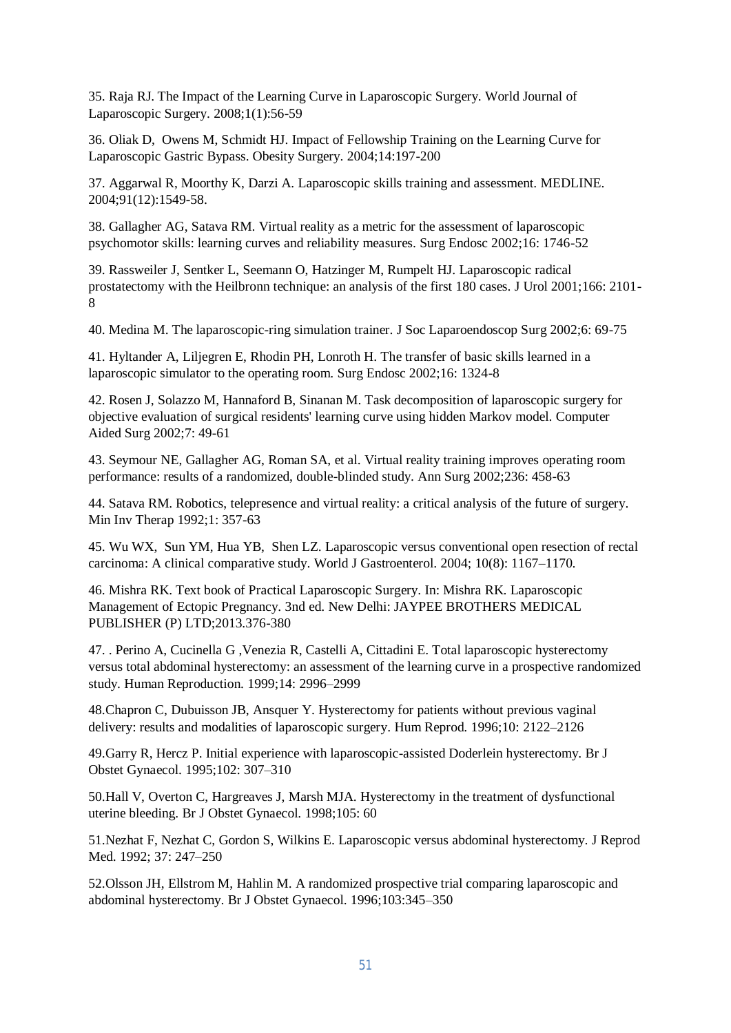35. Raja RJ. The Impact of the Learning Curve in Laparoscopic Surgery. World Journal of Laparoscopic Surgery. 2008;1(1):56-59

36. Oliak D, Owens M, Schmidt HJ. Impact of Fellowship Training on the Learning Curve for Laparoscopic Gastric Bypass. Obesity Surgery. 2004;14:197-200

37. Aggarwal R, Moorthy K, Darzi A. Laparoscopic skills training and assessment. MEDLINE. 2004;91(12):1549-58.

38. Gallagher AG, Satava RM. Virtual reality as a metric for the assessment of laparoscopic psychomotor skills: learning curves and reliability measures. Surg Endosc 2002;16: 1746-52

39. Rassweiler J, Sentker L, Seemann O, Hatzinger M, Rumpelt HJ. Laparoscopic radical prostatectomy with the Heilbronn technique: an analysis of the first 180 cases. J Urol 2001;166: 2101-8

40. Medina M. The laparoscopic-ring simulation trainer. J Soc Laparoendoscop Surg 2002;6: 69-75

41. Hyltander A, Liljegren E, Rhodin PH, Lonroth H. The transfer of basic skills learned in a laparoscopic simulator to the operating room. Surg Endosc 2002;16: 1324-8

42. Rosen J, Solazzo M, Hannaford B, Sinanan M. Task decomposition of laparoscopic surgery for objective evaluation of surgical residents' learning curve using hidden Markov model. Computer Aided Surg 2002;7: 49-61

43. Seymour NE, Gallagher AG, Roman SA, et al. Virtual reality training improves operating room performance: results of a randomized, double-blinded study. Ann Surg 2002;236: 458-63

44. Satava RM. Robotics, telepresence and virtual reality: a critical analysis of the future of surgery. Min Inv Therap 1992;1: 357-63

45. Wu WX, Sun YM, Hua YB, Shen LZ. Laparoscopic versus conventional open resection of rectal carcinoma: A clinical comparative study. World J Gastroenterol. 2004; 10(8): 1167–1170.

46. Mishra RK. Text book of Practical Laparoscopic Surgery. In: Mishra RK. Laparoscopic Management of Ectopic Pregnancy. 3nd ed. New Delhi: JAYPEE BROTHERS MEDICAL PUBLISHER (P) LTD;2013.376-380

47. . Perino A, Cucinella G ,Venezia R, Castelli A, Cittadini E. Total laparoscopic hysterectomy versus total abdominal hysterectomy: an assessment of the learning curve in a prospective randomized study. Human Reproduction. 1999;14: 2996–2999

48.Chapron C, Dubuisson JB, Ansquer Y. Hysterectomy for patients without previous vaginal delivery: results and modalities of laparoscopic surgery. Hum Reprod. 1996;10: 2122–2126

49.Garry R, Hercz P. Initial experience with laparoscopic-assisted Doderlein hysterectomy. Br J Obstet Gynaecol. 1995;102: 307–310

50.Hall V, Overton C, Hargreaves J, Marsh MJA. Hysterectomy in the treatment of dysfunctional uterine bleeding. Br J Obstet Gynaecol. 1998;105: 60

51.Nezhat F, Nezhat C, Gordon S, Wilkins E. Laparoscopic versus abdominal hysterectomy. J Reprod Med. 1992; 37: 247–250

52.Olsson JH, Ellstrom M, Hahlin M. A randomized prospective trial comparing laparoscopic and abdominal hysterectomy. Br J Obstet Gynaecol. 1996;103:345–350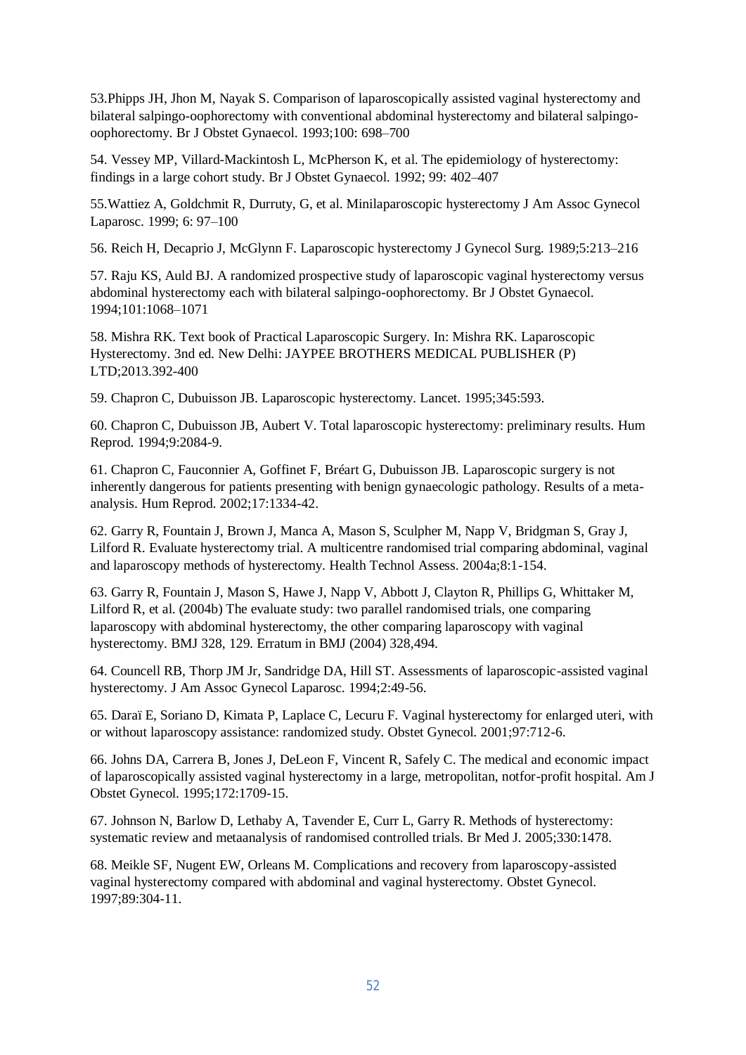53.Phipps JH, Jhon M, Nayak S. Comparison of laparoscopically assisted vaginal hysterectomy and bilateral salpingo-oophorectomy with conventional abdominal hysterectomy and bilateral salpingo-oophorectomy. Br J Obstet Gynaecol. 1993;100: 698–700

54. Vessey MP, Villard-Mackintosh L, McPherson K, et al. The epidemiology of hysterectomy: findings in a large cohort study. Br J Obstet Gynaecol. 1992; 99: 402–407

55.Wattiez A, Goldchmit R, Durruty, G, et al. Minilaparoscopic hysterectomy J Am Assoc Gynecol Laparosc. 1999; 6: 97–100

56. Reich H, Decaprio J, McGlynn F. Laparoscopic hysterectomy J Gynecol Surg. 1989;5:213–216

57. Raju KS, Auld BJ. A randomized prospective study of laparoscopic vaginal hysterectomy versus abdominal hysterectomy each with bilateral salpingo-oophorectomy. Br J Obstet Gynaecol. 1994;101:1068–1071

58. Mishra RK. Text book of Practical Laparoscopic Surgery. In: Mishra RK. Laparoscopic Hysterectomy. 3nd ed. New Delhi: JAYPEE BROTHERS MEDICAL PUBLISHER (P) LTD;2013.392-400

59. Chapron C, Dubuisson JB. Laparoscopic hysterectomy. Lancet. 1995;345:593.

60. Chapron C, Dubuisson JB, Aubert V. Total laparoscopic hysterectomy: preliminary results. Hum Reprod. 1994;9:2084-9.

61. Chapron C, Fauconnier A, Goffinet F, Bréart G, Dubuisson JB. Laparoscopic surgery is not inherently dangerous for patients presenting with benign gynaecologic pathology. Results of a meta-analysis. Hum Reprod. 2002;17:1334-42.

62. Garry R, Fountain J, Brown J, Manca A, Mason S, Sculpher M, Napp V, Bridgman S, Gray J, Lilford R. Evaluate hysterectomy trial. A multicentre randomised trial comparing abdominal, vaginal and laparoscopy methods of hysterectomy. Health Technol Assess. 2004a;8:1-154.

63. Garry R, Fountain J, Mason S, Hawe J, Napp V, Abbott J, Clayton R, Phillips G, Whittaker M, Lilford R, et al. (2004b) The evaluate study: two parallel randomised trials, one comparing laparoscopy with abdominal hysterectomy, the other comparing laparoscopy with vaginal hysterectomy. BMJ 328, 129. Erratum in BMJ (2004) 328,494.

64. Councell RB, Thorp JM Jr, Sandridge DA, Hill ST. Assessments of laparoscopic-assisted vaginal hysterectomy. J Am Assoc Gynecol Laparosc. 1994;2:49-56.

65. Daraï E, Soriano D, Kimata P, Laplace C, Lecuru F. Vaginal hysterectomy for enlarged uteri, with or without laparoscopy assistance: randomized study. Obstet Gynecol. 2001;97:712-6.

66. Johns DA, Carrera B, Jones J, DeLeon F, Vincent R, Safely C. The medical and economic impact of laparoscopically assisted vaginal hysterectomy in a large, metropolitan, notfor-profit hospital. Am J Obstet Gynecol. 1995;172:1709-15.

67. Johnson N, Barlow D, Lethaby A, Tavender E, Curr L, Garry R. Methods of hysterectomy: systematic review and metaanalysis of randomised controlled trials. Br Med J. 2005;330:1478.

68. Meikle SF, Nugent EW, Orleans M. Complications and recovery from laparoscopy-assisted vaginal hysterectomy compared with abdominal and vaginal hysterectomy. Obstet Gynecol. 1997;89:304-11.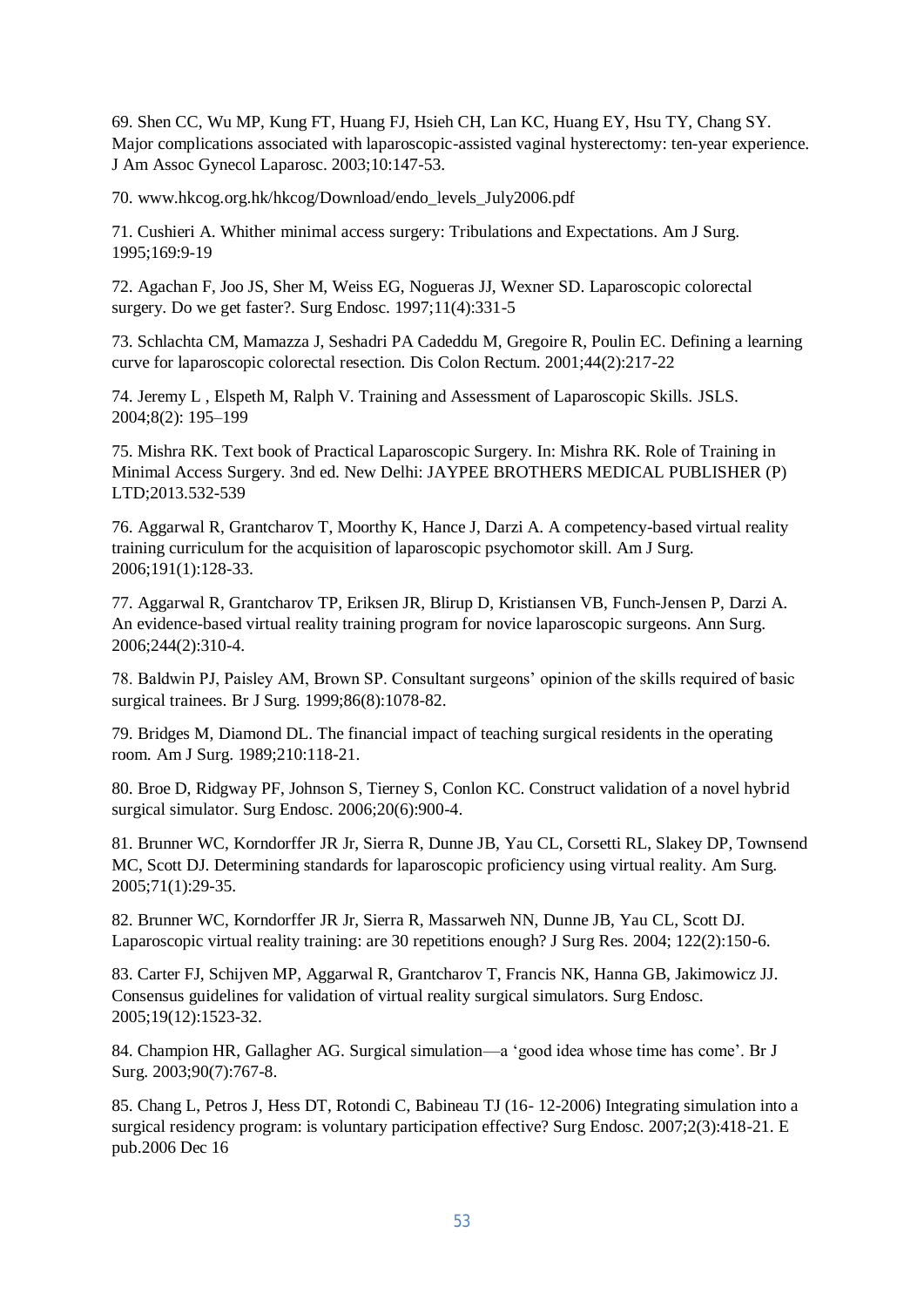69. Shen CC, Wu MP, Kung FT, Huang FJ, Hsieh CH, Lan KC, Huang EY, Hsu TY, Chang SY. Major complications associated with laparoscopic-assisted vaginal hysterectomy: ten-year experience. J Am Assoc Gynecol Laparosc. 2003;10:147-53.

70. www.hkcog.org.hk/hkcog/Download/endo_levels_July2006.pdf

71. Cushieri A. Whither minimal access surgery: Tribulations and Expectations. Am J Surg. 1995;169:9-19

72. Agachan F, Joo JS, Sher M, Weiss EG, Nogueras JJ, Wexner SD. Laparoscopic colorectal surgery. Do we get faster?. Surg Endosc. 1997;11(4):331-5

73. Schlachta CM, Mamazza J, Seshadri PA Cadeddu M, Gregoire R, Poulin EC. Defining a learning curve for laparoscopic colorectal resection. Dis Colon Rectum. 2001;44(2):217-22

74. Jeremy L , Elspeth M, Ralph V. Training and Assessment of Laparoscopic Skills. JSLS. 2004;8(2): 195–199

75. Mishra RK. Text book of Practical Laparoscopic Surgery. In: Mishra RK. Role of Training in Minimal Access Surgery. 3nd ed. New Delhi: JAYPEE BROTHERS MEDICAL PUBLISHER (P) LTD;2013.532-539

76. Aggarwal R, Grantcharov T, Moorthy K, Hance J, Darzi A. A competency-based virtual reality training curriculum for the acquisition of laparoscopic psychomotor skill. Am J Surg. 2006;191(1):128-33.

77. Aggarwal R, Grantcharov TP, Eriksen JR, Blirup D, Kristiansen VB, Funch-Jensen P, Darzi A. An evidence-based virtual reality training program for novice laparoscopic surgeons. Ann Surg. 2006;244(2):310-4.

78. Baldwin PJ, Paisley AM, Brown SP. Consultant surgeons' opinion of the skills required of basic surgical trainees. Br J Surg. 1999;86(8):1078-82.

79. Bridges M, Diamond DL. The financial impact of teaching surgical residents in the operating room. Am J Surg. 1989;210:118-21.

80. Broe D, Ridgway PF, Johnson S, Tierney S, Conlon KC. Construct validation of a novel hybrid surgical simulator. Surg Endosc. 2006;20(6):900-4.

81. Brunner WC, Korndorffer JR Jr, Sierra R, Dunne JB, Yau CL, Corsetti RL, Slakey DP, Townsend MC, Scott DJ. Determining standards for laparoscopic proficiency using virtual reality. Am Surg. 2005;71(1):29-35.

82. Brunner WC, Korndorffer JR Jr, Sierra R, Massarweh NN, Dunne JB, Yau CL, Scott DJ. Laparoscopic virtual reality training: are 30 repetitions enough? J Surg Res. 2004; 122(2):150-6.

83. Carter FJ, Schijven MP, Aggarwal R, Grantcharov T, Francis NK, Hanna GB, Jakimowicz JJ. Consensus guidelines for validation of virtual reality surgical simulators. Surg Endosc. 2005;19(12):1523-32.

84. Champion HR, Gallagher AG. Surgical simulation—a 'good idea whose time has come'. Br J Surg. 2003;90(7):767-8.

85. Chang L, Petros J, Hess DT, Rotondi C, Babineau TJ (16- 12-2006) Integrating simulation into a surgical residency program: is voluntary participation effective? Surg Endosc. 2007;2(3):418-21. E pub.2006 Dec 16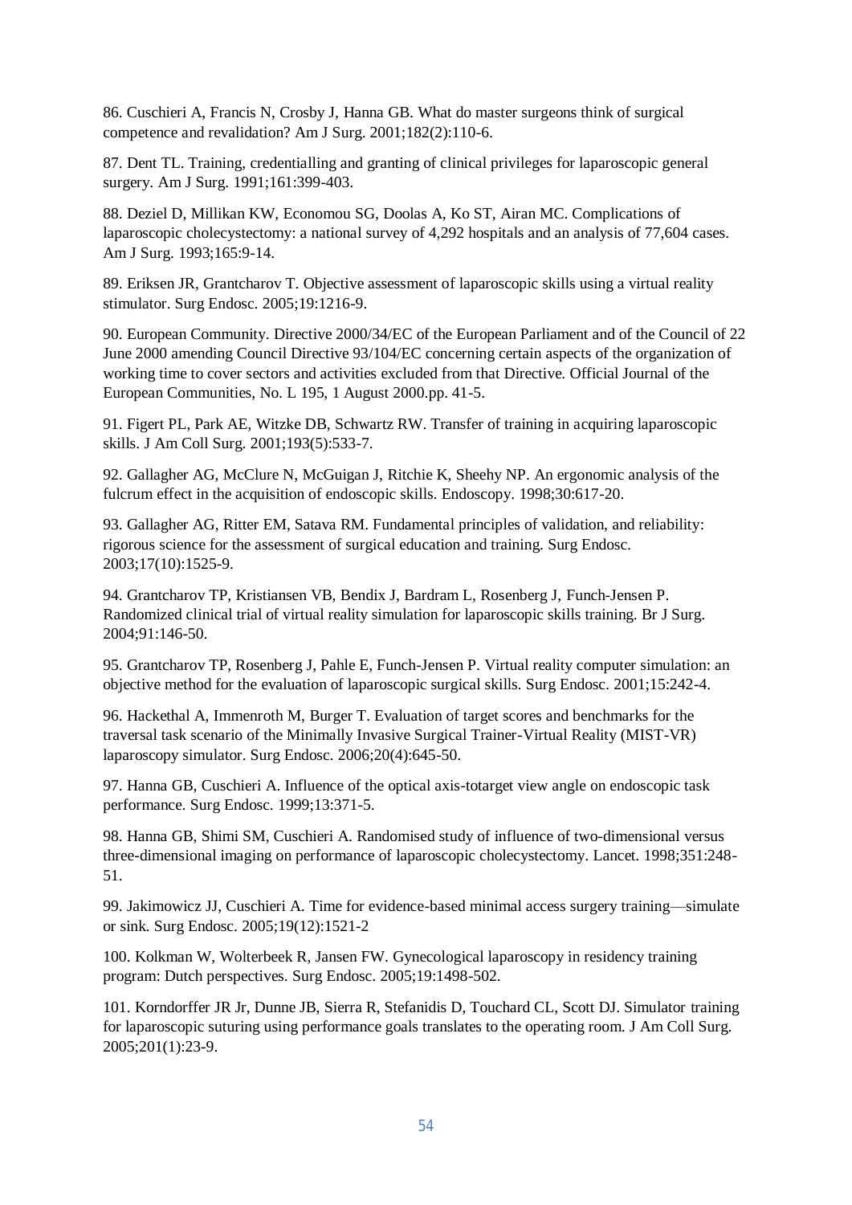86. Cuschieri A, Francis N, Crosby J, Hanna GB. What do master surgeons think of surgical competence and revalidation? Am J Surg. 2001;182(2):110-6.

87. Dent TL. Training, credentialling and granting of clinical privileges for laparoscopic general surgery. Am J Surg. 1991;161:399-403.

88. Deziel D, Millikan KW, Economou SG, Doolas A, Ko ST, Airan MC. Complications of laparoscopic cholecystectomy: a national survey of 4,292 hospitals and an analysis of 77,604 cases. Am J Surg. 1993;165:9-14.

89. Eriksen JR, Grantcharov T. Objective assessment of laparoscopic skills using a virtual reality stimulator. Surg Endosc. 2005;19:1216-9.

90. European Community. Directive 2000/34/EC of the European Parliament and of the Council of 22 June 2000 amending Council Directive 93/104/EC concerning certain aspects of the organization of working time to cover sectors and activities excluded from that Directive. Official Journal of the European Communities, No. L 195, 1 August 2000.pp. 41-5.

91. Figert PL, Park AE, Witzke DB, Schwartz RW. Transfer of training in acquiring laparoscopic skills. J Am Coll Surg. 2001;193(5):533-7.

92. Gallagher AG, McClure N, McGuigan J, Ritchie K, Sheehy NP. An ergonomic analysis of the fulcrum effect in the acquisition of endoscopic skills. Endoscopy. 1998;30:617-20.

93. Gallagher AG, Ritter EM, Satava RM. Fundamental principles of validation, and reliability: rigorous science for the assessment of surgical education and training. Surg Endosc. 2003;17(10):1525-9.

94. Grantcharov TP, Kristiansen VB, Bendix J, Bardram L, Rosenberg J, Funch-Jensen P. Randomized clinical trial of virtual reality simulation for laparoscopic skills training. Br J Surg. 2004;91:146-50.

95. Grantcharov TP, Rosenberg J, Pahle E, Funch-Jensen P. Virtual reality computer simulation: an objective method for the evaluation of laparoscopic surgical skills. Surg Endosc. 2001;15:242-4.

96. Hackethal A, Immenroth M, Burger T. Evaluation of target scores and benchmarks for the traversal task scenario of the Minimally Invasive Surgical Trainer-Virtual Reality (MIST-VR) laparoscopy simulator. Surg Endosc. 2006;20(4):645-50.

97. Hanna GB, Cuschieri A. Influence of the optical axis-totarget view angle on endoscopic task performance. Surg Endosc. 1999;13:371-5.

98. Hanna GB, Shimi SM, Cuschieri A. Randomised study of influence of two-dimensional versus three-dimensional imaging on performance of laparoscopic cholecystectomy. Lancet. 1998;351:248-51.

99. Jakimowicz JJ, Cuschieri A. Time for evidence-based minimal access surgery training—simulate or sink. Surg Endosc. 2005;19(12):1521-2

100. Kolkman W, Wolterbeek R, Jansen FW. Gynecological laparoscopy in residency training program: Dutch perspectives. Surg Endosc. 2005;19:1498-502.

101. Korndorffer JR Jr, Dunne JB, Sierra R, Stefanidis D, Touchard CL, Scott DJ. Simulator training for laparoscopic suturing using performance goals translates to the operating room. J Am Coll Surg. 2005;201(1):23-9.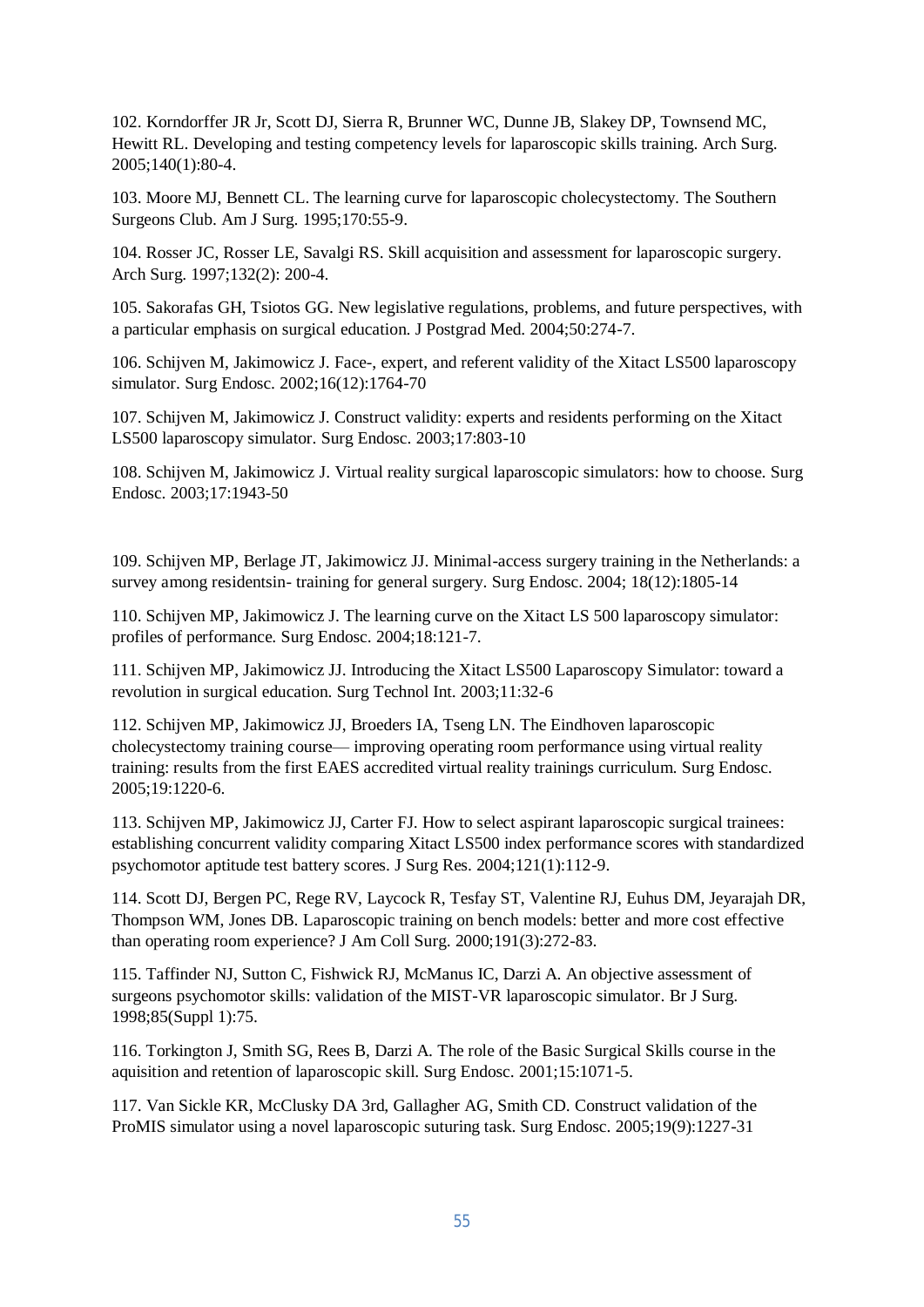102. Korndorffer JR Jr, Scott DJ, Sierra R, Brunner WC, Dunne JB, Slakey DP, Townsend MC, Hewitt RL. Developing and testing competency levels for laparoscopic skills training. Arch Surg. 2005;140(1):80-4.

103. Moore MJ, Bennett CL. The learning curve for laparoscopic cholecystectomy. The Southern Surgeons Club. Am J Surg. 1995;170:55-9.

104. Rosser JC, Rosser LE, Savalgi RS. Skill acquisition and assessment for laparoscopic surgery. Arch Surg. 1997;132(2): 200-4.

105. Sakorafas GH, Tsiotos GG. New legislative regulations, problems, and future perspectives, with a particular emphasis on surgical education. J Postgrad Med. 2004;50:274-7.

106. Schijven M, Jakimowicz J. Face-, expert, and referent validity of the Xitact LS500 laparoscopy simulator. Surg Endosc. 2002;16(12):1764-70

107. Schijven M, Jakimowicz J. Construct validity: experts and residents performing on the Xitact LS500 laparoscopy simulator. Surg Endosc. 2003;17:803-10

108. Schijven M, Jakimowicz J. Virtual reality surgical laparoscopic simulators: how to choose. Surg Endosc. 2003;17:1943-50

109. Schijven MP, Berlage JT, Jakimowicz JJ. Minimal-access surgery training in the Netherlands: a survey among residentsin- training for general surgery. Surg Endosc. 2004; 18(12):1805-14

110. Schijven MP, Jakimowicz J. The learning curve on the Xitact LS 500 laparoscopy simulator: profiles of performance. Surg Endosc. 2004;18:121-7.

111. Schijven MP, Jakimowicz JJ. Introducing the Xitact LS500 Laparoscopy Simulator: toward a revolution in surgical education. Surg Technol Int. 2003;11:32-6

112. Schijven MP, Jakimowicz JJ, Broeders IA, Tseng LN. The Eindhoven laparoscopic cholecystectomy training course— improving operating room performance using virtual reality training: results from the first EAES accredited virtual reality trainings curriculum. Surg Endosc. 2005;19:1220-6.

113. Schijven MP, Jakimowicz JJ, Carter FJ. How to select aspirant laparoscopic surgical trainees: establishing concurrent validity comparing Xitact LS500 index performance scores with standardized psychomotor aptitude test battery scores. J Surg Res. 2004;121(1):112-9.

114. Scott DJ, Bergen PC, Rege RV, Laycock R, Tesfay ST, Valentine RJ, Euhus DM, Jeyarajah DR, Thompson WM, Jones DB. Laparoscopic training on bench models: better and more cost effective than operating room experience? J Am Coll Surg. 2000;191(3):272-83.

115. Taffinder NJ, Sutton C, Fishwick RJ, McManus IC, Darzi A. An objective assessment of surgeons psychomotor skills: validation of the MIST-VR laparoscopic simulator. Br J Surg. 1998;85(Suppl 1):75.

116. Torkington J, Smith SG, Rees B, Darzi A. The role of the Basic Surgical Skills course in the aquisition and retention of laparoscopic skill. Surg Endosc. 2001;15:1071-5.

117. Van Sickle KR, McClusky DA 3rd, Gallagher AG, Smith CD. Construct validation of the ProMIS simulator using a novel laparoscopic suturing task. Surg Endosc. 2005;19(9):1227-31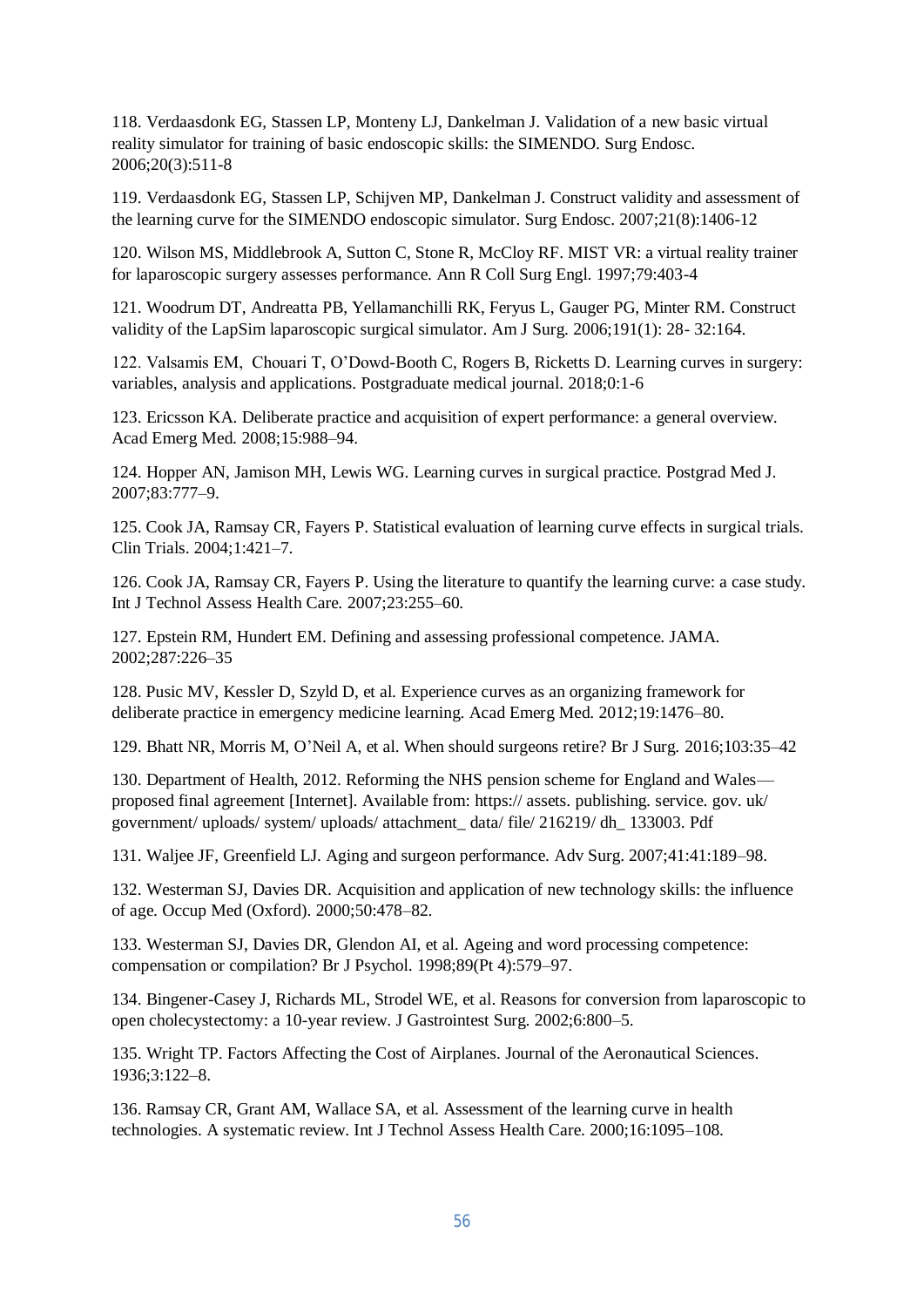118. Verdaasdonk EG, Stassen LP, Monteny LJ, Dankelman J. Validation of a new basic virtual reality simulator for training of basic endoscopic skills: the SIMENDO. Surg Endosc. 2006;20(3):511-8

119. Verdaasdonk EG, Stassen LP, Schijven MP, Dankelman J. Construct validity and assessment of the learning curve for the SIMENDO endoscopic simulator. Surg Endosc. 2007;21(8):1406-12

120. Wilson MS, Middlebrook A, Sutton C, Stone R, McCloy RF. MIST VR: a virtual reality trainer for laparoscopic surgery assesses performance. Ann R Coll Surg Engl. 1997;79:403-4

121. Woodrum DT, Andreatta PB, Yellamanchilli RK, Feryus L, Gauger PG, Minter RM. Construct validity of the LapSim laparoscopic surgical simulator. Am J Surg. 2006;191(1): 28- 32:164.

122. Valsamis EM, Chouari T, O'Dowd-Booth C, Rogers B, Ricketts D. Learning curves in surgery: variables, analysis and applications. Postgraduate medical journal. 2018;0:1-6

123. Ericsson KA. Deliberate practice and acquisition of expert performance: a general overview. Acad Emerg Med. 2008;15:988–94.

124. Hopper AN, Jamison MH, Lewis WG. Learning curves in surgical practice. Postgrad Med J. 2007;83:777–9.

125. Cook JA, Ramsay CR, Fayers P. Statistical evaluation of learning curve effects in surgical trials. Clin Trials. 2004;1:421–7.

126. Cook JA, Ramsay CR, Fayers P. Using the literature to quantify the learning curve: a case study. Int J Technol Assess Health Care. 2007;23:255–60.

127. Epstein RM, Hundert EM. Defining and assessing professional competence. JAMA. 2002;287:226–35

128. Pusic MV, Kessler D, Szyld D, et al. Experience curves as an organizing framework for deliberate practice in emergency medicine learning. Acad Emerg Med. 2012;19:1476–80.

129. Bhatt NR, Morris M, O'Neil A, et al. When should surgeons retire? Br J Surg. 2016;103:35–42

130. Department of Health, 2012. Reforming the NHS pension scheme for England and Wales—proposed final agreement [Internet]. Available from: https:// assets. publishing. service. gov. uk/ government/ uploads/ system/ uploads/ attachment_ data/ file/ 216219/ dh_ 133003. Pdf

131. Waljee JF, Greenfield LJ. Aging and surgeon performance. Adv Surg. 2007;41:41:189–98.

132. Westerman SJ, Davies DR. Acquisition and application of new technology skills: the influence of age. Occup Med (Oxford). 2000;50:478–82.

133. Westerman SJ, Davies DR, Glendon AI, et al. Ageing and word processing competence: compensation or compilation? Br J Psychol. 1998;89(Pt 4):579–97.

134. Bingener-Casey J, Richards ML, Strodel WE, et al. Reasons for conversion from laparoscopic to open cholecystectomy: a 10-year review. J Gastrointest Surg. 2002;6:800–5.

135. Wright TP. Factors Affecting the Cost of Airplanes. Journal of the Aeronautical Sciences. 1936;3:122–8.

136. Ramsay CR, Grant AM, Wallace SA, et al. Assessment of the learning curve in health technologies. A systematic review. Int J Technol Assess Health Care. 2000;16:1095–108.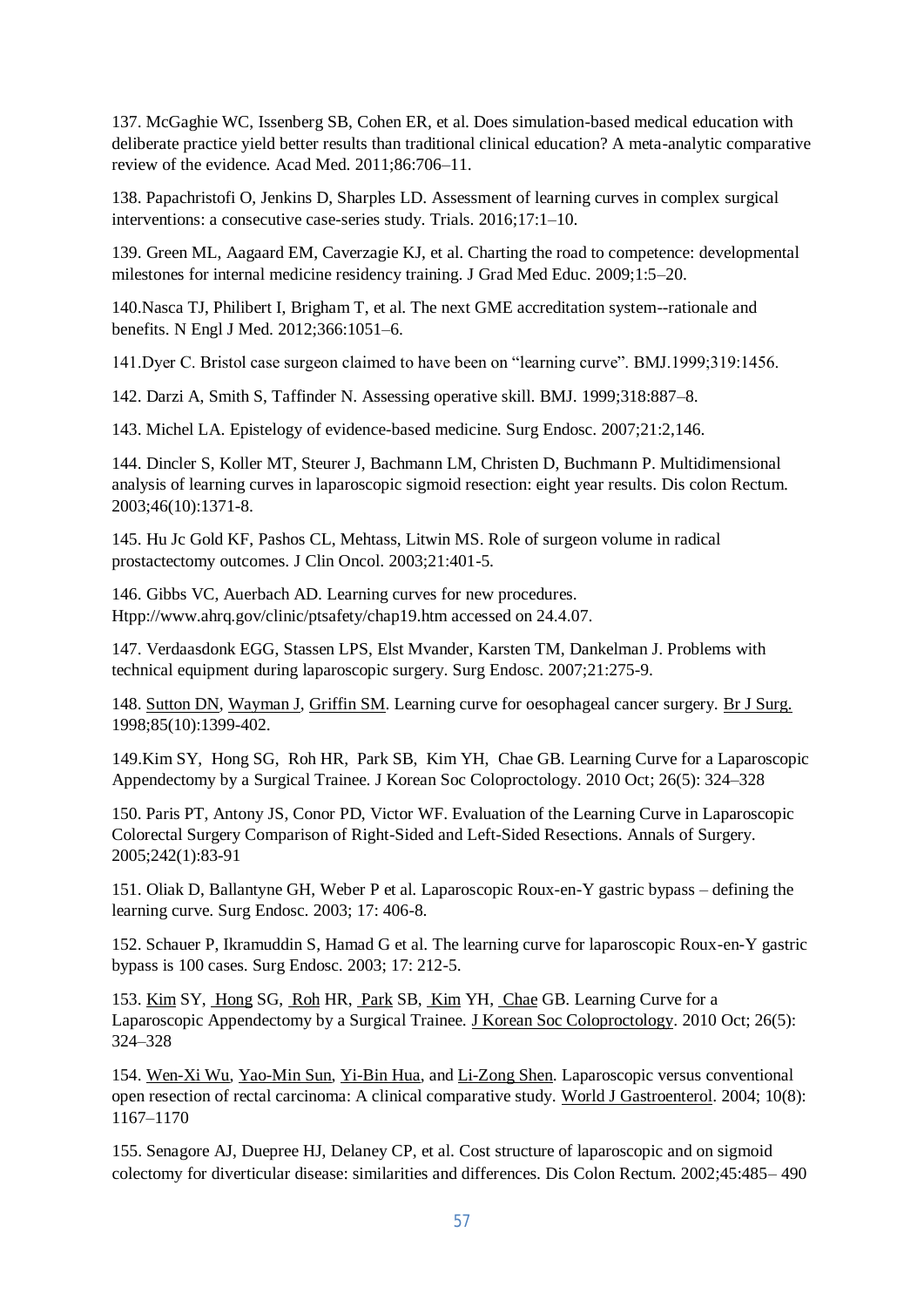137. McGaghie WC, Issenberg SB, Cohen ER, et al. Does simulation-based medical education with deliberate practice yield better results than traditional clinical education? A meta-analytic comparative review of the evidence. Acad Med. 2011;86:706–11.

138. Papachristofi O, Jenkins D, Sharples LD. Assessment of learning curves in complex surgical interventions: a consecutive case-series study. Trials. 2016;17:1–10.

139. Green ML, Aagaard EM, Caverzagie KJ, et al. Charting the road to competence: developmental milestones for internal medicine residency training. J Grad Med Educ. 2009;1:5–20.

140.Nasca TJ, Philibert I, Brigham T, et al. The next GME accreditation system--rationale and benefits. N Engl J Med. 2012;366:1051–6.

141.Dyer C. Bristol case surgeon claimed to have been on "learning curve". BMJ.1999;319:1456.

142. Darzi A, Smith S, Taffinder N. Assessing operative skill. BMJ. 1999;318:887–8.

143. Michel LA. Epistelogy of evidence-based medicine. Surg Endosc. 2007;21:2,146.

144. Dincler S, Koller MT, Steurer J, Bachmann LM, Christen D, Buchmann P. Multidimensional analysis of learning curves in laparoscopic sigmoid resection: eight year results. Dis colon Rectum. 2003;46(10):1371-8.

145. Hu Jc Gold KF, Pashos CL, Mehtass, Litwin MS. Role of surgeon volume in radical prostactectomy outcomes. J Clin Oncol. 2003;21:401-5.

146. Gibbs VC, Auerbach AD. Learning curves for new procedures. Htpp://www.ahrq.gov/clinic/ptsafety/chap19.htm accessed on 24.4.07.

147. Verdaasdonk EGG, Stassen LPS, Elst Mvander, Karsten TM, Dankelman J. Problems with technical equipment during laparoscopic surgery. Surg Endosc. 2007;21:275-9.

148. Sutton DN, Wayman J, Griffin SM. Learning curve for oesophageal cancer surgery. Br J Surg. 1998;85(10):1399-402.

149.Kim SY, Hong SG, Roh HR, Park SB, Kim YH, Chae GB. Learning Curve for a Laparoscopic Appendectomy by a Surgical Trainee. J Korean Soc Coloproctology. 2010 Oct; 26(5): 324–328

150. Paris PT, Antony JS, Conor PD, Victor WF. Evaluation of the Learning Curve in Laparoscopic Colorectal Surgery Comparison of Right-Sided and Left-Sided Resections. Annals of Surgery. 2005;242(1):83-91

151. Oliak D, Ballantyne GH, Weber P et al. Laparoscopic Roux-en-Y gastric bypass – defining the learning curve. Surg Endosc. 2003; 17: 406-8.

152. Schauer P, Ikramuddin S, Hamad G et al. The learning curve for laparoscopic Roux-en-Y gastric bypass is 100 cases. Surg Endosc. 2003; 17: 212-5.

153. Kim SY, Hong SG, Roh HR, Park SB, Kim YH, Chae GB. Learning Curve for a Laparoscopic Appendectomy by a Surgical Trainee. J Korean Soc Coloproctology. 2010 Oct; 26(5): 324–328

154. Wen-Xi Wu, Yao-Min Sun, Yi-Bin Hua, and Li-Zong Shen. Laparoscopic versus conventional open resection of rectal carcinoma: A clinical comparative study. World J Gastroenterol. 2004; 10(8): 1167–1170

155. Senagore AJ, Duepree HJ, Delaney CP, et al. Cost structure of laparoscopic and on sigmoid colectomy for diverticular disease: similarities and differences. Dis Colon Rectum. 2002;45:485– 490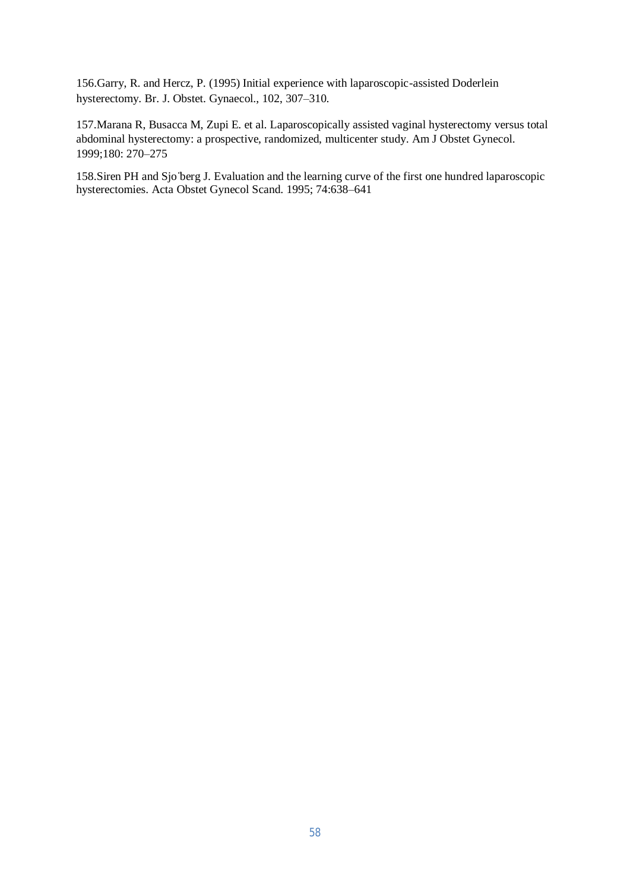156.Garry, R. and Hercz, P. (1995) Initial experience with laparoscopic-assisted Doderlein hysterectomy. Br. J. Obstet. Gynaecol., 102, 307–310.

157.Marana R, Busacca M, Zupi E. et al. Laparoscopically assisted vaginal hysterectomy versus total abdominal hysterectomy: a prospective, randomized, multicenter study. Am J Obstet Gynecol. 1999;180: 270–275

158.Siren PH and Sjo ̈berg J. Evaluation and the learning curve of the first one hundred laparoscopic hysterectomies. Acta Obstet Gynecol Scand. 1995; 74:638–641